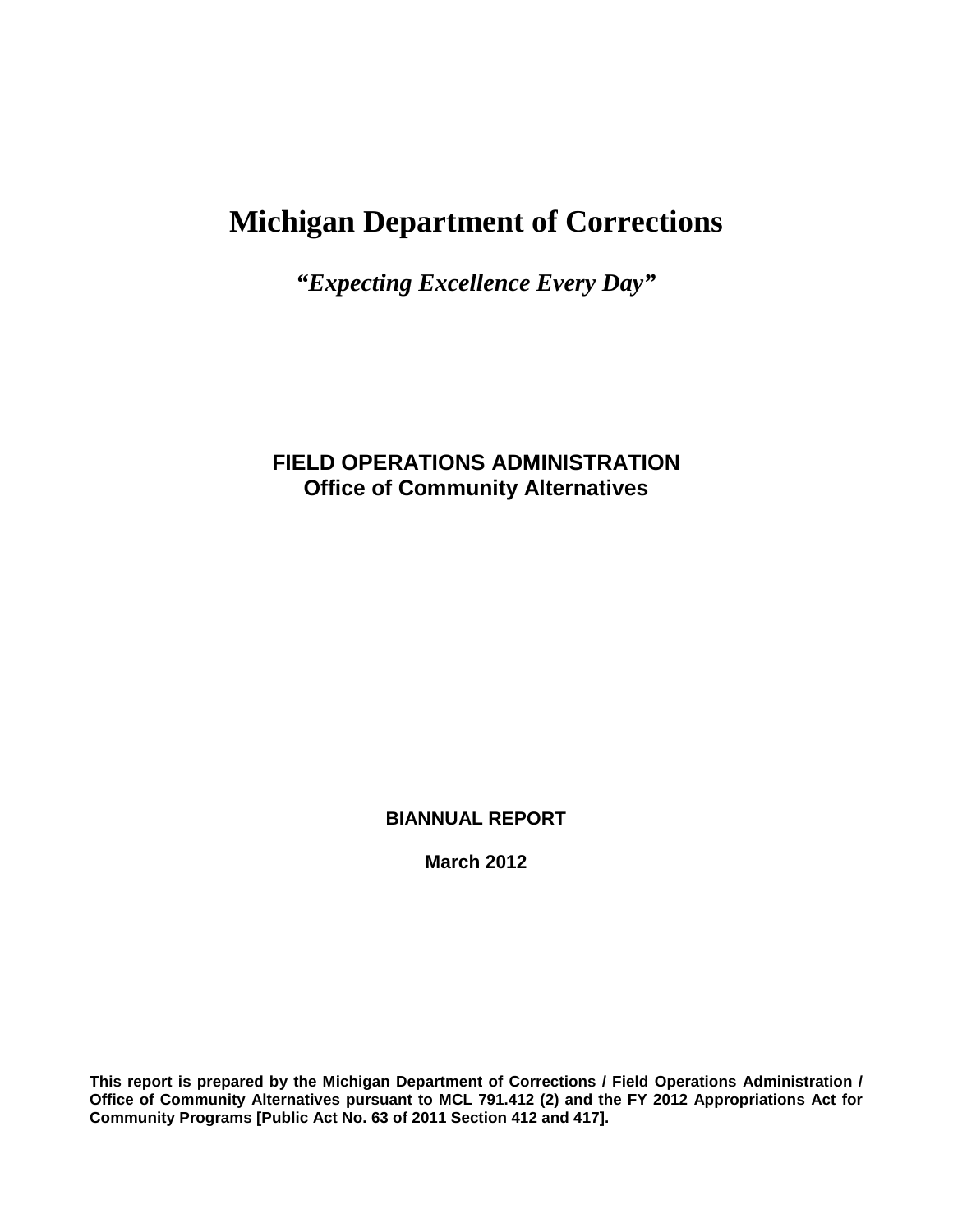# Michigan Department of Corrections

*"Expecting Excellence Every Day"*

## FIELD OPERATIONS ADMINISTRATION
## Office of Community Alternatives

**BIANNUAL REPORT**

**March 2012**

**This report is prepared by the Michigan Department of Corrections / Field Operations Administration / Office of Community Alternatives pursuant to MCL 791.412 (2) and the FY 2012 Appropriations Act for Community Programs [Public Act No. 63 of 2011 Section 412 and 417].**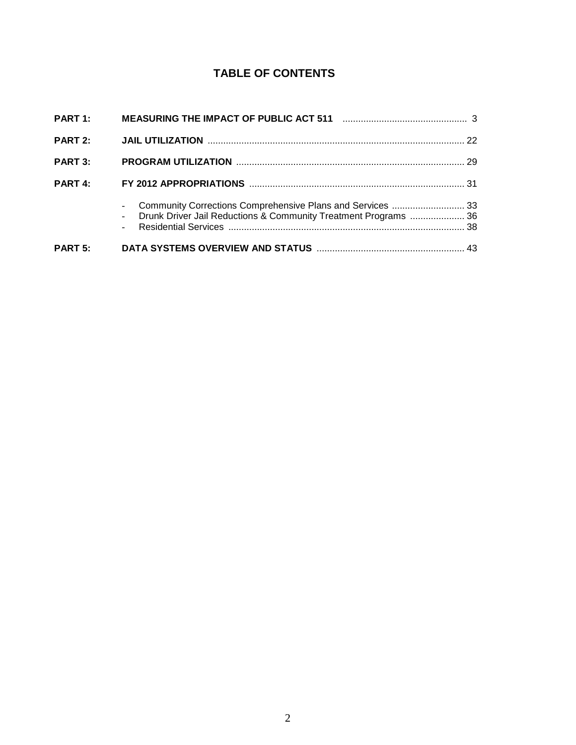# TABLE OF CONTENTS

| | | |
|---|---|---|
| **PART 1:** | **MEASURING THE IMPACT OF PUBLIC ACT 511** | 3 |
| **PART 2:** | **JAIL UTILIZATION** | 22 |
| **PART 3:** | **PROGRAM UTILIZATION** | 29 |
| **PART 4:** | **FY 2012 APPROPRIATIONS** | 31 |
| | - Community Corrections Comprehensive Plans and Services | 33 |
| | - Drunk Driver Jail Reductions & Community Treatment Programs | 36 |
| | - Residential Services | 38 |
| **PART 5:** | **DATA SYSTEMS OVERVIEW AND STATUS** | 43 |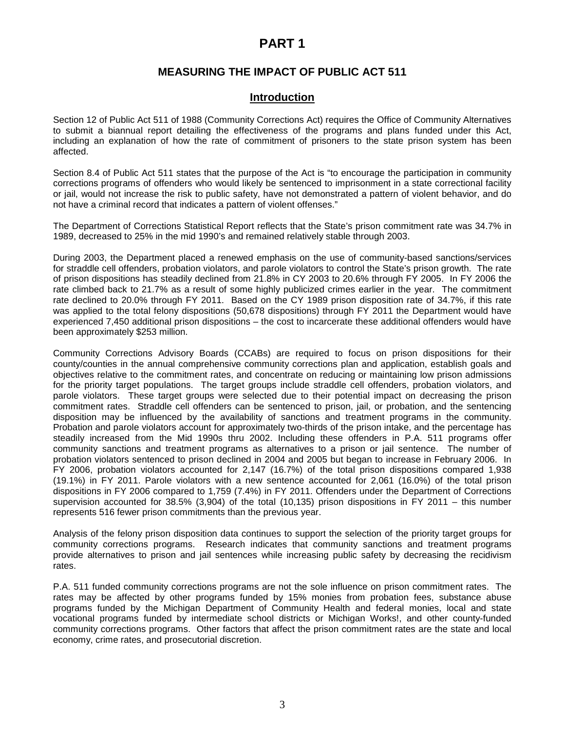# PART 1

## MEASURING THE IMPACT OF PUBLIC ACT 511

### Introduction

Section 12 of Public Act 511 of 1988 (Community Corrections Act) requires the Office of Community Alternatives to submit a biannual report detailing the effectiveness of the programs and plans funded under this Act, including an explanation of how the rate of commitment of prisoners to the state prison system has been affected.

Section 8.4 of Public Act 511 states that the purpose of the Act is "to encourage the participation in community corrections programs of offenders who would likely be sentenced to imprisonment in a state correctional facility or jail, would not increase the risk to public safety, have not demonstrated a pattern of violent behavior, and do not have a criminal record that indicates a pattern of violent offenses."

The Department of Corrections Statistical Report reflects that the State's prison commitment rate was 34.7% in 1989, decreased to 25% in the mid 1990's and remained relatively stable through 2003.

During 2003, the Department placed a renewed emphasis on the use of community-based sanctions/services for straddle cell offenders, probation violators, and parole violators to control the State's prison growth. The rate of prison dispositions has steadily declined from 21.8% in CY 2003 to 20.6% through FY 2005. In FY 2006 the rate climbed back to 21.7% as a result of some highly publicized crimes earlier in the year. The commitment rate declined to 20.0% through FY 2011. Based on the CY 1989 prison disposition rate of 34.7%, if this rate was applied to the total felony dispositions (50,678 dispositions) through FY 2011 the Department would have experienced 7,450 additional prison dispositions – the cost to incarcerate these additional offenders would have been approximately $253 million.

Community Corrections Advisory Boards (CCABs) are required to focus on prison dispositions for their county/counties in the annual comprehensive community corrections plan and application, establish goals and objectives relative to the commitment rates, and concentrate on reducing or maintaining low prison admissions for the priority target populations. The target groups include straddle cell offenders, probation violators, and parole violators. These target groups were selected due to their potential impact on decreasing the prison commitment rates. Straddle cell offenders can be sentenced to prison, jail, or probation, and the sentencing disposition may be influenced by the availability of sanctions and treatment programs in the community. Probation and parole violators account for approximately two-thirds of the prison intake, and the percentage has steadily increased from the Mid 1990s thru 2002. Including these offenders in P.A. 511 programs offer community sanctions and treatment programs as alternatives to a prison or jail sentence. The number of probation violators sentenced to prison declined in 2004 and 2005 but began to increase in February 2006. In FY 2006, probation violators accounted for 2,147 (16.7%) of the total prison dispositions compared 1,938 (19.1%) in FY 2011. Parole violators with a new sentence accounted for 2,061 (16.0%) of the total prison dispositions in FY 2006 compared to 1,759 (7.4%) in FY 2011. Offenders under the Department of Corrections supervision accounted for 38.5% (3,904) of the total (10,135) prison dispositions in FY 2011 – this number represents 516 fewer prison commitments than the previous year.

Analysis of the felony prison disposition data continues to support the selection of the priority target groups for community corrections programs. Research indicates that community sanctions and treatment programs provide alternatives to prison and jail sentences while increasing public safety by decreasing the recidivism rates.

P.A. 511 funded community corrections programs are not the sole influence on prison commitment rates. The rates may be affected by other programs funded by 15% monies from probation fees, substance abuse programs funded by the Michigan Department of Community Health and federal monies, local and state vocational programs funded by intermediate school districts or Michigan Works!, and other county-funded community corrections programs. Other factors that affect the prison commitment rates are the state and local economy, crime rates, and prosecutorial discretion.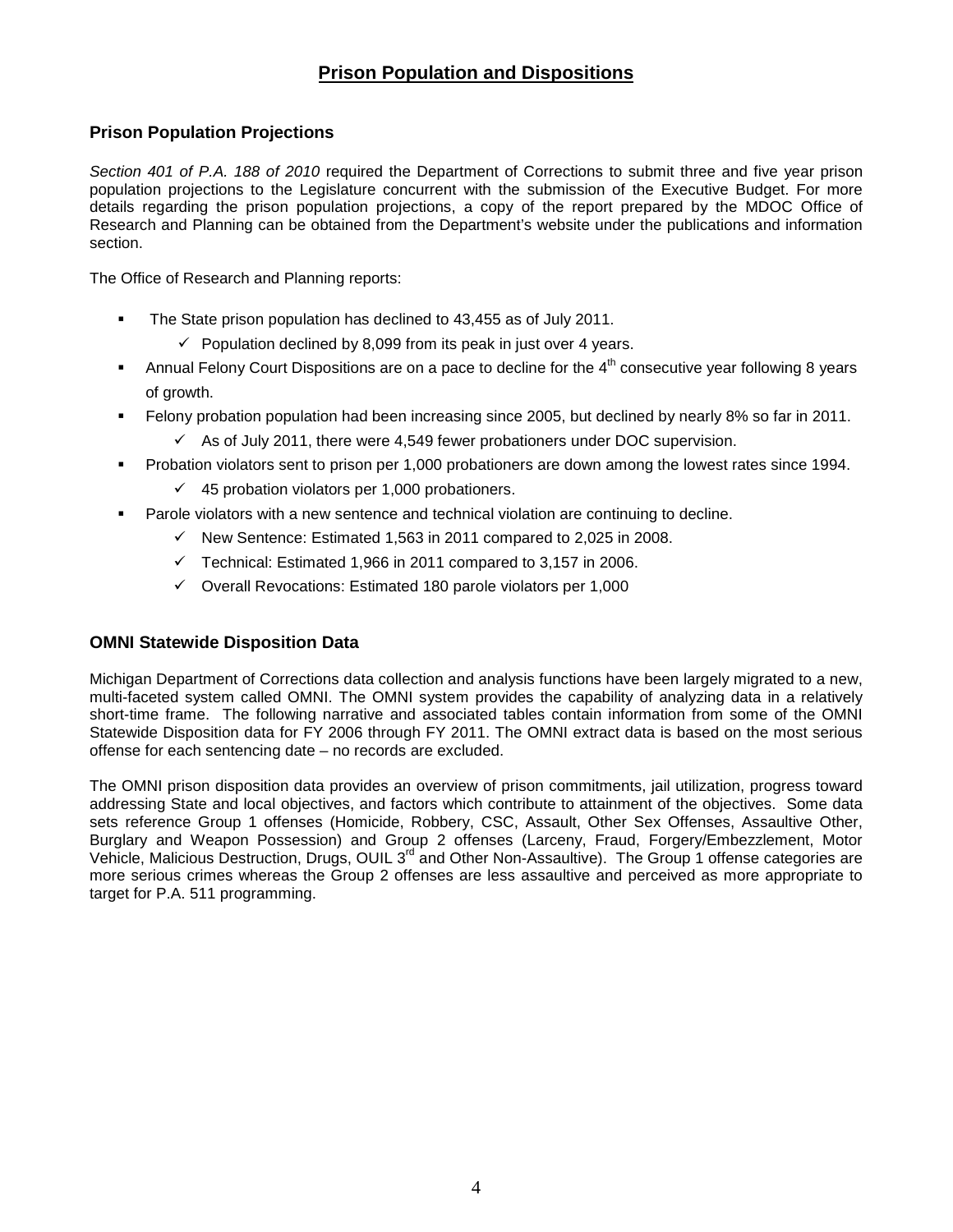# Prison Population and Dispositions

## Prison Population Projections

*Section 401 of P.A. 188 of 2010* required the Department of Corrections to submit three and five year prison population projections to the Legislature concurrent with the submission of the Executive Budget. For more details regarding the prison population projections, a copy of the report prepared by the MDOC Office of Research and Planning can be obtained from the Department's website under the publications and information section.

The Office of Research and Planning reports:

- The State prison population has declined to 43,455 as of July 2011.
  - ✓ Population declined by 8,099 from its peak in just over 4 years.
- Annual Felony Court Dispositions are on a pace to decline for the 4th consecutive year following 8 years of growth.
- Felony probation population had been increasing since 2005, but declined by nearly 8% so far in 2011.
  - ✓ As of July 2011, there were 4,549 fewer probationers under DOC supervision.
- Probation violators sent to prison per 1,000 probationers are down among the lowest rates since 1994.
  - ✓ 45 probation violators per 1,000 probationers.
- Parole violators with a new sentence and technical violation are continuing to decline.
  - ✓ New Sentence: Estimated 1,563 in 2011 compared to 2,025 in 2008.
  - ✓ Technical: Estimated 1,966 in 2011 compared to 3,157 in 2006.
  - ✓ Overall Revocations: Estimated 180 parole violators per 1,000

## OMNI Statewide Disposition Data

Michigan Department of Corrections data collection and analysis functions have been largely migrated to a new, multi-faceted system called OMNI. The OMNI system provides the capability of analyzing data in a relatively short-time frame. The following narrative and associated tables contain information from some of the OMNI Statewide Disposition data for FY 2006 through FY 2011. The OMNI extract data is based on the most serious offense for each sentencing date – no records are excluded.

The OMNI prison disposition data provides an overview of prison commitments, jail utilization, progress toward addressing State and local objectives, and factors which contribute to attainment of the objectives. Some data sets reference Group 1 offenses (Homicide, Robbery, CSC, Assault, Other Sex Offenses, Assaultive Other, Burglary and Weapon Possession) and Group 2 offenses (Larceny, Fraud, Forgery/Embezzlement, Motor Vehicle, Malicious Destruction, Drugs, OUIL 3rd and Other Non-Assaultive). The Group 1 offense categories are more serious crimes whereas the Group 2 offenses are less assaultive and perceived as more appropriate to target for P.A. 511 programming.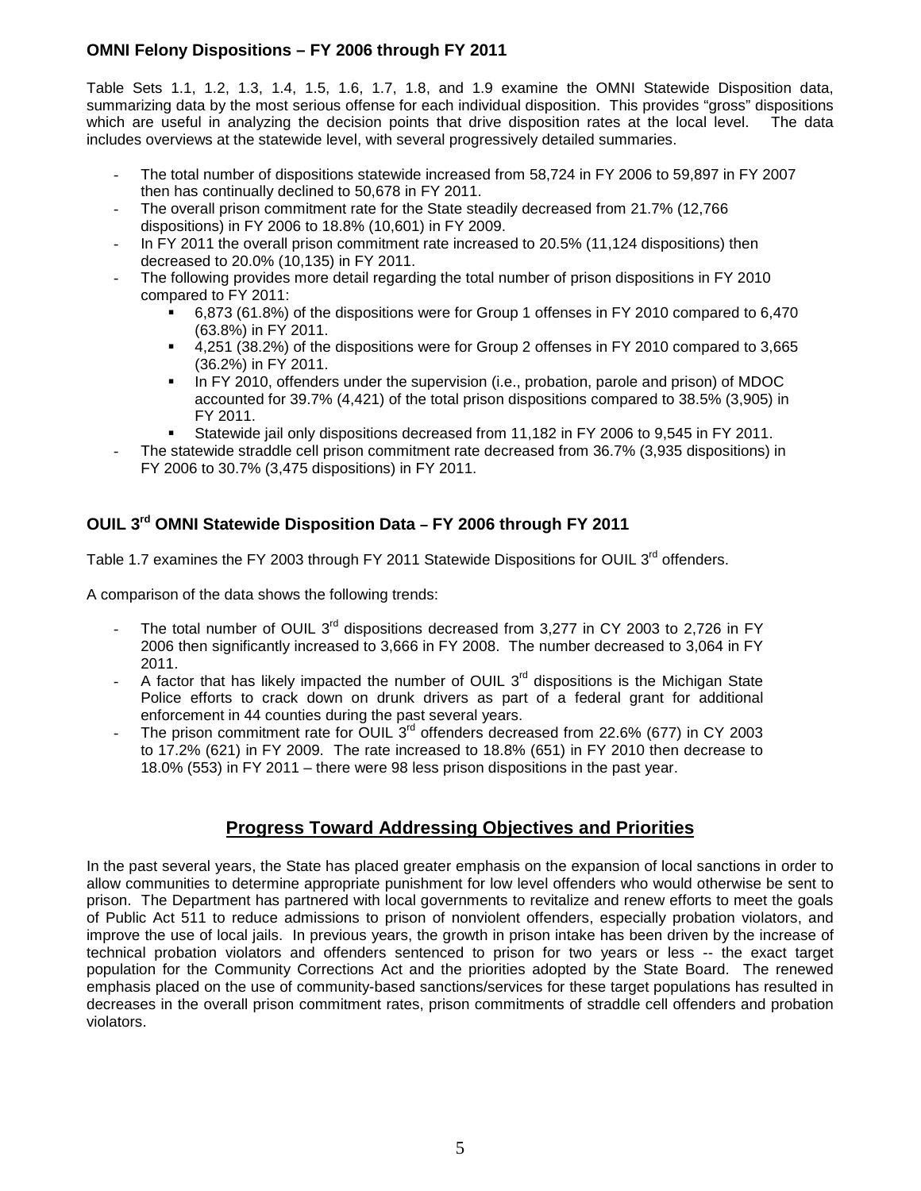### OMNI Felony Dispositions – FY 2006 through FY 2011

Table Sets 1.1, 1.2, 1.3, 1.4, 1.5, 1.6, 1.7, 1.8, and 1.9 examine the OMNI Statewide Disposition data, summarizing data by the most serious offense for each individual disposition. This provides "gross" dispositions which are useful in analyzing the decision points that drive disposition rates at the local level. The data includes overviews at the statewide level, with several progressively detailed summaries.

- The total number of dispositions statewide increased from 58,724 in FY 2006 to 59,897 in FY 2007 then has continually declined to 50,678 in FY 2011.
- The overall prison commitment rate for the State steadily decreased from 21.7% (12,766 dispositions) in FY 2006 to 18.8% (10,601) in FY 2009.
- In FY 2011 the overall prison commitment rate increased to 20.5% (11,124 dispositions) then decreased to 20.0% (10,135) in FY 2011.
- The following provides more detail regarding the total number of prison dispositions in FY 2010 compared to FY 2011:
    - 6,873 (61.8%) of the dispositions were for Group 1 offenses in FY 2010 compared to 6,470 (63.8%) in FY 2011.
    - 4,251 (38.2%) of the dispositions were for Group 2 offenses in FY 2010 compared to 3,665 (36.2%) in FY 2011.
    - In FY 2010, offenders under the supervision (i.e., probation, parole and prison) of MDOC accounted for 39.7% (4,421) of the total prison dispositions compared to 38.5% (3,905) in FY 2011.
    - Statewide jail only dispositions decreased from 11,182 in FY 2006 to 9,545 in FY 2011.
- The statewide straddle cell prison commitment rate decreased from 36.7% (3,935 dispositions) in FY 2006 to 30.7% (3,475 dispositions) in FY 2011.

### OUIL 3rd OMNI Statewide Disposition Data – FY 2006 through FY 2011

Table 1.7 examines the FY 2003 through FY 2011 Statewide Dispositions for OUIL 3rd offenders.

A comparison of the data shows the following trends:

- The total number of OUIL 3rd dispositions decreased from 3,277 in CY 2003 to 2,726 in FY 2006 then significantly increased to 3,666 in FY 2008. The number decreased to 3,064 in FY 2011.
- A factor that has likely impacted the number of OUIL 3rd dispositions is the Michigan State Police efforts to crack down on drunk drivers as part of a federal grant for additional enforcement in 44 counties during the past several years.
- The prison commitment rate for OUIL 3rd offenders decreased from 22.6% (677) in CY 2003 to 17.2% (621) in FY 2009. The rate increased to 18.8% (651) in FY 2010 then decrease to 18.0% (553) in FY 2011 – there were 98 less prison dispositions in the past year.

## Progress Toward Addressing Objectives and Priorities

In the past several years, the State has placed greater emphasis on the expansion of local sanctions in order to allow communities to determine appropriate punishment for low level offenders who would otherwise be sent to prison. The Department has partnered with local governments to revitalize and renew efforts to meet the goals of Public Act 511 to reduce admissions to prison of nonviolent offenders, especially probation violators, and improve the use of local jails. In previous years, the growth in prison intake has been driven by the increase of technical probation violators and offenders sentenced to prison for two years or less -- the exact target population for the Community Corrections Act and the priorities adopted by the State Board. The renewed emphasis placed on the use of community-based sanctions/services for these target populations has resulted in decreases in the overall prison commitment rates, prison commitments of straddle cell offenders and probation violators.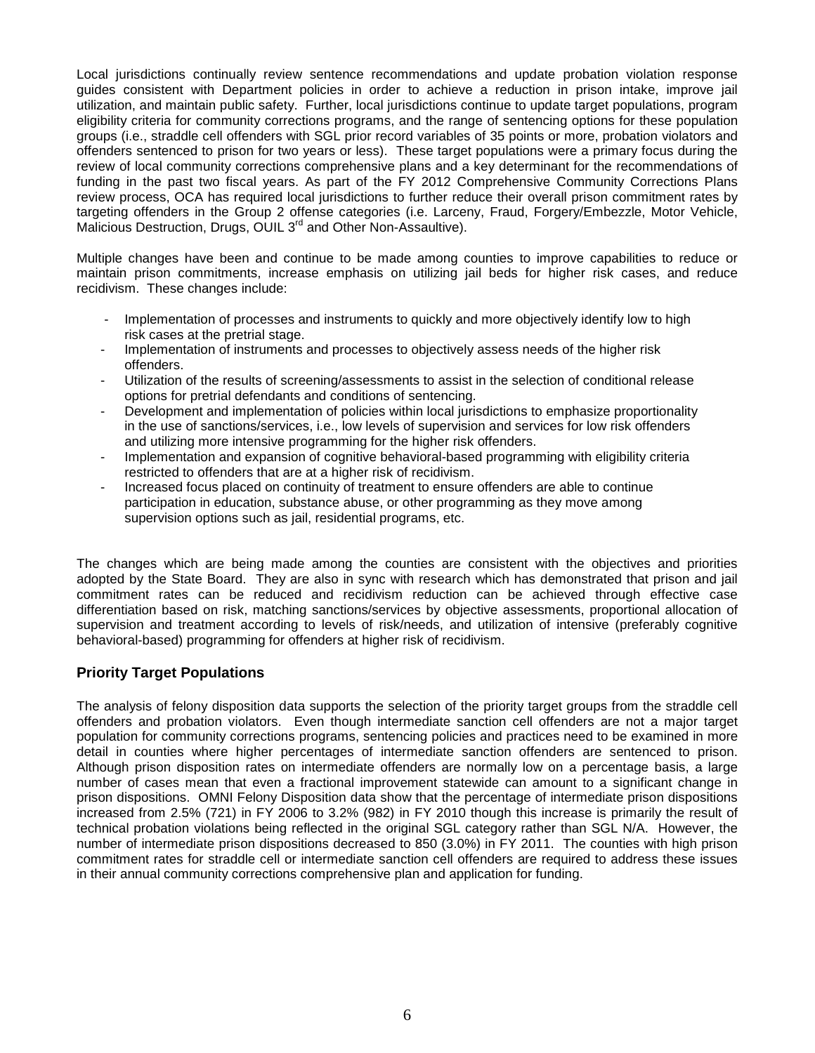Local jurisdictions continually review sentence recommendations and update probation violation response guides consistent with Department policies in order to achieve a reduction in prison intake, improve jail utilization, and maintain public safety. Further, local jurisdictions continue to update target populations, program eligibility criteria for community corrections programs, and the range of sentencing options for these population groups (i.e., straddle cell offenders with SGL prior record variables of 35 points or more, probation violators and offenders sentenced to prison for two years or less). These target populations were a primary focus during the review of local community corrections comprehensive plans and a key determinant for the recommendations of funding in the past two fiscal years. As part of the FY 2012 Comprehensive Community Corrections Plans review process, OCA has required local jurisdictions to further reduce their overall prison commitment rates by targeting offenders in the Group 2 offense categories (i.e. Larceny, Fraud, Forgery/Embezzle, Motor Vehicle, Malicious Destruction, Drugs, OUIL 3rd and Other Non-Assaultive).

Multiple changes have been and continue to be made among counties to improve capabilities to reduce or maintain prison commitments, increase emphasis on utilizing jail beds for higher risk cases, and reduce recidivism. These changes include:

- Implementation of processes and instruments to quickly and more objectively identify low to high risk cases at the pretrial stage.
- Implementation of instruments and processes to objectively assess needs of the higher risk offenders.
- Utilization of the results of screening/assessments to assist in the selection of conditional release options for pretrial defendants and conditions of sentencing.
- Development and implementation of policies within local jurisdictions to emphasize proportionality in the use of sanctions/services, i.e., low levels of supervision and services for low risk offenders and utilizing more intensive programming for the higher risk offenders.
- Implementation and expansion of cognitive behavioral-based programming with eligibility criteria restricted to offenders that are at a higher risk of recidivism.
- Increased focus placed on continuity of treatment to ensure offenders are able to continue participation in education, substance abuse, or other programming as they move among supervision options such as jail, residential programs, etc.

The changes which are being made among the counties are consistent with the objectives and priorities adopted by the State Board. They are also in sync with research which has demonstrated that prison and jail commitment rates can be reduced and recidivism reduction can be achieved through effective case differentiation based on risk, matching sanctions/services by objective assessments, proportional allocation of supervision and treatment according to levels of risk/needs, and utilization of intensive (preferably cognitive behavioral-based) programming for offenders at higher risk of recidivism.

## Priority Target Populations

The analysis of felony disposition data supports the selection of the priority target groups from the straddle cell offenders and probation violators. Even though intermediate sanction cell offenders are not a major target population for community corrections programs, sentencing policies and practices need to be examined in more detail in counties where higher percentages of intermediate sanction offenders are sentenced to prison. Although prison disposition rates on intermediate offenders are normally low on a percentage basis, a large number of cases mean that even a fractional improvement statewide can amount to a significant change in prison dispositions. OMNI Felony Disposition data show that the percentage of intermediate prison dispositions increased from 2.5% (721) in FY 2006 to 3.2% (982) in FY 2010 though this increase is primarily the result of technical probation violations being reflected in the original SGL category rather than SGL N/A. However, the number of intermediate prison dispositions decreased to 850 (3.0%) in FY 2011. The counties with high prison commitment rates for straddle cell or intermediate sanction cell offenders are required to address these issues in their annual community corrections comprehensive plan and application for funding.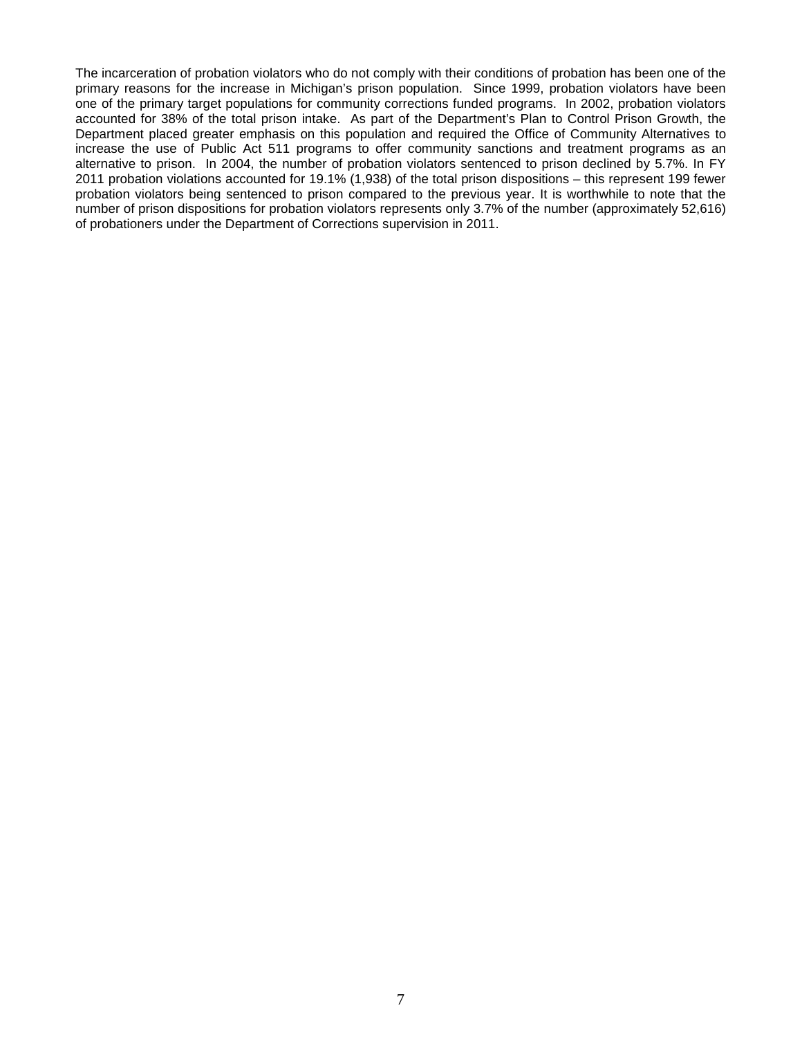The incarceration of probation violators who do not comply with their conditions of probation has been one of the primary reasons for the increase in Michigan's prison population. Since 1999, probation violators have been one of the primary target populations for community corrections funded programs. In 2002, probation violators accounted for 38% of the total prison intake. As part of the Department's Plan to Control Prison Growth, the Department placed greater emphasis on this population and required the Office of Community Alternatives to increase the use of Public Act 511 programs to offer community sanctions and treatment programs as an alternative to prison. In 2004, the number of probation violators sentenced to prison declined by 5.7%. In FY 2011 probation violations accounted for 19.1% (1,938) of the total prison dispositions – this represent 199 fewer probation violators being sentenced to prison compared to the previous year. It is worthwhile to note that the number of prison dispositions for probation violators represents only 3.7% of the number (approximately 52,616) of probationers under the Department of Corrections supervision in 2011.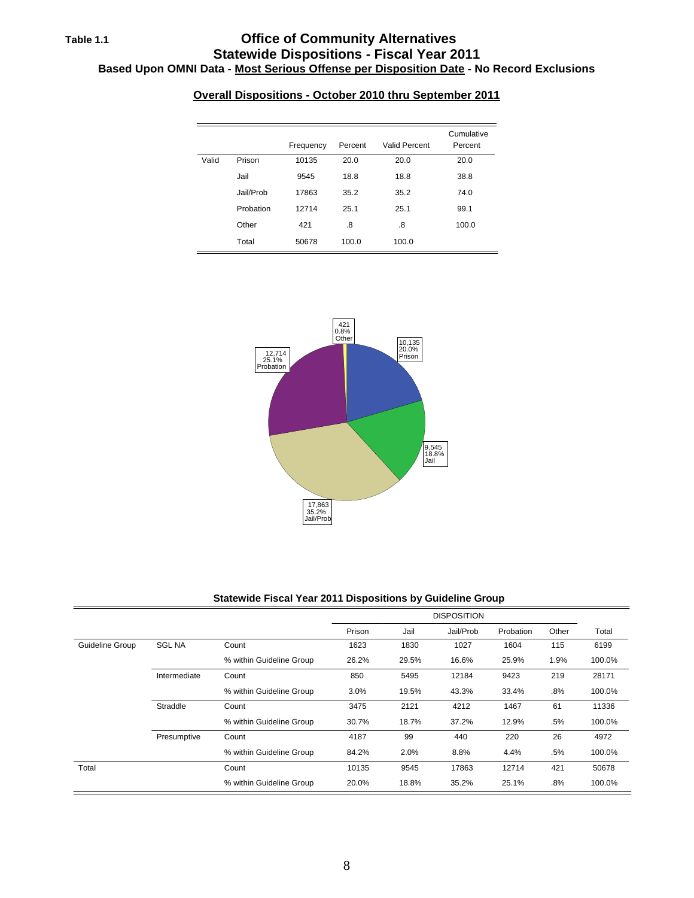Table 1.1

# Office of Community Alternatives
# Statewide Dispositions - Fiscal Year 2011
### Based Upon OMNI Data - Most Serious Offense per Disposition Date - No Record Exclusions

## Overall Dispositions - October 2010 thru September 2011

| | | Frequency | Percent | Valid Percent | Cumulative Percent |
|---|---|---|---|---|---|
| Valid | Prison | 10135 | 20.0 | 20.0 | 20.0 |
| | Jail | 9545 | 18.8 | 18.8 | 38.8 |
| | Jail/Prob | 17863 | 35.2 | 35.2 | 74.0 |
| | Probation | 12714 | 25.1 | 25.1 | 99.1 |
| | Other | 421 | .8 | .8 | 100.0 |
| | Total | 50678 | 100.0 | 100.0 | |

421
0.8%
Other

10,135
20.0%
Prison

12,714
25.1%
Probation

9,545
18.8%
Jail

17,863
35.2%
Jail/Prob

## Statewide Fiscal Year 2011 Dispositions by Guideline Group

| | | | DISPOSITION | | | | | |
|---|---|---|---|---|---|---|---|---|
| | | | Prison | Jail | Jail/Prob | Probation | Other | Total |
| Guideline Group | SGL NA | Count | 1623 | 1830 | 1027 | 1604 | 115 | 6199 |
| | | % within Guideline Group | 26.2% | 29.5% | 16.6% | 25.9% | 1.9% | 100.0% |
| | Intermediate | Count | 850 | 5495 | 12184 | 9423 | 219 | 28171 |
| | | % within Guideline Group | 3.0% | 19.5% | 43.3% | 33.4% | .8% | 100.0% |
| | Straddle | Count | 3475 | 2121 | 4212 | 1467 | 61 | 11336 |
| | | % within Guideline Group | 30.7% | 18.7% | 37.2% | 12.9% | .5% | 100.0% |
| | Presumptive | Count | 4187 | 99 | 440 | 220 | 26 | 4972 |
| | | % within Guideline Group | 84.2% | 2.0% | 8.8% | 4.4% | .5% | 100.0% |
| Total | | Count | 10135 | 9545 | 17863 | 12714 | 421 | 50678 |
| | | % within Guideline Group | 20.0% | 18.8% | 35.2% | 25.1% | .8% | 100.0% |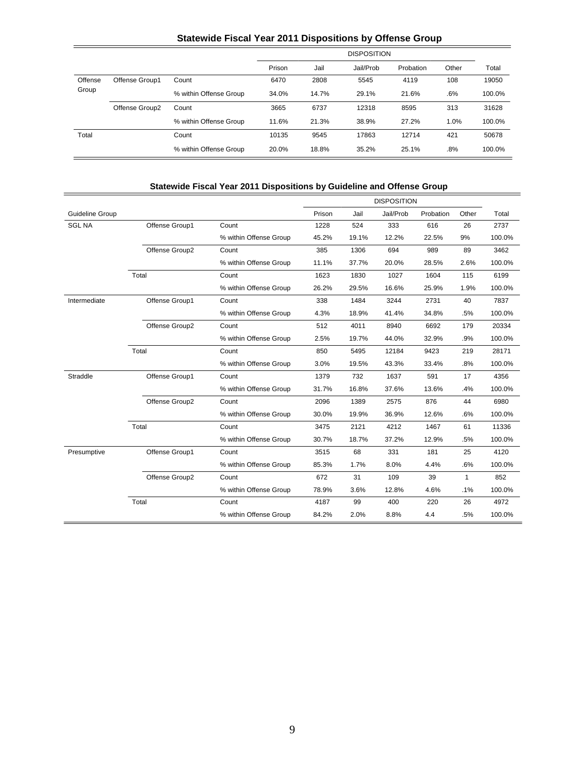### Statewide Fiscal Year 2011 Dispositions by Offense Group

| | | | DISPOSITION | | | | | |
|---|---|---|---|---|---|---|---|---|
| | | | Prison | Jail | Jail/Prob | Probation | Other | Total |
| Offense Group | Offense Group1 | Count | 6470 | 2808 | 5545 | 4119 | 108 | 19050 |
| | | % within Offense Group | 34.0% | 14.7% | 29.1% | 21.6% | .6% | 100.0% |
| | Offense Group2 | Count | 3665 | 6737 | 12318 | 8595 | 313 | 31628 |
| | | % within Offense Group | 11.6% | 21.3% | 38.9% | 27.2% | 1.0% | 100.0% |
| Total | | Count | 10135 | 9545 | 17863 | 12714 | 421 | 50678 |
| | | % within Offense Group | 20.0% | 18.8% | 35.2% | 25.1% | .8% | 100.0% |

### Statewide Fiscal Year 2011 Dispositions by Guideline and Offense Group

| | | | DISPOSITION | | | | | |
|---|---|---|---|---|---|---|---|---|
| Guideline Group | | | Prison | Jail | Jail/Prob | Probation | Other | Total |
| SGL NA | Offense Group1 | Count | 1228 | 524 | 333 | 616 | 26 | 2737 |
| | | % within Offense Group | 45.2% | 19.1% | 12.2% | 22.5% | 9% | 100.0% |
| | Offense Group2 | Count | 385 | 1306 | 694 | 989 | 89 | 3462 |
| | | % within Offense Group | 11.1% | 37.7% | 20.0% | 28.5% | 2.6% | 100.0% |
| | Total | Count | 1623 | 1830 | 1027 | 1604 | 115 | 6199 |
| | | % within Offense Group | 26.2% | 29.5% | 16.6% | 25.9% | 1.9% | 100.0% |
| Intermediate | Offense Group1 | Count | 338 | 1484 | 3244 | 2731 | 40 | 7837 |
| | | % within Offense Group | 4.3% | 18.9% | 41.4% | 34.8% | .5% | 100.0% |
| | Offense Group2 | Count | 512 | 4011 | 8940 | 6692 | 179 | 20334 |
| | | % within Offense Group | 2.5% | 19.7% | 44.0% | 32.9% | .9% | 100.0% |
| | Total | Count | 850 | 5495 | 12184 | 9423 | 219 | 28171 |
| | | % within Offense Group | 3.0% | 19.5% | 43.3% | 33.4% | .8% | 100.0% |
| Straddle | Offense Group1 | Count | 1379 | 732 | 1637 | 591 | 17 | 4356 |
| | | % within Offense Group | 31.7% | 16.8% | 37.6% | 13.6% | .4% | 100.0% |
| | Offense Group2 | Count | 2096 | 1389 | 2575 | 876 | 44 | 6980 |
| | | % within Offense Group | 30.0% | 19.9% | 36.9% | 12.6% | .6% | 100.0% |
| | Total | Count | 3475 | 2121 | 4212 | 1467 | 61 | 11336 |
| | | % within Offense Group | 30.7% | 18.7% | 37.2% | 12.9% | .5% | 100.0% |
| Presumptive | Offense Group1 | Count | 3515 | 68 | 331 | 181 | 25 | 4120 |
| | | % within Offense Group | 85.3% | 1.7% | 8.0% | 4.4% | .6% | 100.0% |
| | Offense Group2 | Count | 672 | 31 | 109 | 39 | 1 | 852 |
| | | % within Offense Group | 78.9% | 3.6% | 12.8% | 4.6% | .1% | 100.0% |
| | Total | Count | 4187 | 99 | 400 | 220 | 26 | 4972 |
| | | % within Offense Group | 84.2% | 2.0% | 8.8% | 4.4 | .5% | 100.0% |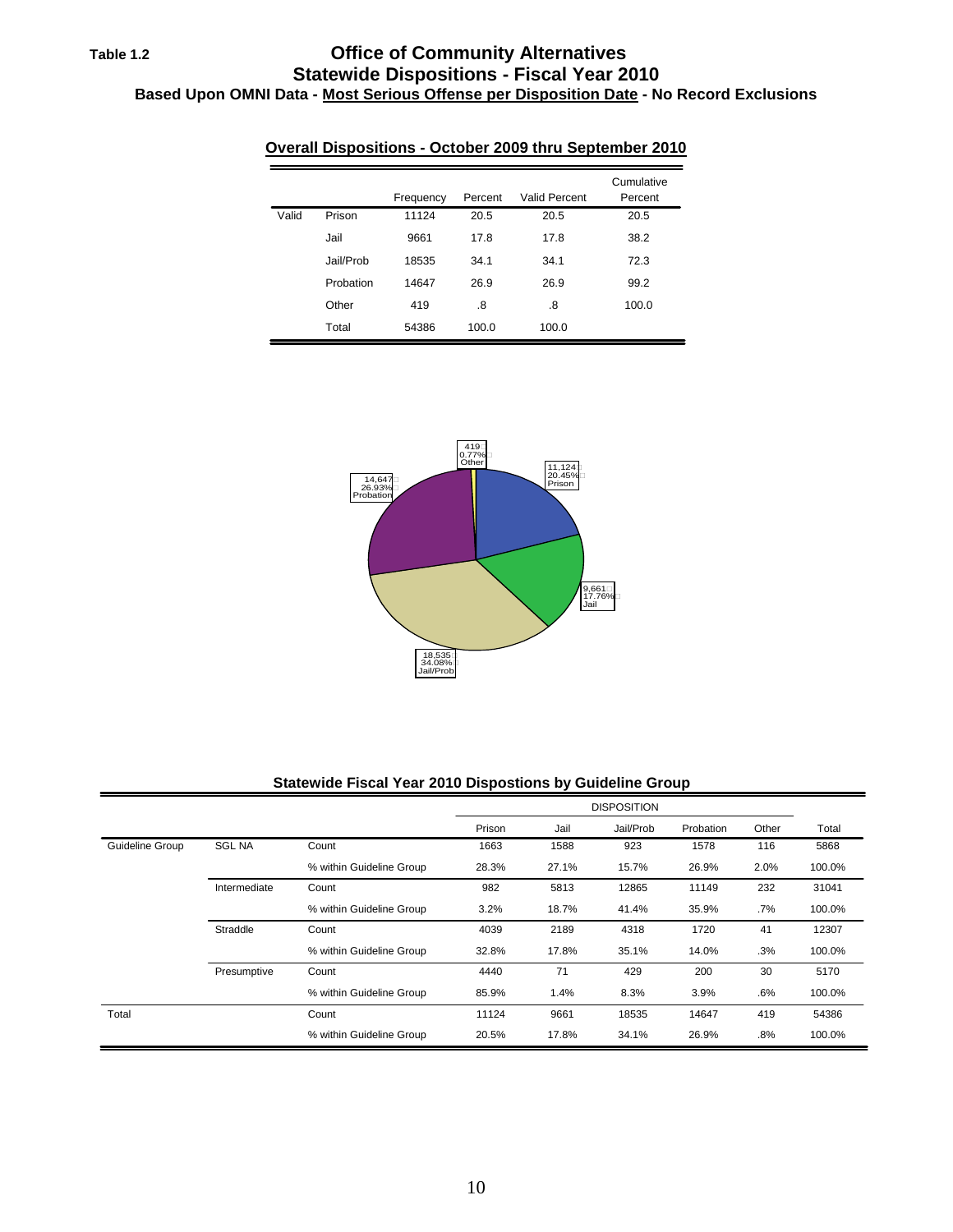Table 1.2

# Office of Community Alternatives
## Statewide Dispositions - Fiscal Year 2010
### Based Upon OMNI Data - Most Serious Offense per Disposition Date - No Record Exclusions

**Overall Dispositions - October 2009 thru September 2010**

| | | Frequency | Percent | Valid Percent | Cumulative Percent |
|---|---|---|---|---|---|
| Valid | Prison | 11124 | 20.5 | 20.5 | 20.5 |
| | Jail | 9661 | 17.8 | 17.8 | 38.2 |
| | Jail/Prob | 18535 | 34.1 | 34.1 | 72.3 |
| | Probation | 14647 | 26.9 | 26.9 | 99.2 |
| | Other | 419 | .8 | .8 | 100.0 |
| | Total | 54386 | 100.0 | 100.0 | |

419 0.77% Other

11,124 20.45% Prison

14,647 26.93% Probation

9,661 17.76% Jail

18,535 34.08% Jail/Prob

**Statewide Fiscal Year 2010 Dispostions by Guideline Group**

| | | | DISPOSITION | | | | | |
|---|---|---|---|---|---|---|---|---|
| | | | Prison | Jail | Jail/Prob | Probation | Other | Total |
| Guideline Group | SGL NA | Count | 1663 | 1588 | 923 | 1578 | 116 | 5868 |
| | | % within Guideline Group | 28.3% | 27.1% | 15.7% | 26.9% | 2.0% | 100.0% |
| | Intermediate | Count | 982 | 5813 | 12865 | 11149 | 232 | 31041 |
| | | % within Guideline Group | 3.2% | 18.7% | 41.4% | 35.9% | .7% | 100.0% |
| | Straddle | Count | 4039 | 2189 | 4318 | 1720 | 41 | 12307 |
| | | % within Guideline Group | 32.8% | 17.8% | 35.1% | 14.0% | .3% | 100.0% |
| | Presumptive | Count | 4440 | 71 | 429 | 200 | 30 | 5170 |
| | | % within Guideline Group | 85.9% | 1.4% | 8.3% | 3.9% | .6% | 100.0% |
| Total | | Count | 11124 | 9661 | 18535 | 14647 | 419 | 54386 |
| | | % within Guideline Group | 20.5% | 17.8% | 34.1% | 26.9% | .8% | 100.0% |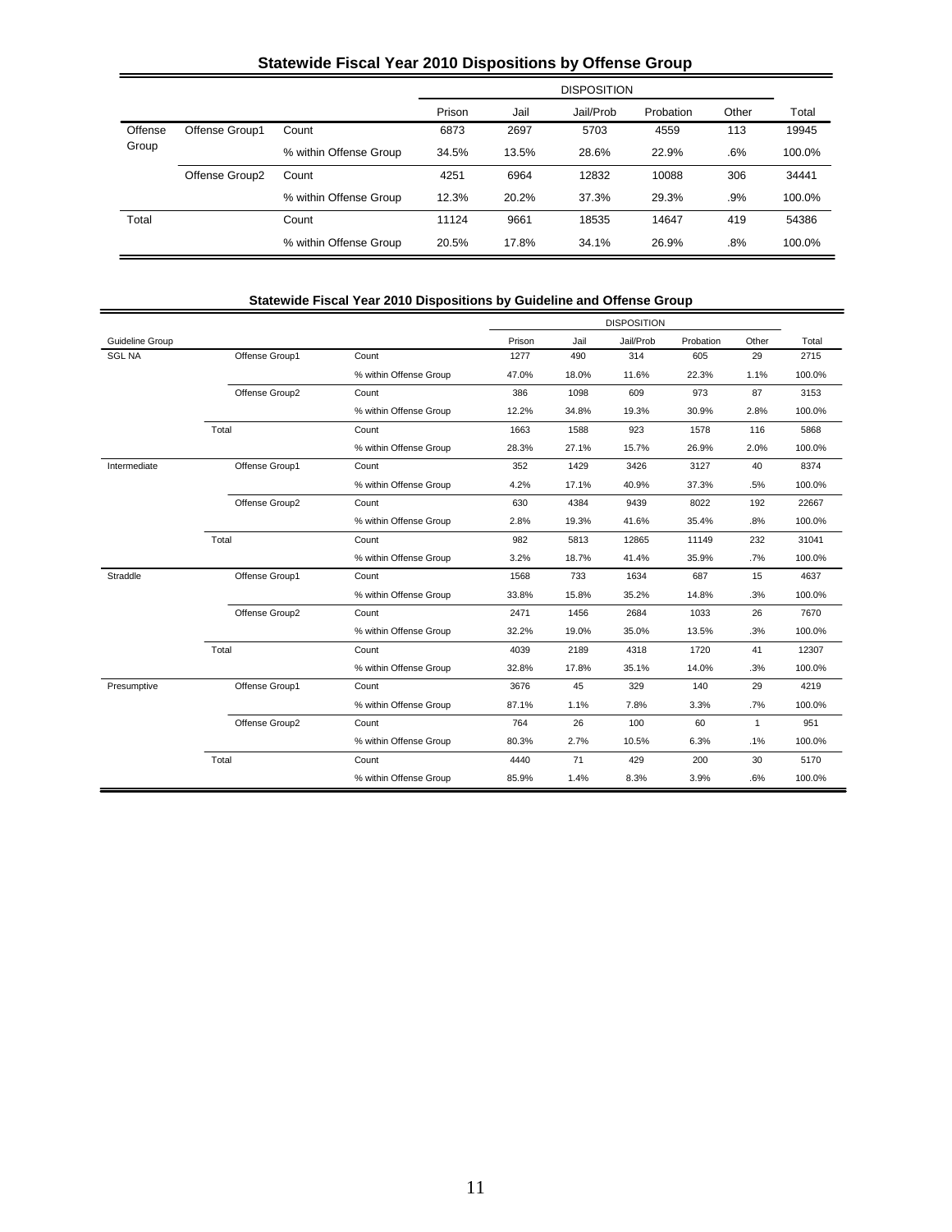## Statewide Fiscal Year 2010 Dispositions by Offense Group

| | | | DISPOSITION | | | | | |
|---|---|---|---|---|---|---|---|---|
| | | | Prison | Jail | Jail/Prob | Probation | Other | Total |
| Offense Group | Offense Group1 | Count | 6873 | 2697 | 5703 | 4559 | 113 | 19945 |
| | | % within Offense Group | 34.5% | 13.5% | 28.6% | 22.9% | .6% | 100.0% |
| | Offense Group2 | Count | 4251 | 6964 | 12832 | 10088 | 306 | 34441 |
| | | % within Offense Group | 12.3% | 20.2% | 37.3% | 29.3% | .9% | 100.0% |
| Total | | Count | 11124 | 9661 | 18535 | 14647 | 419 | 54386 |
| | | % within Offense Group | 20.5% | 17.8% | 34.1% | 26.9% | .8% | 100.0% |

## Statewide Fiscal Year 2010 Dispositions by Guideline and Offense Group

| | | | DISPOSITION | | | | | |
|---|---|---|---|---|---|---|---|---|
| Guideline Group | | | Prison | Jail | Jail/Prob | Probation | Other | Total |
| SGL NA | Offense Group1 | Count | 1277 | 490 | 314 | 605 | 29 | 2715 |
| | | % within Offense Group | 47.0% | 18.0% | 11.6% | 22.3% | 1.1% | 100.0% |
| | Offense Group2 | Count | 386 | 1098 | 609 | 973 | 87 | 3153 |
| | | % within Offense Group | 12.2% | 34.8% | 19.3% | 30.9% | 2.8% | 100.0% |
| | Total | Count | 1663 | 1588 | 923 | 1578 | 116 | 5868 |
| | | % within Offense Group | 28.3% | 27.1% | 15.7% | 26.9% | 2.0% | 100.0% |
| Intermediate | Offense Group1 | Count | 352 | 1429 | 3426 | 3127 | 40 | 8374 |
| | | % within Offense Group | 4.2% | 17.1% | 40.9% | 37.3% | .5% | 100.0% |
| | Offense Group2 | Count | 630 | 4384 | 9439 | 8022 | 192 | 22667 |
| | | % within Offense Group | 2.8% | 19.3% | 41.6% | 35.4% | .8% | 100.0% |
| | Total | Count | 982 | 5813 | 12865 | 11149 | 232 | 31041 |
| | | % within Offense Group | 3.2% | 18.7% | 41.4% | 35.9% | .7% | 100.0% |
| Straddle | Offense Group1 | Count | 1568 | 733 | 1634 | 687 | 15 | 4637 |
| | | % within Offense Group | 33.8% | 15.8% | 35.2% | 14.8% | .3% | 100.0% |
| | Offense Group2 | Count | 2471 | 1456 | 2684 | 1033 | 26 | 7670 |
| | | % within Offense Group | 32.2% | 19.0% | 35.0% | 13.5% | .3% | 100.0% |
| | Total | Count | 4039 | 2189 | 4318 | 1720 | 41 | 12307 |
| | | % within Offense Group | 32.8% | 17.8% | 35.1% | 14.0% | .3% | 100.0% |
| Presumptive | Offense Group1 | Count | 3676 | 45 | 329 | 140 | 29 | 4219 |
| | | % within Offense Group | 87.1% | 1.1% | 7.8% | 3.3% | .7% | 100.0% |
| | Offense Group2 | Count | 764 | 26 | 100 | 60 | 1 | 951 |
| | | % within Offense Group | 80.3% | 2.7% | 10.5% | 6.3% | .1% | 100.0% |
| | Total | Count | 4440 | 71 | 429 | 200 | 30 | 5170 |
| | | % within Offense Group | 85.9% | 1.4% | 8.3% | 3.9% | .6% | 100.0% |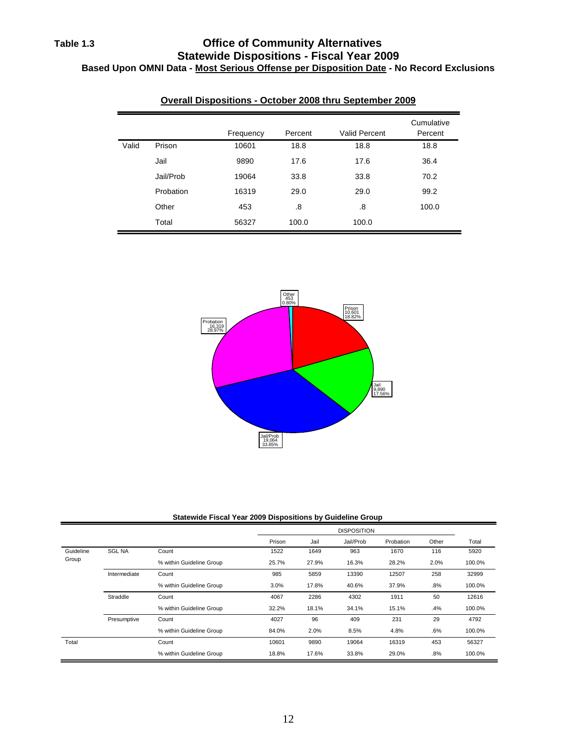Table 1.3

# Office of Community Alternatives
## Statewide Dispositions - Fiscal Year 2009
### Based Upon OMNI Data - Most Serious Offense per Disposition Date - No Record Exclusions

**Overall Dispositions - October 2008 thru September 2009**

| | | Frequency | Percent | Valid Percent | Cumulative Percent |
|---|---|---|---|---|---|
| Valid | Prison | 10601 | 18.8 | 18.8 | 18.8 |
| | Jail | 9890 | 17.6 | 17.6 | 36.4 |
| | Jail/Prob | 19064 | 33.8 | 33.8 | 70.2 |
| | Probation | 16319 | 29.0 | 29.0 | 99.2 |
| | Other | 453 | .8 | .8 | 100.0 |
| | Total | 56327 | 100.0 | 100.0 | |

Other 453 0.80%

Prison 10,601 18.82%

Jail 9,890 17.56%

Jail/Prob 19,064 33.85%

Probation 16,319 28.97%

**Statewide Fiscal Year 2009 Dispositions by Guideline Group**

| | | | DISPOSITION | | | | | |
|---|---|---|---|---|---|---|---|---|
| | | | Prison | Jail | Jail/Prob | Probation | Other | Total |
| Guideline Group | SGL NA | Count | 1522 | 1649 | 963 | 1670 | 116 | 5920 |
| | | % within Guideline Group | 25.7% | 27.9% | 16.3% | 28.2% | 2.0% | 100.0% |
| | Intermediate | Count | 985 | 5859 | 13390 | 12507 | 258 | 32999 |
| | | % within Guideline Group | 3.0% | 17.8% | 40.6% | 37.9% | .8% | 100.0% |
| | Straddle | Count | 4067 | 2286 | 4302 | 1911 | 50 | 12616 |
| | | % within Guideline Group | 32.2% | 18.1% | 34.1% | 15.1% | .4% | 100.0% |
| | Presumptive | Count | 4027 | 96 | 409 | 231 | 29 | 4792 |
| | | % within Guideline Group | 84.0% | 2.0% | 8.5% | 4.8% | .6% | 100.0% |
| Total | | Count | 10601 | 9890 | 19064 | 16319 | 453 | 56327 |
| | | % within Guideline Group | 18.8% | 17.6% | 33.8% | 29.0% | .8% | 100.0% |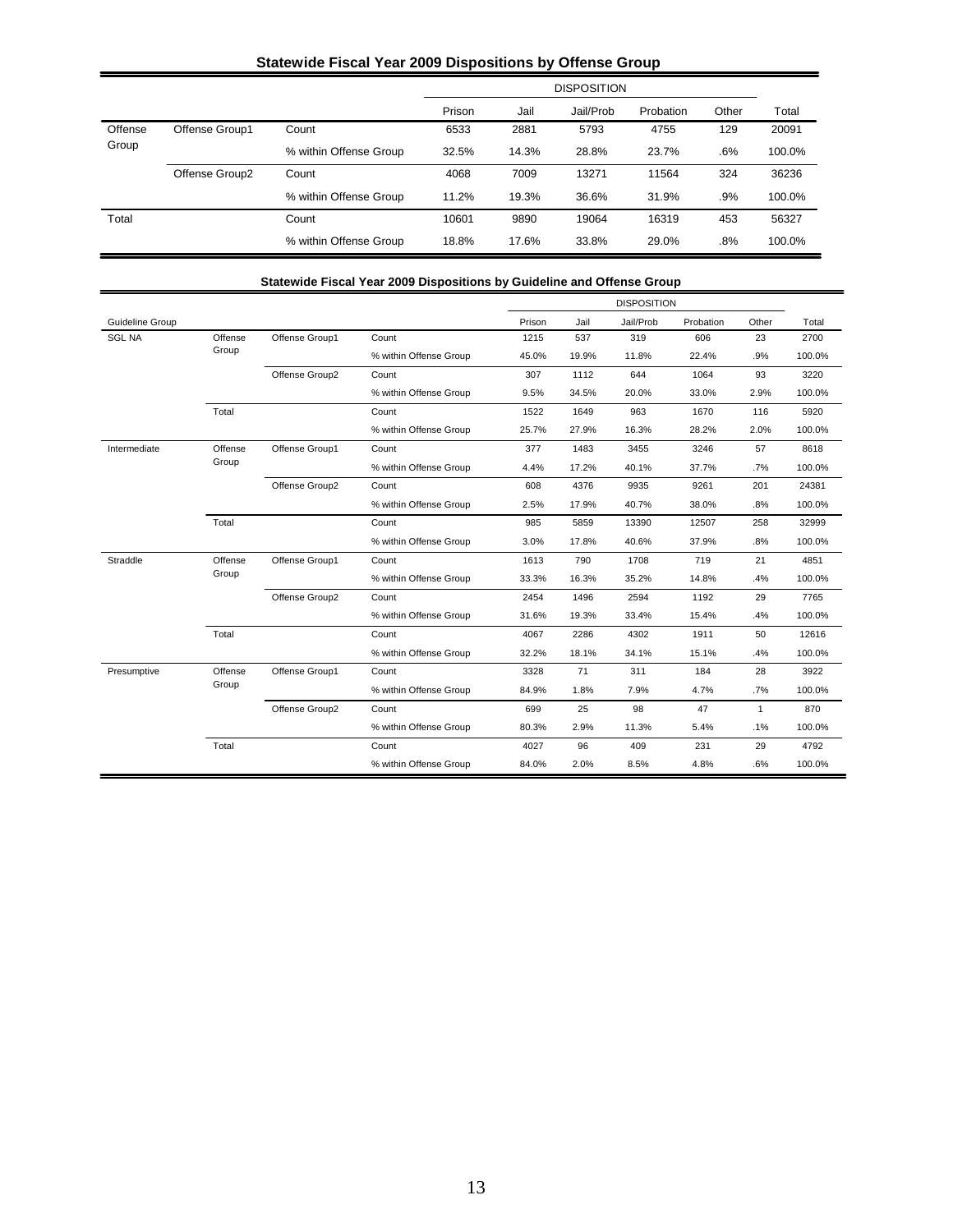## Statewide Fiscal Year 2009 Dispositions by Offense Group

| | | | DISPOSITION | | | | | |
|---|---|---|---|---|---|---|---|---|
| | | | Prison | Jail | Jail/Prob | Probation | Other | Total |
| Offense Group | Offense Group1 | Count | 6533 | 2881 | 5793 | 4755 | 129 | 20091 |
| | | % within Offense Group | 32.5% | 14.3% | 28.8% | 23.7% | .6% | 100.0% |
| | Offense Group2 | Count | 4068 | 7009 | 13271 | 11564 | 324 | 36236 |
| | | % within Offense Group | 11.2% | 19.3% | 36.6% | 31.9% | .9% | 100.0% |
| Total | | Count | 10601 | 9890 | 19064 | 16319 | 453 | 56327 |
| | | % within Offense Group | 18.8% | 17.6% | 33.8% | 29.0% | .8% | 100.0% |

## Statewide Fiscal Year 2009 Dispositions by Guideline and Offense Group

| | | | | DISPOSITION | | | | | |
|---|---|---|---|---|---|---|---|---|---|
| Guideline Group | | | | Prison | Jail | Jail/Prob | Probation | Other | Total |
| SGL NA | Offense Group | Offense Group1 | Count | 1215 | 537 | 319 | 606 | 23 | 2700 |
| | | | % within Offense Group | 45.0% | 19.9% | 11.8% | 22.4% | .9% | 100.0% |
| | | Offense Group2 | Count | 307 | 1112 | 644 | 1064 | 93 | 3220 |
| | | | % within Offense Group | 9.5% | 34.5% | 20.0% | 33.0% | 2.9% | 100.0% |
| | Total | | Count | 1522 | 1649 | 963 | 1670 | 116 | 5920 |
| | | | % within Offense Group | 25.7% | 27.9% | 16.3% | 28.2% | 2.0% | 100.0% |
| Intermediate | Offense Group | Offense Group1 | Count | 377 | 1483 | 3455 | 3246 | 57 | 8618 |
| | | | % within Offense Group | 4.4% | 17.2% | 40.1% | 37.7% | .7% | 100.0% |
| | | Offense Group2 | Count | 608 | 4376 | 9935 | 9261 | 201 | 24381 |
| | | | % within Offense Group | 2.5% | 17.9% | 40.7% | 38.0% | .8% | 100.0% |
| | Total | | Count | 985 | 5859 | 13390 | 12507 | 258 | 32999 |
| | | | % within Offense Group | 3.0% | 17.8% | 40.6% | 37.9% | .8% | 100.0% |
| Straddle | Offense Group | Offense Group1 | Count | 1613 | 790 | 1708 | 719 | 21 | 4851 |
| | | | % within Offense Group | 33.3% | 16.3% | 35.2% | 14.8% | .4% | 100.0% |
| | | Offense Group2 | Count | 2454 | 1496 | 2594 | 1192 | 29 | 7765 |
| | | | % within Offense Group | 31.6% | 19.3% | 33.4% | 15.4% | .4% | 100.0% |
| | Total | | Count | 4067 | 2286 | 4302 | 1911 | 50 | 12616 |
| | | | % within Offense Group | 32.2% | 18.1% | 34.1% | 15.1% | .4% | 100.0% |
| Presumptive | Offense Group | Offense Group1 | Count | 3328 | 71 | 311 | 184 | 28 | 3922 |
| | | | % within Offense Group | 84.9% | 1.8% | 7.9% | 4.7% | .7% | 100.0% |
| | | Offense Group2 | Count | 699 | 25 | 98 | 47 | 1 | 870 |
| | | | % within Offense Group | 80.3% | 2.9% | 11.3% | 5.4% | .1% | 100.0% |
| | Total | | Count | 4027 | 96 | 409 | 231 | 29 | 4792 |
| | | | % within Offense Group | 84.0% | 2.0% | 8.5% | 4.8% | .6% | 100.0% |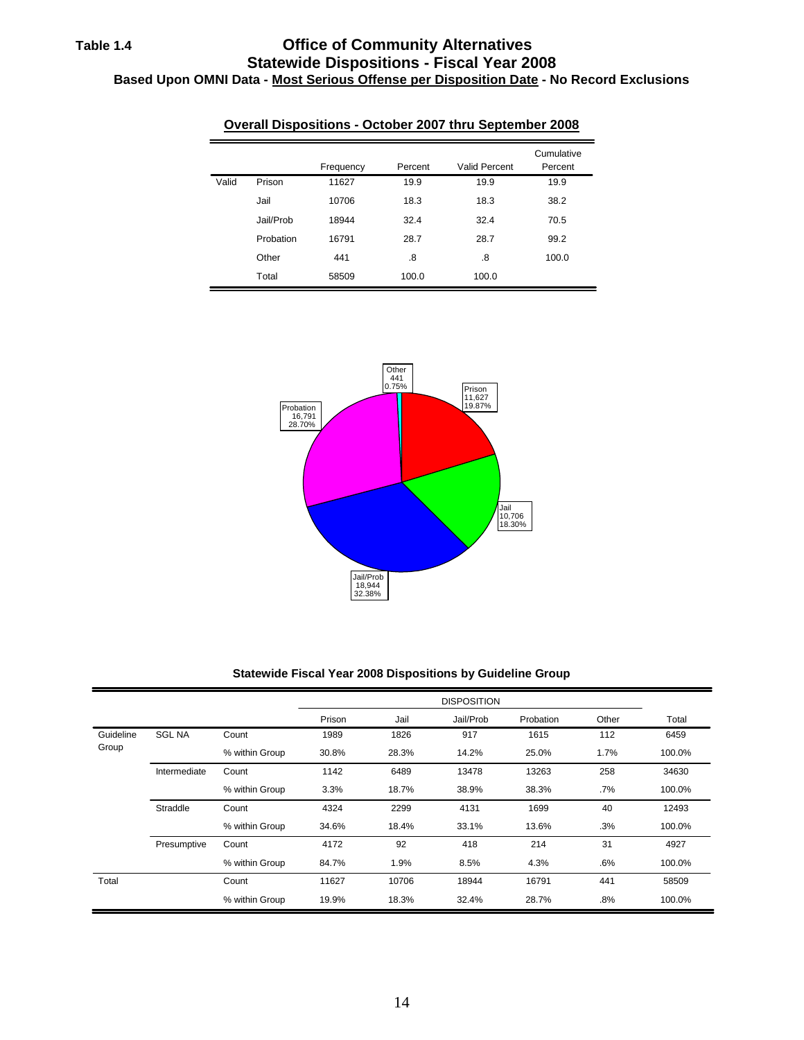**Table 1.4**

# Office of Community Alternatives
## Statewide Dispositions - Fiscal Year 2008
### Based Upon OMNI Data - Most Serious Offense per Disposition Date - No Record Exclusions

**Overall Dispositions - October 2007 thru September 2008**

| | | Frequency | Percent | Valid Percent | Cumulative Percent |
|---|---|---|---|---|---|
| Valid | Prison | 11627 | 19.9 | 19.9 | 19.9 |
| | Jail | 10706 | 18.3 | 18.3 | 38.2 |
| | Jail/Prob | 18944 | 32.4 | 32.4 | 70.5 |
| | Probation | 16791 | 28.7 | 28.7 | 99.2 |
| | Other | 441 | .8 | .8 | 100.0 |
| | Total | 58509 | 100.0 | 100.0 | |

Other 441 0.75%

Prison 11,627 19.87%

Probation 16,791 28.70%

Jail 10,706 18.30%

Jail/Prob 18,944 32.38%

**Statewide Fiscal Year 2008 Dispositions by Guideline Group**

| | | | DISPOSITION | | | | | |
|---|---|---|---|---|---|---|---|---|
| | | | Prison | Jail | Jail/Prob | Probation | Other | Total |
| Guideline Group | SGL NA | Count | 1989 | 1826 | 917 | 1615 | 112 | 6459 |
| | | % within Group | 30.8% | 28.3% | 14.2% | 25.0% | 1.7% | 100.0% |
| | Intermediate | Count | 1142 | 6489 | 13478 | 13263 | 258 | 34630 |
| | | % within Group | 3.3% | 18.7% | 38.9% | 38.3% | .7% | 100.0% |
| | Straddle | Count | 4324 | 2299 | 4131 | 1699 | 40 | 12493 |
| | | % within Group | 34.6% | 18.4% | 33.1% | 13.6% | .3% | 100.0% |
| | Presumptive | Count | 4172 | 92 | 418 | 214 | 31 | 4927 |
| | | % within Group | 84.7% | 1.9% | 8.5% | 4.3% | .6% | 100.0% |
| Total | | Count | 11627 | 10706 | 18944 | 16791 | 441 | 58509 |
| | | % within Group | 19.9% | 18.3% | 32.4% | 28.7% | .8% | 100.0% |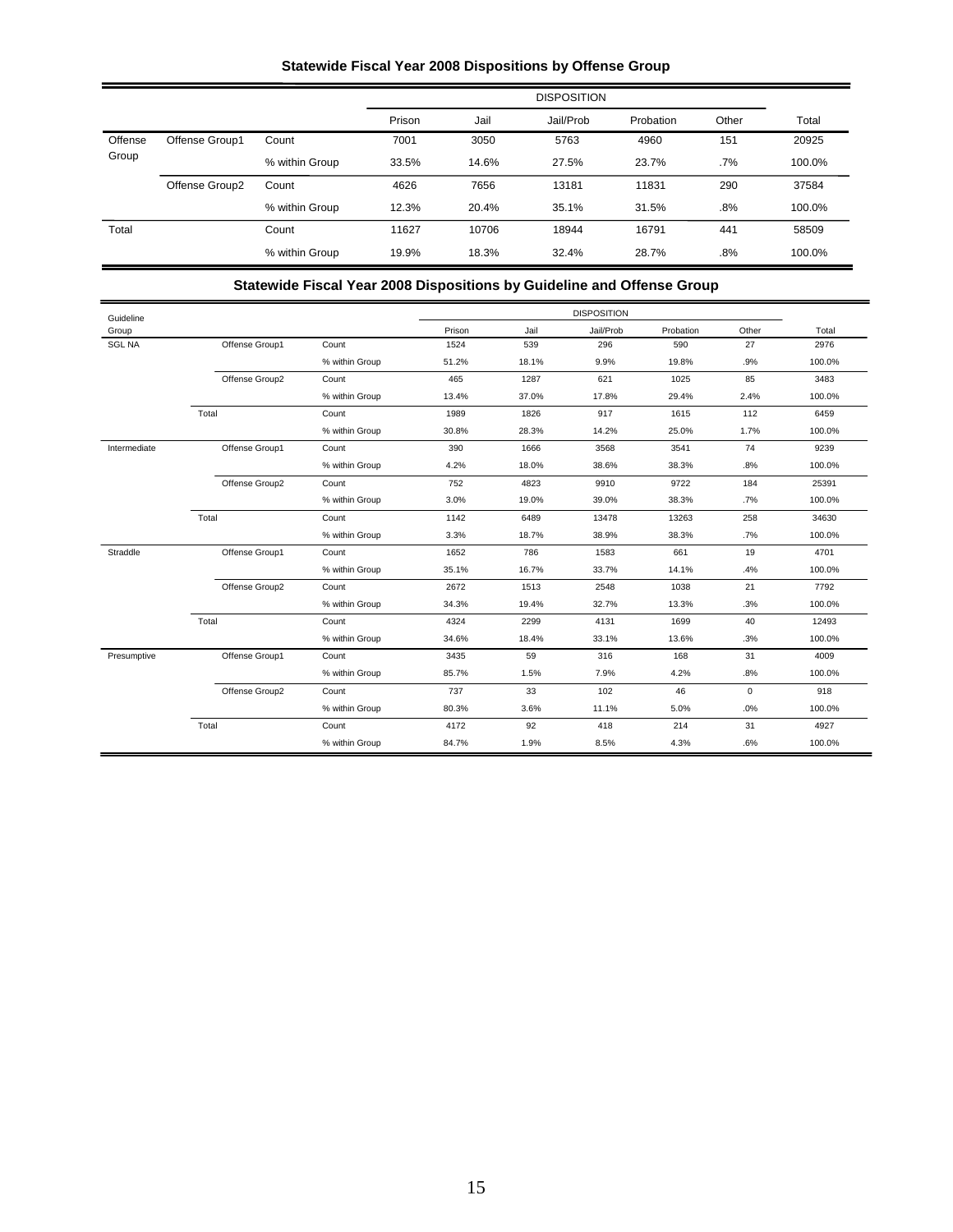### Statewide Fiscal Year 2008 Dispositions by Offense Group

| | | | DISPOSITION | | | | | |
|---|---|---|---|---|---|---|---|---|
| | | | Prison | Jail | Jail/Prob | Probation | Other | Total |
| Offense Group | Offense Group1 | Count | 7001 | 3050 | 5763 | 4960 | 151 | 20925 |
| | | % within Group | 33.5% | 14.6% | 27.5% | 23.7% | .7% | 100.0% |
| | Offense Group2 | Count | 4626 | 7656 | 13181 | 11831 | 290 | 37584 |
| | | % within Group | 12.3% | 20.4% | 35.1% | 31.5% | .8% | 100.0% |
| Total | | Count | 11627 | 10706 | 18944 | 16791 | 441 | 58509 |
| | | % within Group | 19.9% | 18.3% | 32.4% | 28.7% | .8% | 100.0% |

### Statewide Fiscal Year 2008 Dispositions by Guideline and Offense Group

| Guideline Group | | | DISPOSITION | | | | | |
|---|---|---|---|---|---|---|---|---|
| | | | Prison | Jail | Jail/Prob | Probation | Other | Total |
| SGL NA | Offense Group1 | Count | 1524 | 539 | 296 | 590 | 27 | 2976 |
| | | % within Group | 51.2% | 18.1% | 9.9% | 19.8% | .9% | 100.0% |
| | Offense Group2 | Count | 465 | 1287 | 621 | 1025 | 85 | 3483 |
| | | % within Group | 13.4% | 37.0% | 17.8% | 29.4% | 2.4% | 100.0% |
| | Total | Count | 1989 | 1826 | 917 | 1615 | 112 | 6459 |
| | | % within Group | 30.8% | 28.3% | 14.2% | 25.0% | 1.7% | 100.0% |
| Intermediate | Offense Group1 | Count | 390 | 1666 | 3568 | 3541 | 74 | 9239 |
| | | % within Group | 4.2% | 18.0% | 38.6% | 38.3% | .8% | 100.0% |
| | Offense Group2 | Count | 752 | 4823 | 9910 | 9722 | 184 | 25391 |
| | | % within Group | 3.0% | 19.0% | 39.0% | 38.3% | .7% | 100.0% |
| | Total | Count | 1142 | 6489 | 13478 | 13263 | 258 | 34630 |
| | | % within Group | 3.3% | 18.7% | 38.9% | 38.3% | .7% | 100.0% |
| Straddle | Offense Group1 | Count | 1652 | 786 | 1583 | 661 | 19 | 4701 |
| | | % within Group | 35.1% | 16.7% | 33.7% | 14.1% | .4% | 100.0% |
| | Offense Group2 | Count | 2672 | 1513 | 2548 | 1038 | 21 | 7792 |
| | | % within Group | 34.3% | 19.4% | 32.7% | 13.3% | .3% | 100.0% |
| | Total | Count | 4324 | 2299 | 4131 | 1699 | 40 | 12493 |
| | | % within Group | 34.6% | 18.4% | 33.1% | 13.6% | .3% | 100.0% |
| Presumptive | Offense Group1 | Count | 3435 | 59 | 316 | 168 | 31 | 4009 |
| | | % within Group | 85.7% | 1.5% | 7.9% | 4.2% | .8% | 100.0% |
| | Offense Group2 | Count | 737 | 33 | 102 | 46 | 0 | 918 |
| | | % within Group | 80.3% | 3.6% | 11.1% | 5.0% | .0% | 100.0% |
| | Total | Count | 4172 | 92 | 418 | 214 | 31 | 4927 |
| | | % within Group | 84.7% | 1.9% | 8.5% | 4.3% | .6% | 100.0% |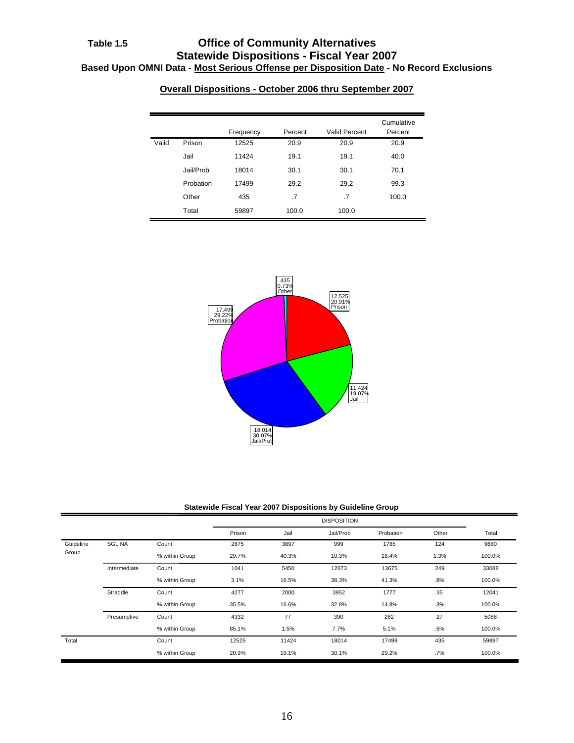# Table 1.5 — Office of Community Alternatives

## Statewide Dispositions - Fiscal Year 2007

### Based Upon OMNI Data - Most Serious Offense per Disposition Date - No Record Exclusions

**Overall Dispositions - October 2006 thru September 2007**

| | | Frequency | Percent | Valid Percent | Cumulative Percent |
|---|---|---|---|---|---|
| Valid | Prison | 12525 | 20.9 | 20.9 | 20.9 |
| | Jail | 11424 | 19.1 | 19.1 | 40.0 |
| | Jail/Prob | 18014 | 30.1 | 30.1 | 70.1 |
| | Probation | 17499 | 29.2 | 29.2 | 99.3 |
| | Other | 435 | .7 | .7 | 100.0 |
| | Total | 59897 | 100.0 | 100.0 | |

435 0.73% Other

12,525 20.91% Prison

11,424 19.07% Jail

18,014 30.07% Jail/Prob

17,499 29.22% Probation

**Statewide Fiscal Year 2007 Dispositions by Guideline Group**

| | | | DISPOSITION | | | | | |
|---|---|---|---|---|---|---|---|---|
| | | | Prison | Jail | Jail/Prob | Probation | Other | Total |
| Guideline Group | SGL NA | Count | 2875 | 3897 | 999 | 1785 | 124 | 9680 |
| | | % within Group | 29.7% | 40.3% | 10.3% | 18.4% | 1.3% | 100.0% |
| | Intermediate | Count | 1041 | 5450 | 12673 | 13675 | 249 | 33088 |
| | | % within Group | 3.1% | 16.5% | 38.3% | 41.3% | .8% | 100.0% |
| | Straddle | Count | 4277 | 2000 | 3952 | 1777 | 35 | 12041 |
| | | % within Group | 35.5% | 16.6% | 32.8% | 14.8% | .3% | 100.0% |
| | Presumptive | Count | 4332 | 77 | 390 | 262 | 27 | 5088 |
| | | % within Group | 85.1% | 1.5% | 7.7% | 5.1% | .5% | 100.0% |
| Total | | Count | 12525 | 11424 | 18014 | 17499 | 435 | 59897 |
| | | % within Group | 20.9% | 19.1% | 30.1% | 29.2% | .7% | 100.0% |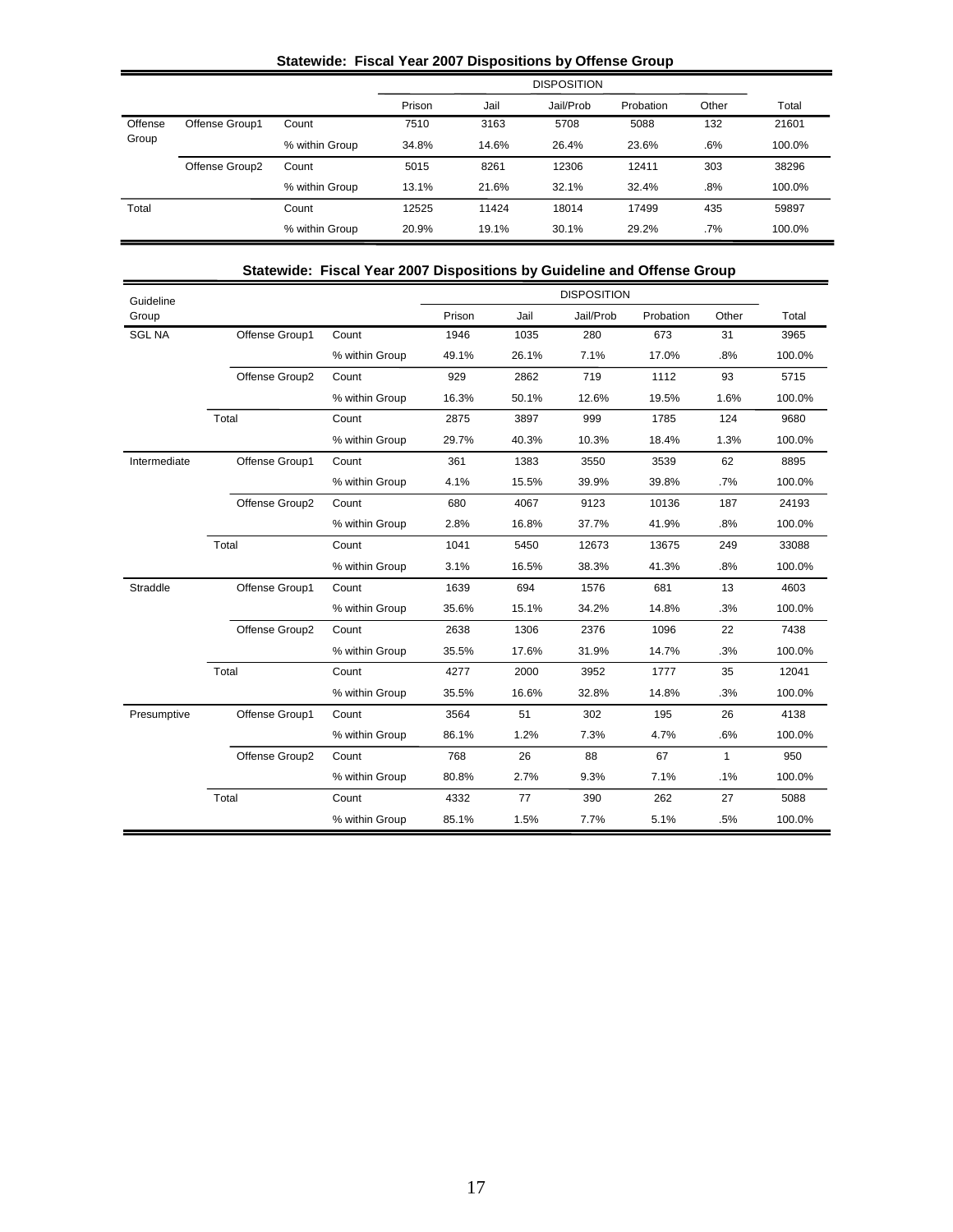**Statewide: Fiscal Year 2007 Dispositions by Offense Group**

| | | | DISPOSITION | | | | | |
|---|---|---|---|---|---|---|---|---|
| | | | Prison | Jail | Jail/Prob | Probation | Other | Total |
| Offense Group | Offense Group1 | Count | 7510 | 3163 | 5708 | 5088 | 132 | 21601 |
| | | % within Group | 34.8% | 14.6% | 26.4% | 23.6% | .6% | 100.0% |
| | Offense Group2 | Count | 5015 | 8261 | 12306 | 12411 | 303 | 38296 |
| | | % within Group | 13.1% | 21.6% | 32.1% | 32.4% | .8% | 100.0% |
| Total | | Count | 12525 | 11424 | 18014 | 17499 | 435 | 59897 |
| | | % within Group | 20.9% | 19.1% | 30.1% | 29.2% | .7% | 100.0% |

**Statewide: Fiscal Year 2007 Dispositions by Guideline and Offense Group**

| Guideline Group | | | DISPOSITION | | | | | |
|---|---|---|---|---|---|---|---|---|
| | | | Prison | Jail | Jail/Prob | Probation | Other | Total |
| SGL NA | Offense Group1 | Count | 1946 | 1035 | 280 | 673 | 31 | 3965 |
| | | % within Group | 49.1% | 26.1% | 7.1% | 17.0% | .8% | 100.0% |
| | Offense Group2 | Count | 929 | 2862 | 719 | 1112 | 93 | 5715 |
| | | % within Group | 16.3% | 50.1% | 12.6% | 19.5% | 1.6% | 100.0% |
| | Total | Count | 2875 | 3897 | 999 | 1785 | 124 | 9680 |
| | | % within Group | 29.7% | 40.3% | 10.3% | 18.4% | 1.3% | 100.0% |
| Intermediate | Offense Group1 | Count | 361 | 1383 | 3550 | 3539 | 62 | 8895 |
| | | % within Group | 4.1% | 15.5% | 39.9% | 39.8% | .7% | 100.0% |
| | Offense Group2 | Count | 680 | 4067 | 9123 | 10136 | 187 | 24193 |
| | | % within Group | 2.8% | 16.8% | 37.7% | 41.9% | .8% | 100.0% |
| | Total | Count | 1041 | 5450 | 12673 | 13675 | 249 | 33088 |
| | | % within Group | 3.1% | 16.5% | 38.3% | 41.3% | .8% | 100.0% |
| Straddle | Offense Group1 | Count | 1639 | 694 | 1576 | 681 | 13 | 4603 |
| | | % within Group | 35.6% | 15.1% | 34.2% | 14.8% | .3% | 100.0% |
| | Offense Group2 | Count | 2638 | 1306 | 2376 | 1096 | 22 | 7438 |
| | | % within Group | 35.5% | 17.6% | 31.9% | 14.7% | .3% | 100.0% |
| | Total | Count | 4277 | 2000 | 3952 | 1777 | 35 | 12041 |
| | | % within Group | 35.5% | 16.6% | 32.8% | 14.8% | .3% | 100.0% |
| Presumptive | Offense Group1 | Count | 3564 | 51 | 302 | 195 | 26 | 4138 |
| | | % within Group | 86.1% | 1.2% | 7.3% | 4.7% | .6% | 100.0% |
| | Offense Group2 | Count | 768 | 26 | 88 | 67 | 1 | 950 |
| | | % within Group | 80.8% | 2.7% | 9.3% | 7.1% | .1% | 100.0% |
| | Total | Count | 4332 | 77 | 390 | 262 | 27 | 5088 |
| | | % within Group | 85.1% | 1.5% | 7.7% | 5.1% | .5% | 100.0% |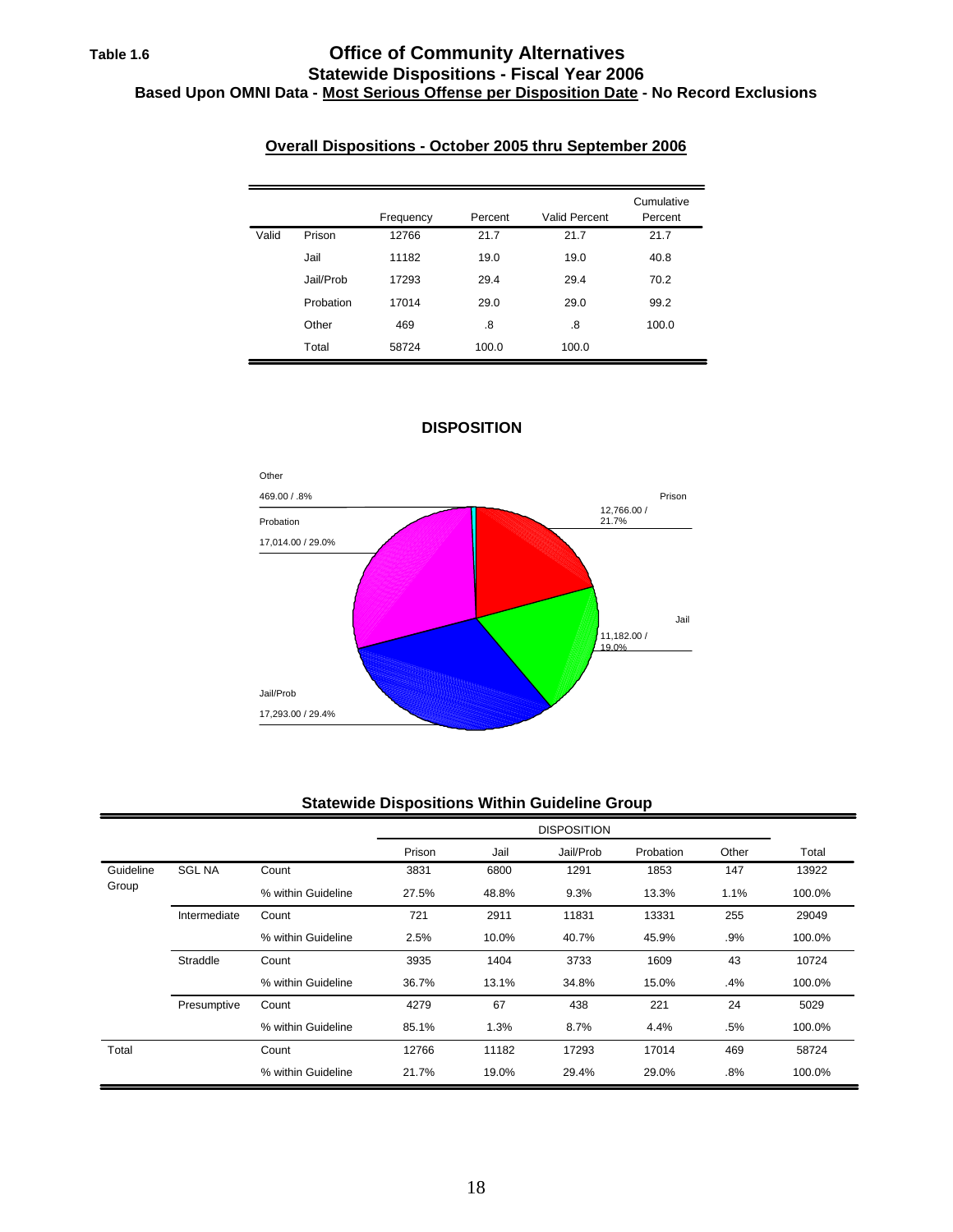Table 1.6

# Office of Community Alternatives

## Statewide Dispositions - Fiscal Year 2006

### Based Upon OMNI Data - Most Serious Offense per Disposition Date - No Record Exclusions

**Overall Dispositions - October 2005 thru September 2006**

| | | Frequency | Percent | Valid Percent | Cumulative Percent |
|---|---|---|---|---|---|
| Valid | Prison | 12766 | 21.7 | 21.7 | 21.7 |
| | Jail | 11182 | 19.0 | 19.0 | 40.8 |
| | Jail/Prob | 17293 | 29.4 | 29.4 | 70.2 |
| | Probation | 17014 | 29.0 | 29.0 | 99.2 |
| | Other | 469 | .8 | .8 | 100.0 |
| | Total | 58724 | 100.0 | 100.0 | |

**DISPOSITION**

Other 469.00 / .8%

Prison 12,766.00 / 21.7%

Probation 17,014.00 / 29.0%

Jail 11,182.00 / 19.0%

Jail/Prob 17,293.00 / 29.4%

**Statewide Dispositions Within Guideline Group**

| | | | DISPOSITION | | | | | |
|---|---|---|---|---|---|---|---|---|
| | | | Prison | Jail | Jail/Prob | Probation | Other | Total |
| Guideline Group | SGL NA | Count | 3831 | 6800 | 1291 | 1853 | 147 | 13922 |
| | | % within Guideline | 27.5% | 48.8% | 9.3% | 13.3% | 1.1% | 100.0% |
| | Intermediate | Count | 721 | 2911 | 11831 | 13331 | 255 | 29049 |
| | | % within Guideline | 2.5% | 10.0% | 40.7% | 45.9% | .9% | 100.0% |
| | Straddle | Count | 3935 | 1404 | 3733 | 1609 | 43 | 10724 |
| | | % within Guideline | 36.7% | 13.1% | 34.8% | 15.0% | .4% | 100.0% |
| | Presumptive | Count | 4279 | 67 | 438 | 221 | 24 | 5029 |
| | | % within Guideline | 85.1% | 1.3% | 8.7% | 4.4% | .5% | 100.0% |
| Total | | Count | 12766 | 11182 | 17293 | 17014 | 469 | 58724 |
| | | % within Guideline | 21.7% | 19.0% | 29.4% | 29.0% | .8% | 100.0% |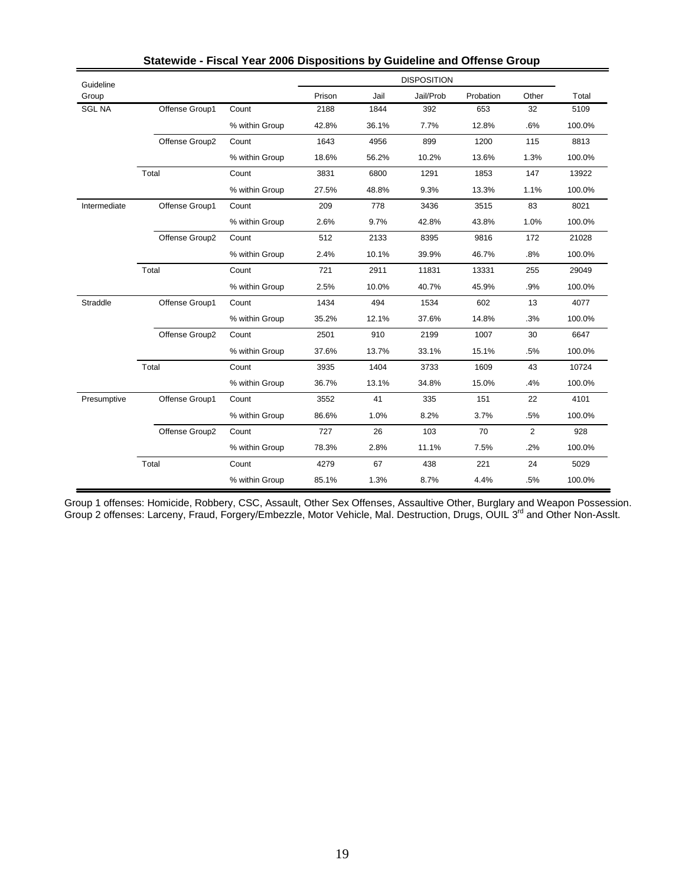**Statewide - Fiscal Year 2006 Dispositions by Guideline and Offense Group**

| Guideline Group | | | DISPOSITION | | | | | |
|---|---|---|---|---|---|---|---|---|
| | | | Prison | Jail | Jail/Prob | Probation | Other | Total |
| SGL NA | Offense Group1 | Count | 2188 | 1844 | 392 | 653 | 32 | 5109 |
| | | % within Group | 42.8% | 36.1% | 7.7% | 12.8% | .6% | 100.0% |
| | Offense Group2 | Count | 1643 | 4956 | 899 | 1200 | 115 | 8813 |
| | | % within Group | 18.6% | 56.2% | 10.2% | 13.6% | 1.3% | 100.0% |
| | Total | Count | 3831 | 6800 | 1291 | 1853 | 147 | 13922 |
| | | % within Group | 27.5% | 48.8% | 9.3% | 13.3% | 1.1% | 100.0% |
| Intermediate | Offense Group1 | Count | 209 | 778 | 3436 | 3515 | 83 | 8021 |
| | | % within Group | 2.6% | 9.7% | 42.8% | 43.8% | 1.0% | 100.0% |
| | Offense Group2 | Count | 512 | 2133 | 8395 | 9816 | 172 | 21028 |
| | | % within Group | 2.4% | 10.1% | 39.9% | 46.7% | .8% | 100.0% |
| | Total | Count | 721 | 2911 | 11831 | 13331 | 255 | 29049 |
| | | % within Group | 2.5% | 10.0% | 40.7% | 45.9% | .9% | 100.0% |
| Straddle | Offense Group1 | Count | 1434 | 494 | 1534 | 602 | 13 | 4077 |
| | | % within Group | 35.2% | 12.1% | 37.6% | 14.8% | .3% | 100.0% |
| | Offense Group2 | Count | 2501 | 910 | 2199 | 1007 | 30 | 6647 |
| | | % within Group | 37.6% | 13.7% | 33.1% | 15.1% | .5% | 100.0% |
| | Total | Count | 3935 | 1404 | 3733 | 1609 | 43 | 10724 |
| | | % within Group | 36.7% | 13.1% | 34.8% | 15.0% | .4% | 100.0% |
| Presumptive | Offense Group1 | Count | 3552 | 41 | 335 | 151 | 22 | 4101 |
| | | % within Group | 86.6% | 1.0% | 8.2% | 3.7% | .5% | 100.0% |
| | Offense Group2 | Count | 727 | 26 | 103 | 70 | 2 | 928 |
| | | % within Group | 78.3% | 2.8% | 11.1% | 7.5% | .2% | 100.0% |
| | Total | Count | 4279 | 67 | 438 | 221 | 24 | 5029 |
| | | % within Group | 85.1% | 1.3% | 8.7% | 4.4% | .5% | 100.0% |

Group 1 offenses: Homicide, Robbery, CSC, Assault, Other Sex Offenses, Assaultive Other, Burglary and Weapon Possession.
Group 2 offenses: Larceny, Fraud, Forgery/Embezzle, Motor Vehicle, Mal. Destruction, Drugs, OUIL 3rd and Other Non-Asslt.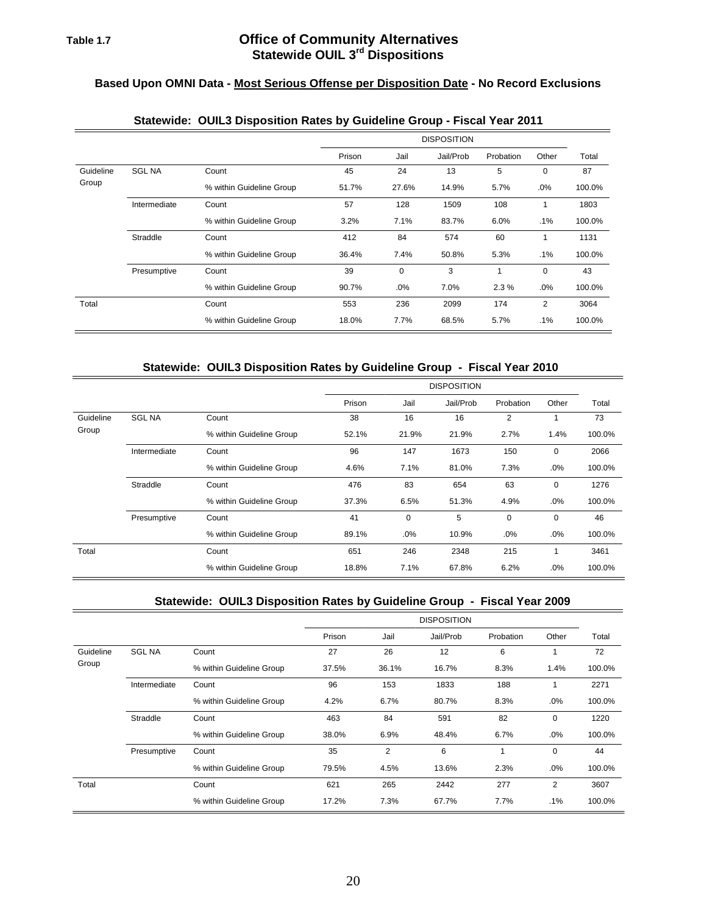**Table 1.7**

## Office of Community Alternatives
## Statewide OUIL 3rd Dispositions

**Based Upon OMNI Data - Most Serious Offense per Disposition Date - No Record Exclusions**

### Statewide: OUIL3 Disposition Rates by Guideline Group - Fiscal Year 2011

| | | | DISPOSITION | | | | | |
|---|---|---|---|---|---|---|---|---|
| | | | Prison | Jail | Jail/Prob | Probation | Other | Total |
| Guideline Group | SGL NA | Count | 45 | 24 | 13 | 5 | 0 | 87 |
| | | % within Guideline Group | 51.7% | 27.6% | 14.9% | 5.7% | .0% | 100.0% |
| | Intermediate | Count | 57 | 128 | 1509 | 108 | 1 | 1803 |
| | | % within Guideline Group | 3.2% | 7.1% | 83.7% | 6.0% | .1% | 100.0% |
| | Straddle | Count | 412 | 84 | 574 | 60 | 1 | 1131 |
| | | % within Guideline Group | 36.4% | 7.4% | 50.8% | 5.3% | .1% | 100.0% |
| | Presumptive | Count | 39 | 0 | 3 | 1 | 0 | 43 |
| | | % within Guideline Group | 90.7% | .0% | 7.0% | 2.3 % | .0% | 100.0% |
| Total | | Count | 553 | 236 | 2099 | 174 | 2 | 3064 |
| | | % within Guideline Group | 18.0% | 7.7% | 68.5% | 5.7% | .1% | 100.0% |

### Statewide: OUIL3 Disposition Rates by Guideline Group - Fiscal Year 2010

| | | | DISPOSITION | | | | | |
|---|---|---|---|---|---|---|---|---|
| | | | Prison | Jail | Jail/Prob | Probation | Other | Total |
| Guideline Group | SGL NA | Count | 38 | 16 | 16 | 2 | 1 | 73 |
| | | % within Guideline Group | 52.1% | 21.9% | 21.9% | 2.7% | 1.4% | 100.0% |
| | Intermediate | Count | 96 | 147 | 1673 | 150 | 0 | 2066 |
| | | % within Guideline Group | 4.6% | 7.1% | 81.0% | 7.3% | .0% | 100.0% |
| | Straddle | Count | 476 | 83 | 654 | 63 | 0 | 1276 |
| | | % within Guideline Group | 37.3% | 6.5% | 51.3% | 4.9% | .0% | 100.0% |
| | Presumptive | Count | 41 | 0 | 5 | 0 | 0 | 46 |
| | | % within Guideline Group | 89.1% | .0% | 10.9% | .0% | .0% | 100.0% |
| Total | | Count | 651 | 246 | 2348 | 215 | 1 | 3461 |
| | | % within Guideline Group | 18.8% | 7.1% | 67.8% | 6.2% | .0% | 100.0% |

### Statewide: OUIL3 Disposition Rates by Guideline Group - Fiscal Year 2009

| | | | DISPOSITION | | | | | |
|---|---|---|---|---|---|---|---|---|
| | | | Prison | Jail | Jail/Prob | Probation | Other | Total |
| Guideline Group | SGL NA | Count | 27 | 26 | 12 | 6 | 1 | 72 |
| | | % within Guideline Group | 37.5% | 36.1% | 16.7% | 8.3% | 1.4% | 100.0% |
| | Intermediate | Count | 96 | 153 | 1833 | 188 | 1 | 2271 |
| | | % within Guideline Group | 4.2% | 6.7% | 80.7% | 8.3% | .0% | 100.0% |
| | Straddle | Count | 463 | 84 | 591 | 82 | 0 | 1220 |
| | | % within Guideline Group | 38.0% | 6.9% | 48.4% | 6.7% | .0% | 100.0% |
| | Presumptive | Count | 35 | 2 | 6 | 1 | 0 | 44 |
| | | % within Guideline Group | 79.5% | 4.5% | 13.6% | 2.3% | .0% | 100.0% |
| Total | | Count | 621 | 265 | 2442 | 277 | 2 | 3607 |
| | | % within Guideline Group | 17.2% | 7.3% | 67.7% | 7.7% | .1% | 100.0% |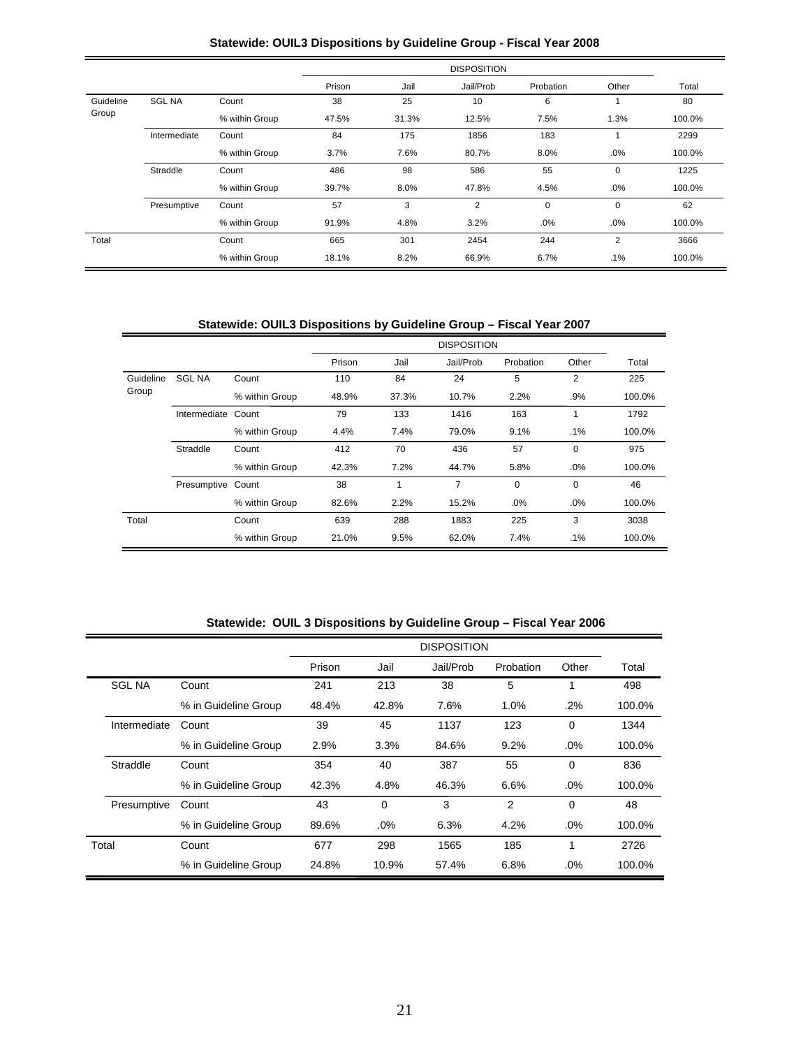### Statewide: OUIL3 Dispositions by Guideline Group - Fiscal Year 2008

| | | | DISPOSITION | | | | | |
|---|---|---|---|---|---|---|---|---|
| | | | Prison | Jail | Jail/Prob | Probation | Other | Total |
| Guideline Group | SGL NA | Count | 38 | 25 | 10 | 6 | 1 | 80 |
| | | % within Group | 47.5% | 31.3% | 12.5% | 7.5% | 1.3% | 100.0% |
| | Intermediate | Count | 84 | 175 | 1856 | 183 | 1 | 2299 |
| | | % within Group | 3.7% | 7.6% | 80.7% | 8.0% | .0% | 100.0% |
| | Straddle | Count | 486 | 98 | 586 | 55 | 0 | 1225 |
| | | % within Group | 39.7% | 8.0% | 47.8% | 4.5% | .0% | 100.0% |
| | Presumptive | Count | 57 | 3 | 2 | 0 | 0 | 62 |
| | | % within Group | 91.9% | 4.8% | 3.2% | .0% | .0% | 100.0% |
| Total | | Count | 665 | 301 | 2454 | 244 | 2 | 3666 |
| | | % within Group | 18.1% | 8.2% | 66.9% | 6.7% | .1% | 100.0% |

### Statewide: OUIL3 Dispositions by Guideline Group – Fiscal Year 2007

| | | | DISPOSITION | | | | | |
|---|---|---|---|---|---|---|---|---|
| | | | Prison | Jail | Jail/Prob | Probation | Other | Total |
| Guideline Group | SGL NA | Count | 110 | 84 | 24 | 5 | 2 | 225 |
| | | % within Group | 48.9% | 37.3% | 10.7% | 2.2% | .9% | 100.0% |
| | Intermediate | Count | 79 | 133 | 1416 | 163 | 1 | 1792 |
| | | % within Group | 4.4% | 7.4% | 79.0% | 9.1% | .1% | 100.0% |
| | Straddle | Count | 412 | 70 | 436 | 57 | 0 | 975 |
| | | % within Group | 42.3% | 7.2% | 44.7% | 5.8% | .0% | 100.0% |
| | Presumptive | Count | 38 | 1 | 7 | 0 | 0 | 46 |
| | | % within Group | 82.6% | 2.2% | 15.2% | .0% | .0% | 100.0% |
| Total | | Count | 639 | 288 | 1883 | 225 | 3 | 3038 |
| | | % within Group | 21.0% | 9.5% | 62.0% | 7.4% | .1% | 100.0% |

### Statewide: OUIL 3 Dispositions by Guideline Group – Fiscal Year 2006

| | | DISPOSITION | | | | | |
|---|---|---|---|---|---|---|---|
| | | Prison | Jail | Jail/Prob | Probation | Other | Total |
| SGL NA | Count | 241 | 213 | 38 | 5 | 1 | 498 |
| | % in Guideline Group | 48.4% | 42.8% | 7.6% | 1.0% | .2% | 100.0% |
| Intermediate | Count | 39 | 45 | 1137 | 123 | 0 | 1344 |
| | % in Guideline Group | 2.9% | 3.3% | 84.6% | 9.2% | .0% | 100.0% |
| Straddle | Count | 354 | 40 | 387 | 55 | 0 | 836 |
| | % in Guideline Group | 42.3% | 4.8% | 46.3% | 6.6% | .0% | 100.0% |
| Presumptive | Count | 43 | 0 | 3 | 2 | 0 | 48 |
| | % in Guideline Group | 89.6% | .0% | 6.3% | 4.2% | .0% | 100.0% |
| Total | Count | 677 | 298 | 1565 | 185 | 1 | 2726 |
| | % in Guideline Group | 24.8% | 10.9% | 57.4% | 6.8% | .0% | 100.0% |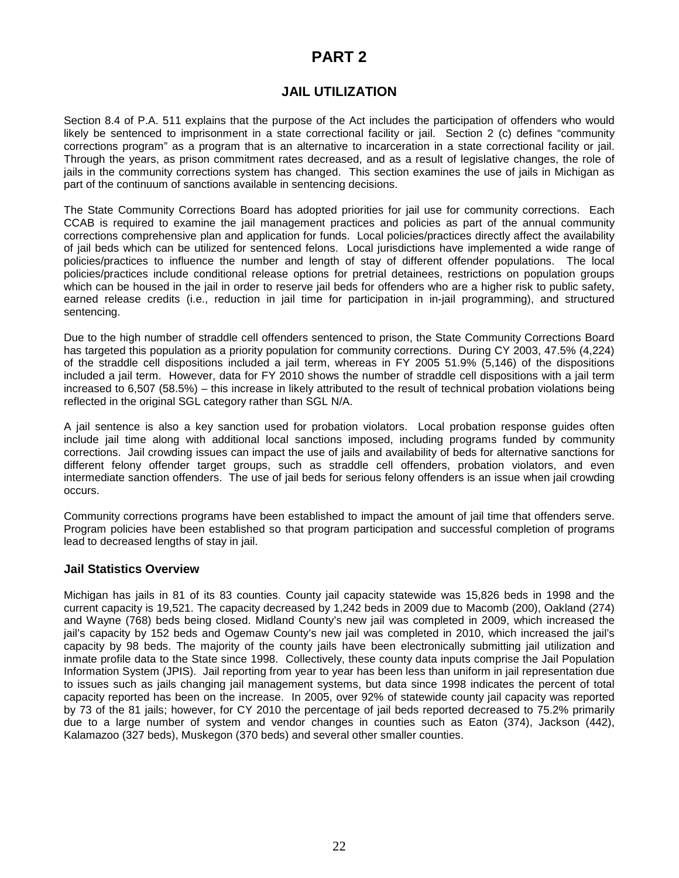# PART 2

## JAIL UTILIZATION

Section 8.4 of P.A. 511 explains that the purpose of the Act includes the participation of offenders who would likely be sentenced to imprisonment in a state correctional facility or jail. Section 2 (c) defines "community corrections program" as a program that is an alternative to incarceration in a state correctional facility or jail. Through the years, as prison commitment rates decreased, and as a result of legislative changes, the role of jails in the community corrections system has changed. This section examines the use of jails in Michigan as part of the continuum of sanctions available in sentencing decisions.

The State Community Corrections Board has adopted priorities for jail use for community corrections. Each CCAB is required to examine the jail management practices and policies as part of the annual community corrections comprehensive plan and application for funds. Local policies/practices directly affect the availability of jail beds which can be utilized for sentenced felons. Local jurisdictions have implemented a wide range of policies/practices to influence the number and length of stay of different offender populations. The local policies/practices include conditional release options for pretrial detainees, restrictions on population groups which can be housed in the jail in order to reserve jail beds for offenders who are a higher risk to public safety, earned release credits (i.e., reduction in jail time for participation in in-jail programming), and structured sentencing.

Due to the high number of straddle cell offenders sentenced to prison, the State Community Corrections Board has targeted this population as a priority population for community corrections. During CY 2003, 47.5% (4,224) of the straddle cell dispositions included a jail term, whereas in FY 2005 51.9% (5,146) of the dispositions included a jail term. However, data for FY 2010 shows the number of straddle cell dispositions with a jail term increased to 6,507 (58.5%) – this increase in likely attributed to the result of technical probation violations being reflected in the original SGL category rather than SGL N/A.

A jail sentence is also a key sanction used for probation violators. Local probation response guides often include jail time along with additional local sanctions imposed, including programs funded by community corrections. Jail crowding issues can impact the use of jails and availability of beds for alternative sanctions for different felony offender target groups, such as straddle cell offenders, probation violators, and even intermediate sanction offenders. The use of jail beds for serious felony offenders is an issue when jail crowding occurs.

Community corrections programs have been established to impact the amount of jail time that offenders serve. Program policies have been established so that program participation and successful completion of programs lead to decreased lengths of stay in jail.

### Jail Statistics Overview

Michigan has jails in 81 of its 83 counties. County jail capacity statewide was 15,826 beds in 1998 and the current capacity is 19,521. The capacity decreased by 1,242 beds in 2009 due to Macomb (200), Oakland (274) and Wayne (768) beds being closed. Midland County's new jail was completed in 2009, which increased the jail's capacity by 152 beds and Ogemaw County's new jail was completed in 2010, which increased the jail's capacity by 98 beds. The majority of the county jails have been electronically submitting jail utilization and inmate profile data to the State since 1998. Collectively, these county data inputs comprise the Jail Population Information System (JPIS). Jail reporting from year to year has been less than uniform in jail representation due to issues such as jails changing jail management systems, but data since 1998 indicates the percent of total capacity reported has been on the increase. In 2005, over 92% of statewide county jail capacity was reported by 73 of the 81 jails; however, for CY 2010 the percentage of jail beds reported decreased to 75.2% primarily due to a large number of system and vendor changes in counties such as Eaton (374), Jackson (442), Kalamazoo (327 beds), Muskegon (370 beds) and several other smaller counties.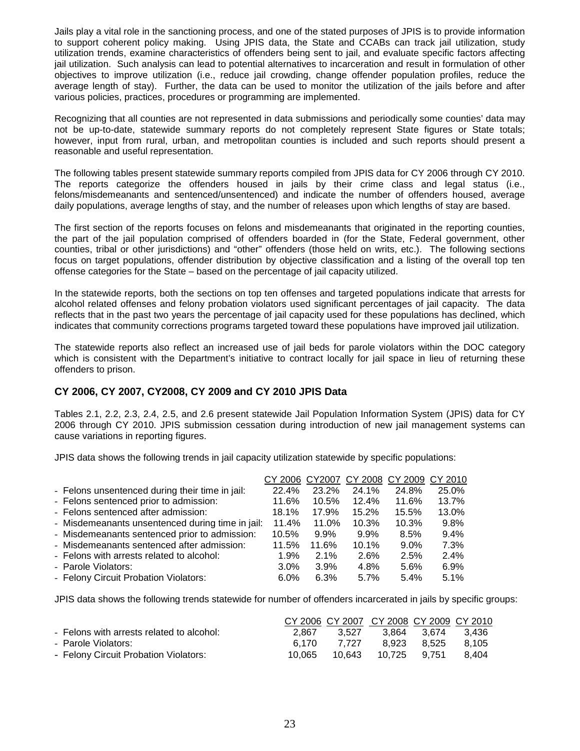Jails play a vital role in the sanctioning process, and one of the stated purposes of JPIS is to provide information to support coherent policy making. Using JPIS data, the State and CCABs can track jail utilization, study utilization trends, examine characteristics of offenders being sent to jail, and evaluate specific factors affecting jail utilization. Such analysis can lead to potential alternatives to incarceration and result in formulation of other objectives to improve utilization (i.e., reduce jail crowding, change offender population profiles, reduce the average length of stay). Further, the data can be used to monitor the utilization of the jails before and after various policies, practices, procedures or programming are implemented.

Recognizing that all counties are not represented in data submissions and periodically some counties' data may not be up-to-date, statewide summary reports do not completely represent State figures or State totals; however, input from rural, urban, and metropolitan counties is included and such reports should present a reasonable and useful representation.

The following tables present statewide summary reports compiled from JPIS data for CY 2006 through CY 2010. The reports categorize the offenders housed in jails by their crime class and legal status (i.e., felons/misdemeanants and sentenced/unsentenced) and indicate the number of offenders housed, average daily populations, average lengths of stay, and the number of releases upon which lengths of stay are based.

The first section of the reports focuses on felons and misdemeanants that originated in the reporting counties, the part of the jail population comprised of offenders boarded in (for the State, Federal government, other counties, tribal or other jurisdictions) and "other" offenders (those held on writs, etc.). The following sections focus on target populations, offender distribution by objective classification and a listing of the overall top ten offense categories for the State – based on the percentage of jail capacity utilized.

In the statewide reports, both the sections on top ten offenses and targeted populations indicate that arrests for alcohol related offenses and felony probation violators used significant percentages of jail capacity. The data reflects that in the past two years the percentage of jail capacity used for these populations has declined, which indicates that community corrections programs targeted toward these populations have improved jail utilization.

The statewide reports also reflect an increased use of jail beds for parole violators within the DOC category which is consistent with the Department's initiative to contract locally for jail space in lieu of returning these offenders to prison.

## CY 2006, CY 2007, CY2008, CY 2009 and CY 2010 JPIS Data

Tables 2.1, 2.2, 2.3, 2.4, 2.5, and 2.6 present statewide Jail Population Information System (JPIS) data for CY 2006 through CY 2010. JPIS submission cessation during introduction of new jail management systems can cause variations in reporting figures.

JPIS data shows the following trends in jail capacity utilization statewide by specific populations:

| | CY 2006 | CY2007 | CY 2008 | CY 2009 | CY 2010 |
|---|---|---|---|---|---|
| - Felons unsentenced during their time in jail: | 22.4% | 23.2% | 24.1% | 24.8% | 25.0% |
| - Felons sentenced prior to admission: | 11.6% | 10.5% | 12.4% | 11.6% | 13.7% |
| - Felons sentenced after admission: | 18.1% | 17.9% | 15.2% | 15.5% | 13.0% |
| - Misdemeanants unsentenced during time in jail: | 11.4% | 11.0% | 10.3% | 10.3% | 9.8% |
| - Misdemeanants sentenced prior to admission: | 10.5% | 9.9% | 9.9% | 8.5% | 9.4% |
| - Misdemeanants sentenced after admission: | 11.5% | 11.6% | 10.1% | 9.0% | 7.3% |
| - Felons with arrests related to alcohol: | 1.9% | 2.1% | 2.6% | 2.5% | 2.4% |
| - Parole Violators: | 3.0% | 3.9% | 4.8% | 5.6% | 6.9% |
| - Felony Circuit Probation Violators: | 6.0% | 6.3% | 5.7% | 5.4% | 5.1% |

JPIS data shows the following trends statewide for number of offenders incarcerated in jails by specific groups:

| | CY 2006 | CY 2007 | CY 2008 | CY 2009 | CY 2010 |
|---|---|---|---|---|---|
| - Felons with arrests related to alcohol: | 2,867 | 3,527 | 3,864 | 3,674 | 3,436 |
| - Parole Violators: | 6,170 | 7,727 | 8,923 | 8,525 | 8,105 |
| - Felony Circuit Probation Violators: | 10,065 | 10,643 | 10,725 | 9,751 | 8,404 |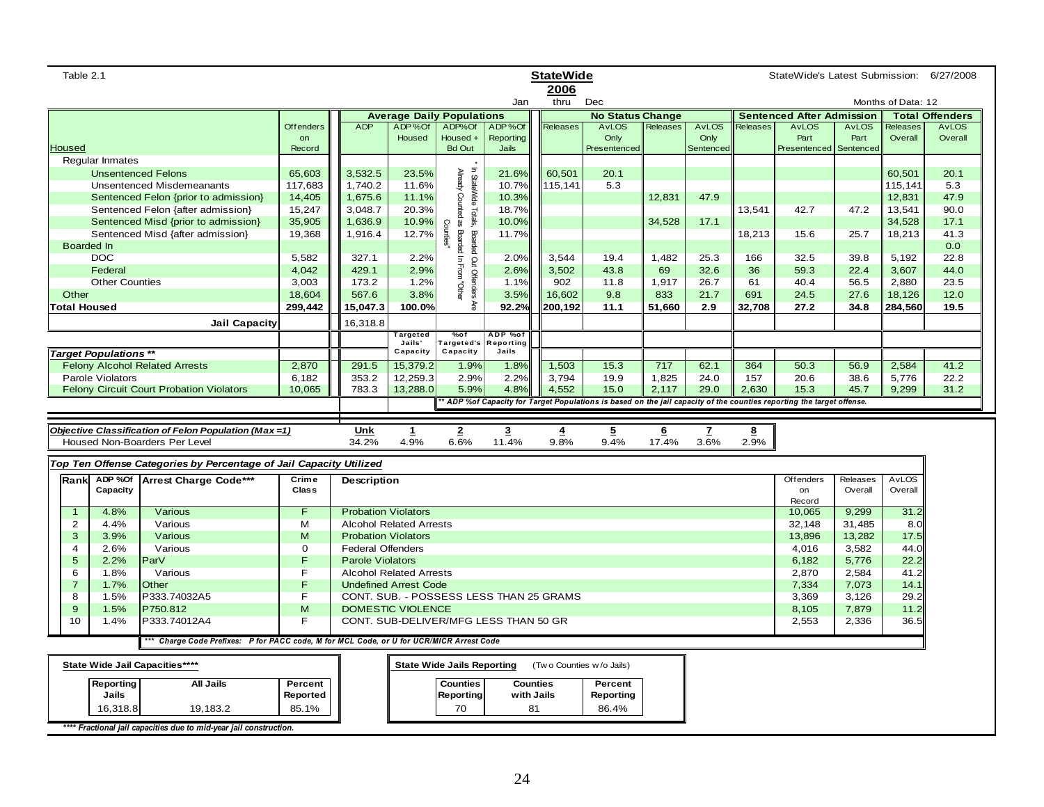Table 2.1

**StateWide**

**2006**

Jan thru Dec

StateWide's Latest Submission: 6/27/2008

Months of Data: 12

| Housed | Offenders on Record | ADP | ADP %Of Housed | ADP%Of Housed + Bd Out | ADP %Of Reporting Jails | No Status Change: Releases | No Status Change: AvLOS Only Presentenced | No Status Change: Releases | No Status Change: AvLOS Only Sentenced | Sentenced After Admission: Releases | Sentenced After Admission: AvLOS Part Presentenced | Sentenced After Admission: AvLOS Part Sentenced | Total Offenders: Releases Overall | Total Offenders: AvLOS Overall |
|---|---|---|---|---|---|---|---|---|---|---|---|---|---|---|
| Regular Inmates | | | | | | | | | | | | | | |
| Unsentenced Felons | 65,603 | 3,532.5 | 23.5% | * In StateWide Totals, Boarded Out Offenders Are Already Counted as Boarded In From "Other Counties" | 21.6% | 60,501 | 20.1 | | | | | | 60,501 | 20.1 |
| Unsentenced Misdemeanants | 117,683 | 1,740.2 | 11.6% | | 10.7% | 115,141 | 5.3 | | | | | | 115,141 | 5.3 |
| Sentenced Felon {prior to admission} | 14,405 | 1,675.6 | 11.1% | | 10.3% | | | 12,831 | 47.9 | | | | 12,831 | 47.9 |
| Sentenced Felon {after admission} | 15,247 | 3,048.7 | 20.3% | | 18.7% | | | | | 13,541 | 42.7 | 47.2 | 13,541 | 90.0 |
| Sentenced Misd {prior to admission} | 35,905 | 1,636.9 | 10.9% | | 10.0% | | | 34,528 | 17.1 | | | | 34,528 | 17.1 |
| Sentenced Misd {after admission} | 19,368 | 1,916.4 | 12.7% | | 11.7% | | | | | 18,213 | 15.6 | 25.7 | 18,213 | 41.3 |
| Boarded In | | | | | | | | | | | | | | 0.0 |
| DOC | 5,582 | 327.1 | 2.2% | | 2.0% | 3,544 | 19.4 | 1,482 | 25.3 | 166 | 32.5 | 39.8 | 5,192 | 22.8 |
| Federal | 4,042 | 429.1 | 2.9% | | 2.6% | 3,502 | 43.8 | 69 | 32.6 | 36 | 59.3 | 22.4 | 3,607 | 44.0 |
| Other Counties | 3,003 | 173.2 | 1.2% | | 1.1% | 902 | 11.8 | 1,917 | 26.7 | 61 | 40.4 | 56.5 | 2,880 | 23.5 |
| Other | 18,604 | 567.6 | 3.8% | | 3.5% | 16,602 | 9.8 | 833 | 21.7 | 691 | 24.5 | 27.6 | 18,126 | 12.0 |
| **Total Housed** | **299,442** | **15,047.3** | **100.0%** | | **92.2%** | **200,192** | **11.1** | **51,660** | **2.9** | **32,708** | **27.2** | **34.8** | **284,560** | **19.5** |
| **Jail Capacity** | | 16,318.8 | | | | | | | | | | | | |

| *Target Populations ** * | Offenders on Record | ADP | Targeted Jails' Capacity | %of Targeted's Capacity | ADP %of Reporting Jails | No Status Change: Releases | AvLOS Only Presentenced | Releases | AvLOS Only Sentenced | Sentenced After Admission: Releases | AvLOS Part Presentenced | AvLOS Part Sentenced | Releases Overall | AvLOS Overall |
|---|---|---|---|---|---|---|---|---|---|---|---|---|---|---|
| Felony Alcohol Related Arrests | 2,870 | 291.5 | 15,379.2 | 1.9% | 1.8% | 1,503 | 15.3 | 717 | 62.1 | 364 | 50.3 | 56.9 | 2,584 | 41.2 |
| Parole Violators | 6,182 | 353.2 | 12,259.3 | 2.9% | 2.2% | 3,794 | 19.9 | 1,825 | 24.0 | 157 | 20.6 | 38.6 | 5,776 | 22.2 |
| Felony Circuit Court Probation Violators | 10,065 | 783.3 | 13,288.0 | 5.9% | 4.8% | 4,552 | 15.0 | 2,117 | 29.0 | 2,630 | 15.3 | 45.7 | 9,299 | 31.2 |

*** ADP %of Capacity for Target Populations is based on the jail capacity of the counties reporting the target offense.*

| *Objective Classification of Felon Population (Max =1)* | Unk | 1 | 2 | 3 | 4 | 5 | 6 | 7 | 8 |
|---|---|---|---|---|---|---|---|---|---|
| Housed Non-Boarders Per Level | 34.2% | 4.9% | 6.6% | 11.4% | 9.8% | 9.4% | 17.4% | 3.6% | 2.9% |

***Top Ten Offense Categories by Percentage of Jail Capacity Utilized***

| Rank | ADP %Of Capacity | Arrest Charge Code*** | Crime Class | Description | Offenders on Record | Releases Overall | AvLOS Overall |
|---|---|---|---|---|---|---|---|
| 1 | 4.8% | Various | F | Probation Violators | 10,065 | 9,299 | 31.2 |
| 2 | 4.4% | Various | M | Alcohol Related Arrests | 32,148 | 31,485 | 8.0 |
| 3 | 3.9% | Various | M | Probation Violators | 13,896 | 13,282 | 17.5 |
| 4 | 2.6% | Various | O | Federal Offenders | 4,016 | 3,582 | 44.0 |
| 5 | 2.2% | ParV | F | Parole Violators | 6,182 | 5,776 | 22.2 |
| 6 | 1.8% | Various | F | Alcohol Related Arrests | 2,870 | 2,584 | 41.2 |
| 7 | 1.7% | Other | F | Undefined Arrest Code | 7,334 | 7,073 | 14.1 |
| 8 | 1.5% | P333.74032A5 | F | CONT. SUB. - POSSESS LESS THAN 25 GRAMS | 3,369 | 3,126 | 29.2 |
| 9 | 1.5% | P750.812 | M | DOMESTIC VIOLENCE | 8,105 | 7,879 | 11.2 |
| 10 | 1.4% | P333.74012A4 | F | CONT. SUB-DELIVER/MFG LESS THAN 50 GR | 2,553 | 2,336 | 36.5 |

**** Charge Code Prefixes: P for PACC code, M for MCL Code, or U for UCR/MICR Arrest Code*

**State Wide Jail Capacities******

| Reporting Jails | All Jails | Percent Reported |
|---|---|---|
| 16,318.8 | 19,183.2 | 85.1% |

**State Wide Jails Reporting** (Two Counties w/o Jails)

| Counties Reporting | Counties with Jails | Percent Reporting |
|---|---|---|
| 70 | 81 | 86.4% |

****** Fractional jail capacities due to mid-year jail construction.*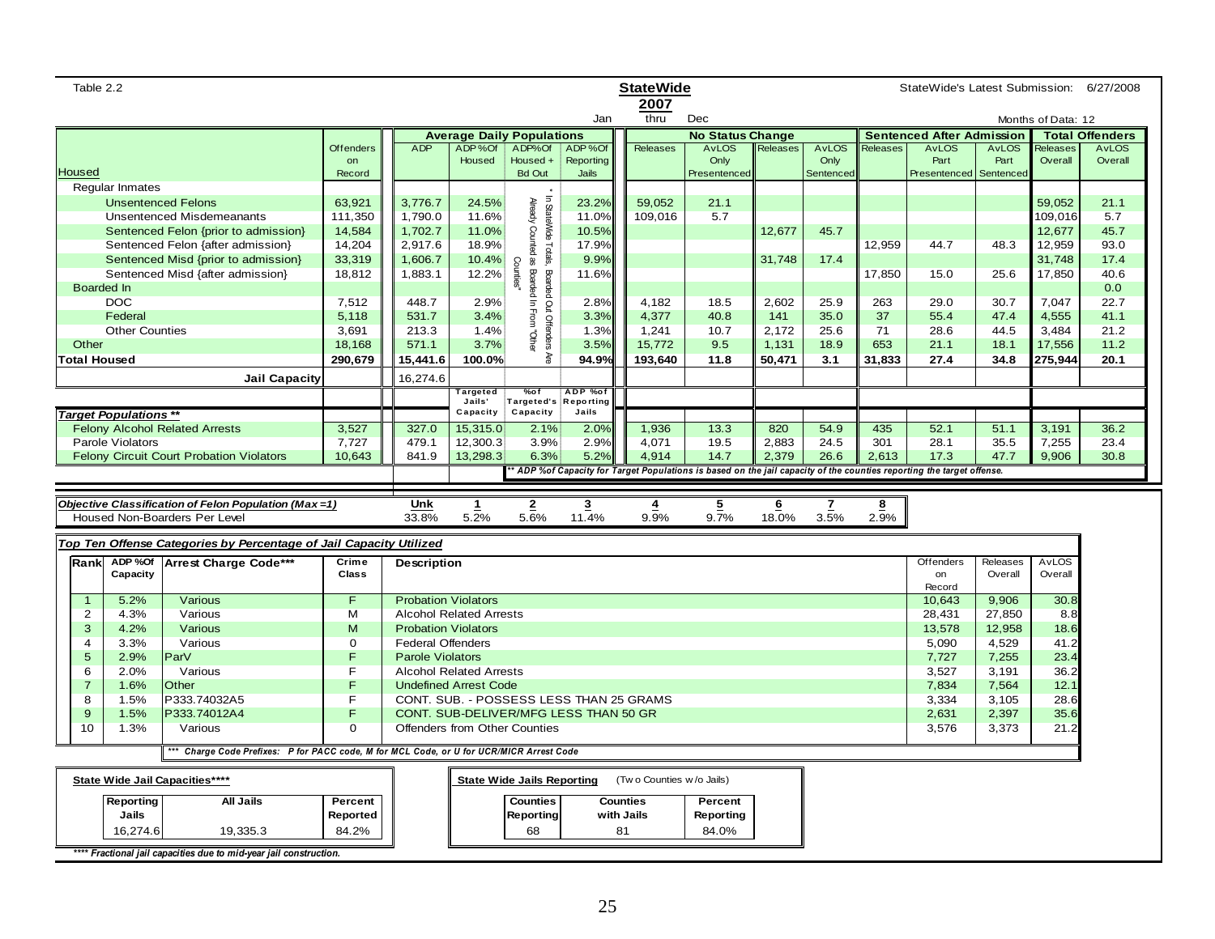Table 2.2

**StateWide**

**2007**

Jan thru Dec

StateWide's Latest Submission: 6/27/2008

Months of Data: 12

| Housed | Offenders on Record | ADP | ADP %Of Housed | ADP%Of Housed + Bd Out | ADP %Of Reporting Jails | No Status Change: Releases | No Status Change: AvLOS Only Presentenced | No Status Change: Releases | No Status Change: AvLOS Only Sentenced | Sentenced After Admission: Releases | Sentenced After Admission: AvLOS Part Presentenced | Sentenced After Admission: AvLOS Part Sentenced | Total Offenders: Releases Overall | Total Offenders: AvLOS Overall |
|---|---|---|---|---|---|---|---|---|---|---|---|---|---|---|
| Regular Inmates | | | | | | | | | | | | | | |
| Unsentenced Felons | 63,921 | 3,776.7 | 24.5% | | 23.2% | 59,052 | 21.1 | | | | | | 59,052 | 21.1 |
| Unsentenced Misdemeanants | 111,350 | 1,790.0 | 11.6% | | 11.0% | 109,016 | 5.7 | | | | | | 109,016 | 5.7 |
| Sentenced Felon {prior to admission} | 14,584 | 1,702.7 | 11.0% | | 10.5% | | | 12,677 | 45.7 | | | | 12,677 | 45.7 |
| Sentenced Felon {after admission} | 14,204 | 2,917.6 | 18.9% | | 17.9% | | | | | 12,959 | 44.7 | 48.3 | 12,959 | 93.0 |
| Sentenced Misd {prior to admission} | 33,319 | 1,606.7 | 10.4% | | 9.9% | | | 31,748 | 17.4 | | | | 31,748 | 17.4 |
| Sentenced Misd {after admission} | 18,812 | 1,883.1 | 12.2% | | 11.6% | | | | | 17,850 | 15.0 | 25.6 | 17,850 | 40.6 |
| Boarded In | | | | | | | | | | | | | | 0.0 |
| DOC | 7,512 | 448.7 | 2.9% | | 2.8% | 4,182 | 18.5 | 2,602 | 25.9 | 263 | 29.0 | 30.7 | 7,047 | 22.7 |
| Federal | 5,118 | 531.7 | 3.4% | | 3.3% | 4,377 | 40.8 | 141 | 35.0 | 37 | 55.4 | 47.4 | 4,555 | 41.1 |
| Other Counties | 3,691 | 213.3 | 1.4% | | 1.3% | 1,241 | 10.7 | 2,172 | 25.6 | 71 | 28.6 | 44.5 | 3,484 | 21.2 |
| Other | 18,168 | 571.1 | 3.7% | | 3.5% | 15,772 | 9.5 | 1,131 | 18.9 | 653 | 21.1 | 18.1 | 17,556 | 11.2 |
| **Total Housed** | **290,679** | **15,441.6** | **100.0%** | | **94.9%** | **193,640** | **11.8** | **50,471** | **3.1** | **31,833** | **27.4** | **34.8** | **275,944** | **20.1** |
| **Jail Capacity** | | 16,274.6 | | | | | | | | | | | | |
| ***Target Populations \*\**** | | | Targeted Jails' Capacity | %of Targeted's Capacity | ADP %of Reporting Jails | | | | | | | | | |
| Felony Alcohol Related Arrests | 3,527 | 327.0 | 15,315.0 | 2.1% | 2.0% | 1,936 | 13.3 | 820 | 54.9 | 435 | 52.1 | 51.1 | 3,191 | 36.2 |
| Parole Violators | 7,727 | 479.1 | 12,300.3 | 3.9% | 2.9% | 4,071 | 19.5 | 2,883 | 24.5 | 301 | 28.1 | 35.5 | 7,255 | 23.4 |
| Felony Circuit Court Probation Violators | 10,643 | 841.9 | 13,298.3 | 6.3% | 5.2% | 4,914 | 14.7 | 2,379 | 26.6 | 2,613 | 17.3 | 47.7 | 9,906 | 30.8 |

\* In StateWide Totals, Boarded Out Offenders Are Already Counted as Boarded In From "Other Counties"

*\*\* ADP %of Capacity for Target Populations is based on the jail capacity of the counties reporting the target offense.*

| *Objective Classification of Felon Population (Max=1)* | Unk | 1 | 2 | 3 | 4 | 5 | 6 | 7 | 8 |
|---|---|---|---|---|---|---|---|---|---|
| Housed Non-Boarders Per Level | 33.8% | 5.2% | 5.6% | 11.4% | 9.9% | 9.7% | 18.0% | 3.5% | 2.9% |

***Top Ten Offense Categories by Percentage of Jail Capacity Utilized***

| Rank | ADP %Of Capacity | Arrest Charge Code*** | Crime Class | Description | Offenders on Record | Releases Overall | AvLOS Overall |
|---|---|---|---|---|---|---|---|
| 1 | 5.2% | Various | F | Probation Violators | 10,643 | 9,906 | 30.8 |
| 2 | 4.3% | Various | M | Alcohol Related Arrests | 28,431 | 27,850 | 8.8 |
| 3 | 4.2% | Various | M | Probation Violators | 13,578 | 12,958 | 18.6 |
| 4 | 3.3% | Various | O | Federal Offenders | 5,090 | 4,529 | 41.2 |
| 5 | 2.9% | ParV | F | Parole Violators | 7,727 | 7,255 | 23.4 |
| 6 | 2.0% | Various | F | Alcohol Related Arrests | 3,527 | 3,191 | 36.2 |
| 7 | 1.6% | Other | F | Undefined Arrest Code | 7,834 | 7,564 | 12.1 |
| 8 | 1.5% | P333.74032A5 | F | CONT. SUB. - POSSESS LESS THAN 25 GRAMS | 3,334 | 3,105 | 28.6 |
| 9 | 1.5% | P333.74012A4 | F | CONT. SUB-DELIVER/MFG LESS THAN 50 GR | 2,631 | 2,397 | 35.6 |
| 10 | 1.3% | Various | O | Offenders from Other Counties | 3,576 | 3,373 | 21.2 |

*\*\*\* Charge Code Prefixes: P for PACC code, M for MCL Code, or U for UCR/MICR Arrest Code*

**State Wide Jail Capacities\*\*\*\***

| Reporting Jails | All Jails | Percent Reported |
|---|---|---|
| 16,274.6 | 19,335.3 | 84.2% |

**State Wide Jails Reporting** (Two Counties w/o Jails)

| Counties Reporting | Counties with Jails | Percent Reporting |
|---|---|---|
| 68 | 81 | 84.0% |

*\*\*\*\* Fractional jail capacities due to mid-year jail construction.*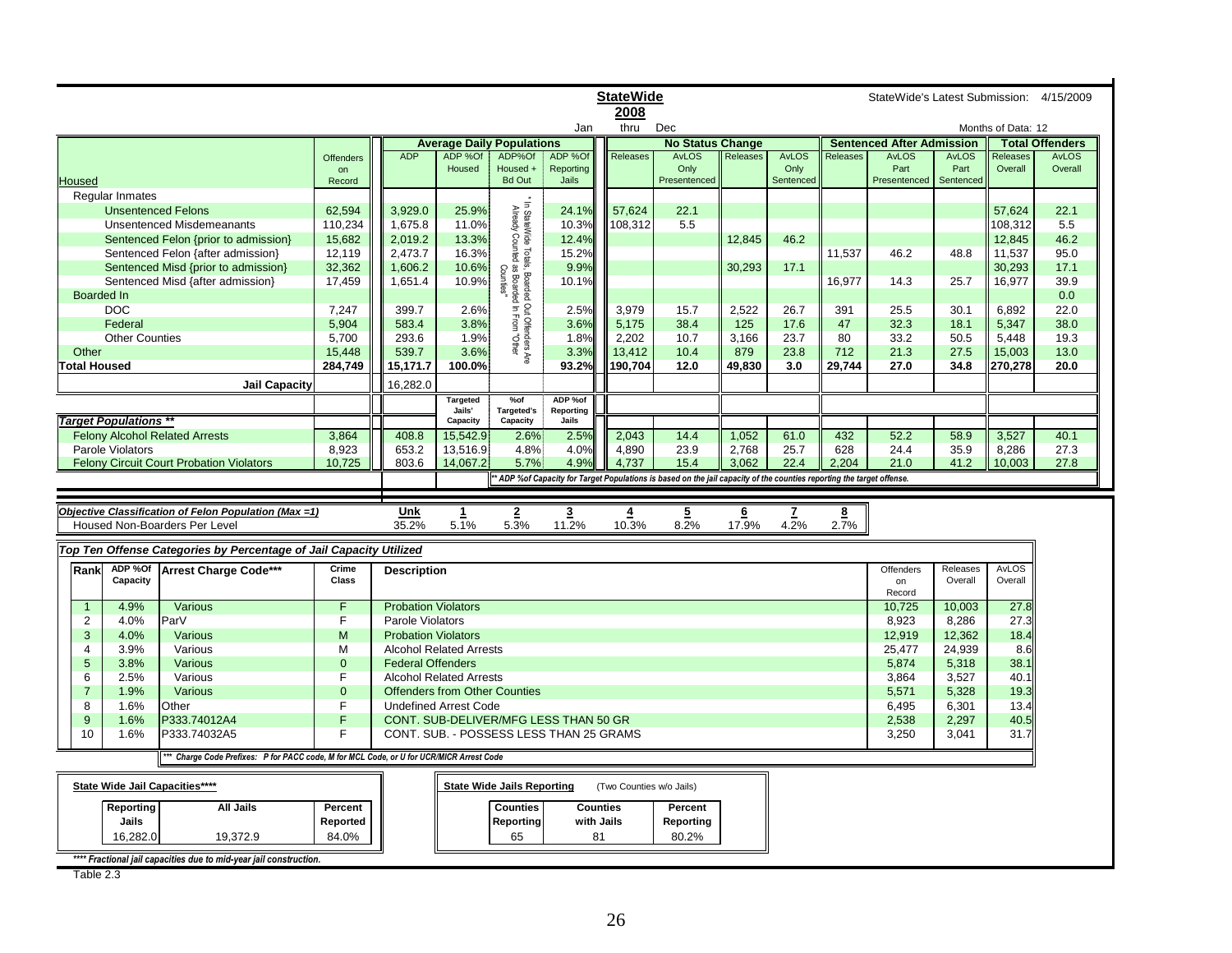**StateWide**

**2008**

Jan thru Dec

StateWide's Latest Submission: 4/15/2009

Months of Data: 12

| Housed | Offenders on Record | ADP | ADP %Of Housed | ADP%Of Housed + Bd Out | ADP %Of Reporting Jails | No Status Change: Releases | No Status Change: AvLOS Only Presentenced | No Status Change: Releases | No Status Change: AvLOS Only Sentenced | Sentenced After Admission: Releases | Sentenced After Admission: AvLOS Part Presentenced | Sentenced After Admission: AvLOS Part Sentenced | Total Offenders: Releases Overall | Total Offenders: AvLOS Overall |
|---|---|---|---|---|---|---|---|---|---|---|---|---|---|---|
| Regular Inmates | | | | | | | | | | | | | | |
| Unsentenced Felons | 62,594 | 3,929.0 | 25.9% | * In StateWide Totals, Boarded Out Offenders Are Already Counted as Boarded In From "Other Counties" | 24.1% | 57,624 | 22.1 | | | | | | 57,624 | 22.1 |
| Unsentenced Misdemeanants | 110,234 | 1,675.8 | 11.0% | | 10.3% | 108,312 | 5.5 | | | | | | 108,312 | 5.5 |
| Sentenced Felon {prior to admission} | 15,682 | 2,019.2 | 13.3% | | 12.4% | | | 12,845 | 46.2 | | | | 12,845 | 46.2 |
| Sentenced Felon {after admission} | 12,119 | 2,473.7 | 16.3% | | 15.2% | | | | | 11,537 | 46.2 | 48.8 | 11,537 | 95.0 |
| Sentenced Misd {prior to admission} | 32,362 | 1,606.2 | 10.6% | | 9.9% | | | 30,293 | 17.1 | | | | 30,293 | 17.1 |
| Sentenced Misd {after admission} | 17,459 | 1,651.4 | 10.9% | | 10.1% | | | | | 16,977 | 14.3 | 25.7 | 16,977 | 39.9 |
| Boarded In | | | | | | | | | | | | | | 0.0 |
| DOC | 7,247 | 399.7 | 2.6% | | 2.5% | 3,979 | 15.7 | 2,522 | 26.7 | 391 | 25.5 | 30.1 | 6,892 | 22.0 |
| Federal | 5,904 | 583.4 | 3.8% | | 3.6% | 5,175 | 38.4 | 125 | 17.6 | 47 | 32.3 | 18.1 | 5,347 | 38.0 |
| Other Counties | 5,700 | 293.6 | 1.9% | | 1.8% | 2,202 | 10.7 | 3,166 | 23.7 | 80 | 33.2 | 50.5 | 5,448 | 19.3 |
| Other | 15,448 | 539.7 | 3.6% | | 3.3% | 13,412 | 10.4 | 879 | 23.8 | 712 | 21.3 | 27.5 | 15,003 | 13.0 |
| **Total Housed** | **284,749** | **15,171.7** | **100.0%** | | **93.2%** | **190,704** | **12.0** | **49,830** | **3.0** | **29,744** | **27.0** | **34.8** | **270,278** | **20.0** |
| **Jail Capacity** | | 16,282.0 | | | | | | | | | | | | |

| *Target Populations* ** | Offenders on Record | ADP | Targeted Jails' Capacity | %of Targeted's Capacity | ADP %of Reporting Jails | Releases | AvLOS Only Presentenced | Releases | AvLOS Only Sentenced | Releases | AvLOS Part Presentenced | AvLOS Part Sentenced | Releases Overall | AvLOS Overall |
|---|---|---|---|---|---|---|---|---|---|---|---|---|---|---|
| Felony Alcohol Related Arrests | 3,864 | 408.8 | 15,542.9 | 2.6% | 2.5% | 2,043 | 14.4 | 1,052 | 61.0 | 432 | 52.2 | 58.9 | 3,527 | 40.1 |
| Parole Violators | 8,923 | 653.2 | 13,516.9 | 4.8% | 4.0% | 4,890 | 23.9 | 2,768 | 25.7 | 628 | 24.4 | 35.9 | 8,286 | 27.3 |
| Felony Circuit Court Probation Violators | 10,725 | 803.6 | 14,067.2 | 5.7% | 4.9% | 4,737 | 15.4 | 3,062 | 22.4 | 2,204 | 21.0 | 41.2 | 10,003 | 27.8 |

*** ADP %of Capacity for Target Populations is based on the jail capacity of the counties reporting the target offense.*

| *Objective Classification of Felon Population (Max =1)* | Unk | 1 | 2 | 3 | 4 | 5 | 6 | 7 | 8 |
|---|---|---|---|---|---|---|---|---|---|
| Housed Non-Boarders Per Level | 35.2% | 5.1% | 5.3% | 11.2% | 10.3% | 8.2% | 17.9% | 4.2% | 2.7% |

*Top Ten Offense Categories by Percentage of Jail Capacity Utilized*

| Rank | ADP %Of Capacity | Arrest Charge Code*** | Crime Class | Description | Offenders on Record | Releases Overall | AvLOS Overall |
|---|---|---|---|---|---|---|---|
| 1 | 4.9% | Various | F | Probation Violators | 10,725 | 10,003 | 27.8 |
| 2 | 4.0% | ParV | F | Parole Violators | 8,923 | 8,286 | 27.3 |
| 3 | 4.0% | Various | M | Probation Violators | 12,919 | 12,362 | 18.4 |
| 4 | 3.9% | Various | M | Alcohol Related Arrests | 25,477 | 24,939 | 8.6 |
| 5 | 3.8% | Various | 0 | Federal Offenders | 5,874 | 5,318 | 38.1 |
| 6 | 2.5% | Various | F | Alcohol Related Arrests | 3,864 | 3,527 | 40.1 |
| 7 | 1.9% | Various | 0 | Offenders from Other Counties | 5,571 | 5,328 | 19.3 |
| 8 | 1.6% | Other | F | Undefined Arrest Code | 6,495 | 6,301 | 13.4 |
| 9 | 1.6% | P333.74012A4 | F | CONT. SUB.-DELIVER/MFG LESS THAN 50 GR | 2,538 | 2,297 | 40.5 |
| 10 | 1.6% | P333.74032A5 | F | CONT. SUB. - POSSESS LESS THAN 25 GRAMS | 3,250 | 3,041 | 31.7 |

**** Charge Code Prefixes: P for PACC code, M for MCL Code, or U for UCR/MICR Arrest Code*

**State Wide Jail Capacities******

| Reporting Jails | All Jails | Percent Reported |
|---|---|---|
| 16,282.0 | 19,372.9 | 84.0% |

**State Wide Jails Reporting** (Two Counties w/o Jails)

| Counties Reporting | Counties with Jails | Percent Reporting |
|---|---|---|
| 65 | 81 | 80.2% |

***** Fractional jail capacities due to mid-year jail construction.*

Table 2.3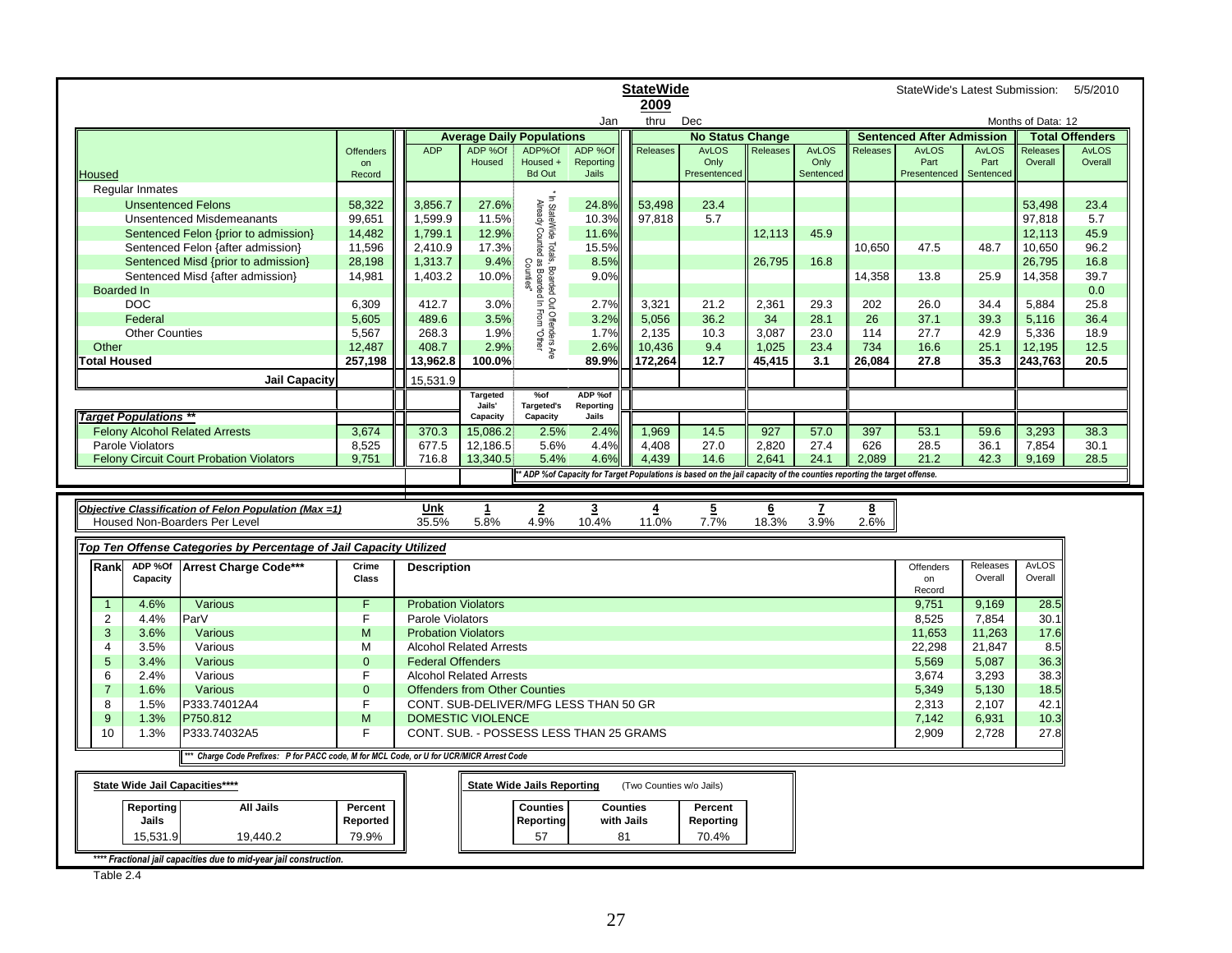**StateWide**

**2009**

StateWide's Latest Submission: 5/5/2010

Jan thru Dec — Months of Data: 12

| Housed | Offenders on Record | ADP | ADP %Of Housed | ADP%Of Housed + Bd Out | ADP %Of Reporting Jails | No Status Change Releases | No Status Change AvLOS Only Presentenced | No Status Change Releases | No Status Change AvLOS Only Sentenced | Sentenced After Admission Releases | Sentenced After Admission AvLOS Part Presentenced | Sentenced After Admission AvLOS Part Sentenced | Total Offenders Releases Overall | Total Offenders AvLOS Overall |
|---|---|---|---|---|---|---|---|---|---|---|---|---|---|---|
| Regular Inmates | | | | | | | | | | | | | | |
| Unsentenced Felons | 58,322 | 3,856.7 | 27.6% | * In StateWide Totals, Boarded Out Offenders Are Already Counted as Boarded In From "Other" Counties | 24.8% | 53,498 | 23.4 | | | | | | 53,498 | 23.4 |
| Unsentenced Misdemeanants | 99,651 | 1,599.9 | 11.5% | | 10.3% | 97,818 | 5.7 | | | | | | 97,818 | 5.7 |
| Sentenced Felon {prior to admission} | 14,482 | 1,799.1 | 12.9% | | 11.6% | | | 12,113 | 45.9 | | | | 12,113 | 45.9 |
| Sentenced Felon {after admission} | 11,596 | 2,410.9 | 17.3% | | 15.5% | | | | | 10,650 | 47.5 | 48.7 | 10,650 | 96.2 |
| Sentenced Misd {prior to admission} | 28,198 | 1,313.7 | 9.4% | | 8.5% | | | 26,795 | 16.8 | | | | 26,795 | 16.8 |
| Sentenced Misd {after admission} | 14,981 | 1,403.2 | 10.0% | | 9.0% | | | | | 14,358 | 13.8 | 25.9 | 14,358 | 39.7 |
| Boarded In | | | | | | | | | | | | | | 0.0 |
| DOC | 6,309 | 412.7 | 3.0% | | 2.7% | 3,321 | 21.2 | 2,361 | 29.3 | 202 | 26.0 | 34.4 | 5,884 | 25.8 |
| Federal | 5,605 | 489.6 | 3.5% | | 3.2% | 5,056 | 36.2 | 34 | 28.1 | 26 | 37.1 | 39.3 | 5,116 | 36.4 |
| Other Counties | 5,567 | 268.3 | 1.9% | | 1.7% | 2,135 | 10.3 | 3,087 | 23.0 | 114 | 27.7 | 42.9 | 5,336 | 18.9 |
| Other | 12,487 | 408.7 | 2.9% | | 2.6% | 10,436 | 9.4 | 1,025 | 23.4 | 734 | 16.6 | 25.1 | 12,195 | 12.5 |
| **Total Housed** | **257,198** | **13,962.8** | **100.0%** | | **89.9%** | **172,264** | **12.7** | **45,415** | **3.1** | **26,084** | **27.8** | **35.3** | **243,763** | **20.5** |
| **Jail Capacity** | | 15,531.9 | | | | | | | | | | | | |

| *Target Populations \*\** | Offenders on Record | ADP | Targeted Jails' Capacity | %of Targeted's Capacity | ADP %of Reporting Jails | No Status Change Releases | AvLOS Only Presentenced | Releases | AvLOS Only Sentenced | Releases | AvLOS Part Presentenced | AvLOS Part Sentenced | Releases Overall | AvLOS Overall |
|---|---|---|---|---|---|---|---|---|---|---|---|---|---|---|
| Felony Alcohol Related Arrests | 3,674 | 370.3 | 15,086.2 | 2.5% | 2.4% | 1,969 | 14.5 | 927 | 57.0 | 397 | 53.1 | 59.6 | 3,293 | 38.3 |
| Parole Violators | 8,525 | 677.5 | 12,186.5 | 5.6% | 4.4% | 4,408 | 27.0 | 2,820 | 27.4 | 626 | 28.5 | 36.1 | 7,854 | 30.1 |
| Felony Circuit Court Probation Violators | 9,751 | 716.8 | 13,340.5 | 5.4% | 4.6% | 4,439 | 14.6 | 2,641 | 24.1 | 2,089 | 21.2 | 42.3 | 9,169 | 28.5 |

*\*\* ADP %of Capacity for Target Populations is based on the jail capacity of the counties reporting the target offense.*

| *Objective Classification of Felon Population (Max =1)* | Unk | 1 | 2 | 3 | 4 | 5 | 6 | 7 | 8 |
|---|---|---|---|---|---|---|---|---|---|
| Housed Non-Boarders Per Level | 35.5% | 5.8% | 4.9% | 10.4% | 11.0% | 7.7% | 18.3% | 3.9% | 2.6% |

***Top Ten Offense Categories by Percentage of Jail Capacity Utilized***

| Rank | ADP %Of Capacity | Arrest Charge Code*** | Crime Class | Description | Offenders on Record | Releases Overall | AvLOS Overall |
|---|---|---|---|---|---|---|---|
| 1 | 4.6% | Various | F | Probation Violators | 9,751 | 9,169 | 28.5 |
| 2 | 4.4% | ParV | F | Parole Violators | 8,525 | 7,854 | 30.1 |
| 3 | 3.6% | Various | M | Probation Violators | 11,653 | 11,263 | 17.6 |
| 4 | 3.5% | Various | M | Alcohol Related Arrests | 22,298 | 21,847 | 8.5 |
| 5 | 3.4% | Various | 0 | Federal Offenders | 5,569 | 5,087 | 36.3 |
| 6 | 2.4% | Various | F | Alcohol Related Arrests | 3,674 | 3,293 | 38.3 |
| 7 | 1.6% | Various | 0 | Offenders from Other Counties | 5,349 | 5,130 | 18.5 |
| 8 | 1.5% | P333.74012A4 | F | CONT. SUB-DELIVER/MFG LESS THAN 50 GR | 2,313 | 2,107 | 42.1 |
| 9 | 1.3% | P750.812 | M | DOMESTIC VIOLENCE | 7,142 | 6,931 | 10.3 |
| 10 | 1.3% | P333.74032A5 | F | CONT. SUB. - POSSESS LESS THAN 25 GRAMS | 2,909 | 2,728 | 27.8 |

*\*\*\* Charge Code Prefixes: P for PACC code, M for MCL Code, or U for UCR/MICR Arrest Code*

**State Wide Jail Capacities\*\*\*\***

| Reporting Jails | All Jails | Percent Reported |
|---|---|---|
| 15,531.9 | 19,440.2 | 79.9% |

**State Wide Jails Reporting** (Two Counties w/o Jails)

| Counties Reporting | Counties with Jails | Percent Reporting |
|---|---|---|
| 57 | 81 | 70.4% |

*\*\*\*\* Fractional jail capacities due to mid-year jail construction.*

Table 2.4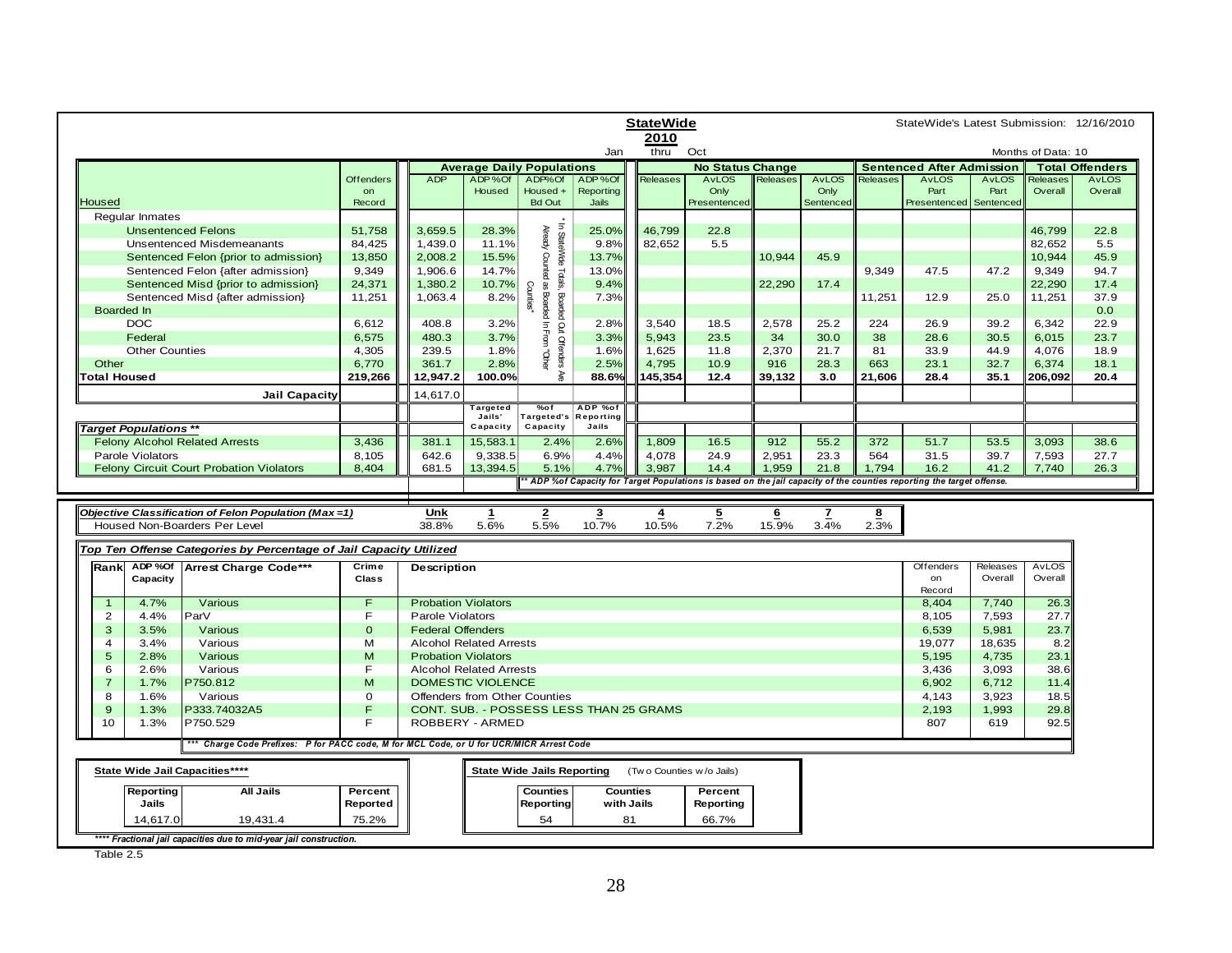**StateWide**

**2010**

Jan thru Oct

StateWide's Latest Submission: 12/16/2010

Months of Data: 10

| Housed | Offenders on Record | Average Daily Populations ADP | ADP %Of Housed | ADP%Of Housed + Bd Out | ADP %Of Reporting Jails | No Status Change Releases | AvLOS Only Presentenced | Releases | AvLOS Only Sentenced | Sentenced After Admission Releases | AvLOS Part Presentenced | AvLOS Part Sentenced | Total Offenders Releases Overall | AvLOS Overall |
|---|---|---|---|---|---|---|---|---|---|---|---|---|---|---|
| Regular Inmates | | | | | | | | | | | | | | |
| Unsentenced Felons | 51,758 | 3,659.5 | 28.3% | * In StateWide Totals, Boarded Out Offenders Are Already Counted as Boarded In From "Other Counties" | 25.0% | 46,799 | 22.8 | | | | | | 46,799 | 22.8 |
| Unsentenced Misdemeanants | 84,425 | 1,439.0 | 11.1% | | 9.8% | 82,652 | 5.5 | | | | | | 82,652 | 5.5 |
| Sentenced Felon {prior to admission} | 13,850 | 2,008.2 | 15.5% | | 13.7% | | | 10,944 | 45.9 | | | | 10,944 | 45.9 |
| Sentenced Felon {after admission} | 9,349 | 1,906.6 | 14.7% | | 13.0% | | | | | 9,349 | 47.5 | 47.2 | 9,349 | 94.7 |
| Sentenced Misd {prior to admission} | 24,371 | 1,380.2 | 10.7% | | 9.4% | | | 22,290 | 17.4 | | | | 22,290 | 17.4 |
| Sentenced Misd {after admission} | 11,251 | 1,063.4 | 8.2% | | 7.3% | | | | | 11,251 | 12.9 | 25.0 | 11,251 | 37.9 |
| Boarded In | | | | | | | | | | | | | | 0.0 |
| DOC | 6,612 | 408.8 | 3.2% | | 2.8% | 3,540 | 18.5 | 2,578 | 25.2 | 224 | 26.9 | 39.2 | 6,342 | 22.9 |
| Federal | 6,575 | 480.3 | 3.7% | | 3.3% | 5,943 | 23.5 | 34 | 30.0 | 38 | 28.6 | 30.5 | 6,015 | 23.7 |
| Other Counties | 4,305 | 239.5 | 1.8% | | 1.6% | 1,625 | 11.8 | 2,370 | 21.7 | 81 | 33.9 | 44.9 | 4,076 | 18.9 |
| Other | 6,770 | 361.7 | 2.8% | | 2.5% | 4,795 | 10.9 | 916 | 28.3 | 663 | 23.1 | 32.7 | 6,374 | 18.1 |
| **Total Housed** | **219,266** | **12,947.2** | **100.0%** | | **88.6%** | **145,354** | **12.4** | **39,132** | **3.0** | **21,606** | **28.4** | **35.1** | **206,092** | **20.4** |
| **Jail Capacity** | | 14,617.0 | | | | | | | | | | | | |

| *Target Populations ** * | Offenders on Record | ADP | Targeted Jails' Capacity | %of Targeted's Capacity | ADP %of Reporting Jails | Releases | AvLOS Only Presentenced | Releases | AvLOS Only Sentenced | Releases | AvLOS Part Presentenced | AvLOS Part Sentenced | Releases Overall | AvLOS Overall |
|---|---|---|---|---|---|---|---|---|---|---|---|---|---|---|
| Felony Alcohol Related Arrests | 3,436 | 381.1 | 15,583.1 | 2.4% | 2.6% | 1,809 | 16.5 | 912 | 55.2 | 372 | 51.7 | 53.5 | 3,093 | 38.6 |
| Parole Violators | 8,105 | 642.6 | 9,338.5 | 6.9% | 4.4% | 4,078 | 24.9 | 2,951 | 23.3 | 564 | 31.5 | 39.7 | 7,593 | 27.7 |
| Felony Circuit Court Probation Violators | 8,404 | 681.5 | 13,394.5 | 5.1% | 4.7% | 3,987 | 14.4 | 1,959 | 21.8 | 1,794 | 16.2 | 41.2 | 7,740 | 26.3 |

*** ADP %of Capacity for Target Populations is based on the jail capacity of the counties reporting the target offense.*

| *Objective Classification of Felon Population (Max =1)* | Unk | 1 | 2 | 3 | 4 | 5 | 6 | 7 | 8 |
|---|---|---|---|---|---|---|---|---|---|
| Housed Non-Boarders Per Level | 38.8% | 5.6% | 5.5% | 10.7% | 10.5% | 7.2% | 15.9% | 3.4% | 2.3% |

*Top Ten Offense Categories by Percentage of Jail Capacity Utilized*

| Rank | ADP %Of Capacity | Arrest Charge Code*** | Crime Class | Description | Offenders on Record | Releases Overall | AvLOS Overall |
|---|---|---|---|---|---|---|---|
| 1 | 4.7% | Various | F | Probation Violators | 8,404 | 7,740 | 26.3 |
| 2 | 4.4% | ParV | F | Parole Violators | 8,105 | 7,593 | 27.7 |
| 3 | 3.5% | Various | O | Federal Offenders | 6,539 | 5,981 | 23.7 |
| 4 | 3.4% | Various | M | Alcohol Related Arrests | 19,077 | 18,635 | 8.2 |
| 5 | 2.8% | Various | M | Probation Violators | 5,195 | 4,735 | 23.1 |
| 6 | 2.6% | Various | F | Alcohol Related Arrests | 3,436 | 3,093 | 38.6 |
| 7 | 1.7% | P750.812 | M | DOMESTIC VIOLENCE | 6,902 | 6,712 | 11.4 |
| 8 | 1.6% | Various | O | Offenders from Other Counties | 4,143 | 3,923 | 18.5 |
| 9 | 1.3% | P333.74032A5 | F | CONT. SUB. - POSSESS LESS THAN 25 GRAMS | 2,193 | 1,993 | 29.8 |
| 10 | 1.3% | P750.529 | F | ROBBERY - ARMED | 807 | 619 | 92.5 |

****** Charge Code Prefixes: P for PACC code, M for MCL Code, or U for UCR/MICR Arrest Code*

**State Wide Jail Capacities******

| Reporting Jails | All Jails | Percent Reported |
|---|---|---|
| 14,617.0 | 19,431.4 | 75.2% |

**State Wide Jails Reporting** (Two Counties w/o Jails)

| Counties Reporting | Counties with Jails | Percent Reporting |
|---|---|---|
| 54 | 81 | 66.7% |

******* Fractional jail capacities due to mid-year jail construction.*

Table 2.5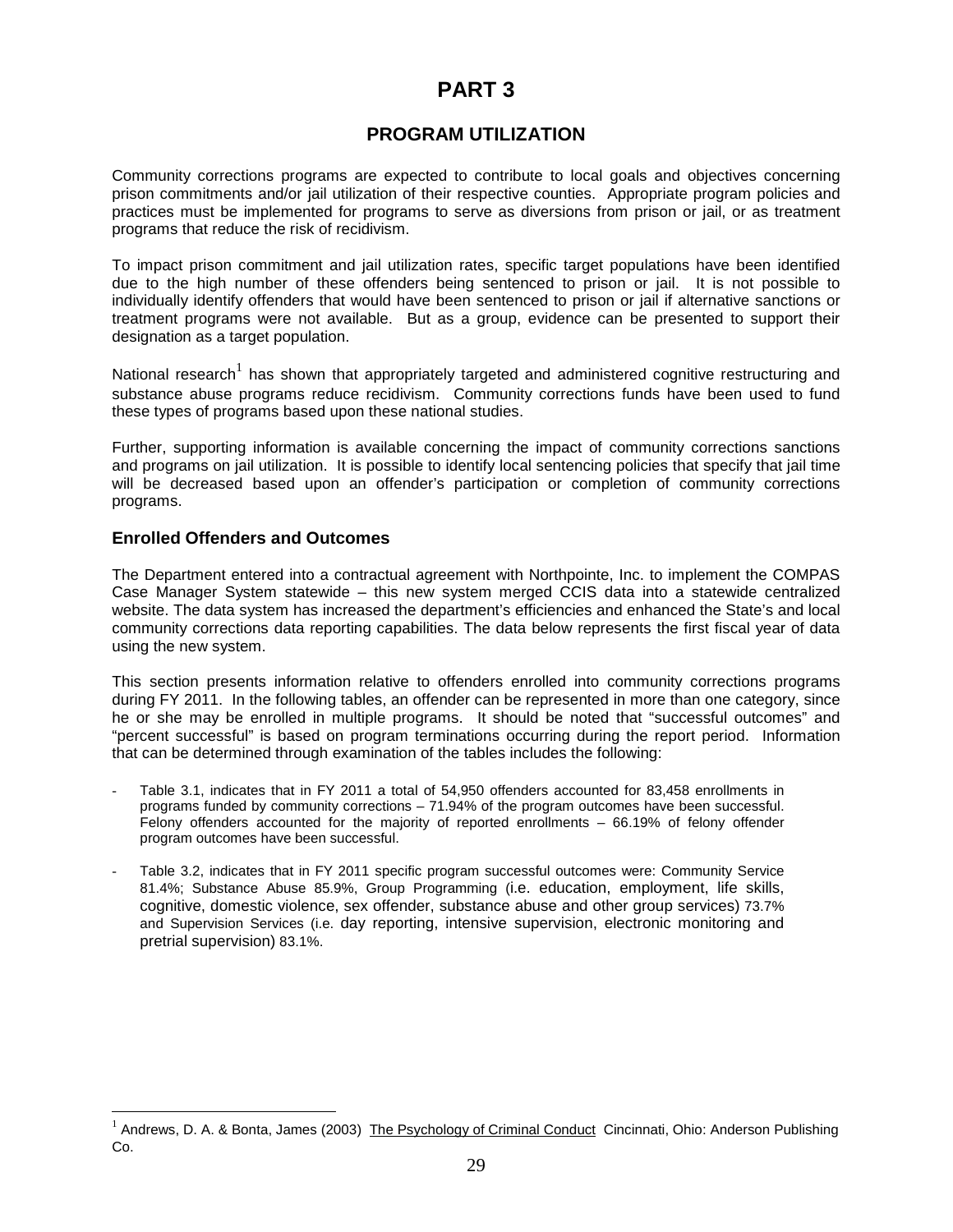# PART 3

## PROGRAM UTILIZATION

Community corrections programs are expected to contribute to local goals and objectives concerning prison commitments and/or jail utilization of their respective counties. Appropriate program policies and practices must be implemented for programs to serve as diversions from prison or jail, or as treatment programs that reduce the risk of recidivism.

To impact prison commitment and jail utilization rates, specific target populations have been identified due to the high number of these offenders being sentenced to prison or jail. It is not possible to individually identify offenders that would have been sentenced to prison or jail if alternative sanctions or treatment programs were not available. But as a group, evidence can be presented to support their designation as a target population.

National research[1] has shown that appropriately targeted and administered cognitive restructuring and substance abuse programs reduce recidivism. Community corrections funds have been used to fund these types of programs based upon these national studies.

Further, supporting information is available concerning the impact of community corrections sanctions and programs on jail utilization. It is possible to identify local sentencing policies that specify that jail time will be decreased based upon an offender's participation or completion of community corrections programs.

### Enrolled Offenders and Outcomes

The Department entered into a contractual agreement with Northpointe, Inc. to implement the COMPAS Case Manager System statewide – this new system merged CCIS data into a statewide centralized website. The data system has increased the department's efficiencies and enhanced the State's and local community corrections data reporting capabilities. The data below represents the first fiscal year of data using the new system.

This section presents information relative to offenders enrolled into community corrections programs during FY 2011. In the following tables, an offender can be represented in more than one category, since he or she may be enrolled in multiple programs. It should be noted that "successful outcomes" and "percent successful" is based on program terminations occurring during the report period. Information that can be determined through examination of the tables includes the following:

- Table 3.1, indicates that in FY 2011 a total of 54,950 offenders accounted for 83,458 enrollments in programs funded by community corrections – 71.94% of the program outcomes have been successful. Felony offenders accounted for the majority of reported enrollments – 66.19% of felony offender program outcomes have been successful.
- Table 3.2, indicates that in FY 2011 specific program successful outcomes were: Community Service 81.4%; Substance Abuse 85.9%, Group Programming (i.e. education, employment, life skills, cognitive, domestic violence, sex offender, substance abuse and other group services) 73.7% and Supervision Services (i.e. day reporting, intensive supervision, electronic monitoring and pretrial supervision) 83.1%.

[1] Andrews, D. A. & Bonta, James (2003) The Psychology of Criminal Conduct Cincinnati, Ohio: Anderson Publishing Co.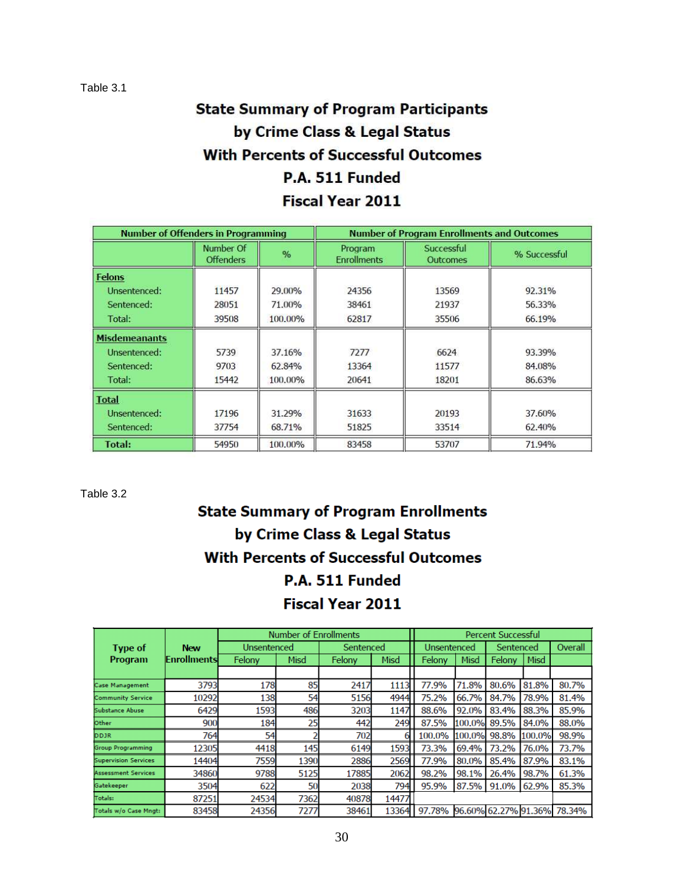Table 3.1

## State Summary of Program Participants by Crime Class & Legal Status With Percents of Successful Outcomes P.A. 511 Funded Fiscal Year 2011

| Number of Offenders in Programming | | | Number of Program Enrollments and Outcomes | | |
|---|---|---|---|---|---|
| | Number Of Offenders | % | Program Enrollments | Successful Outcomes | % Successful |
| **Felons** | | | | | |
| Unsentenced: | 11457 | 29.00% | 24356 | 13569 | 92.31% |
| Sentenced: | 28051 | 71.00% | 38461 | 21937 | 56.33% |
| Total: | 39508 | 100.00% | 62817 | 35506 | 66.19% |
| **Misdemeanants** | | | | | |
| Unsentenced: | 5739 | 37.16% | 7277 | 6624 | 93.39% |
| Sentenced: | 9703 | 62.84% | 13364 | 11577 | 84.08% |
| Total: | 15442 | 100.00% | 20641 | 18201 | 86.63% |
| **Total** | | | | | |
| Unsentenced: | 17196 | 31.29% | 31633 | 20193 | 37.60% |
| Sentenced: | 37754 | 68.71% | 51825 | 33514 | 62.40% |
| **Total:** | 54950 | 100.00% | 83458 | 53707 | 71.94% |

Table 3.2

## State Summary of Program Enrollments by Crime Class & Legal Status With Percents of Successful Outcomes P.A. 511 Funded Fiscal Year 2011

| Type of Program | New Enrollments | Number of Enrollments | | | | Percent Successful | | | | |
|---|---|---|---|---|---|---|---|---|---|---|
| | | Unsentenced | | Sentenced | | Unsentenced | | Sentenced | | Overall |
| | | Felony | Misd | Felony | Misd | Felony | Misd | Felony | Misd | |
| Case Management | 3793 | 178 | 85 | 2417 | 1113 | 77.9% | 71.8% | 80.6% | 81.8% | 80.7% |
| Community Service | 10292 | 138 | 54 | 5156 | 4944 | 75.2% | 66.7% | 84.7% | 78.9% | 81.4% |
| Substance Abuse | 6429 | 1593 | 486 | 3203 | 1147 | 88.6% | 92.0% | 83.4% | 88.3% | 85.9% |
| Other | 900 | 184 | 25 | 442 | 249 | 87.5% | 100.0% | 89.5% | 84.0% | 88.0% |
| DDJR | 764 | 54 | 2 | 702 | 6 | 100.0% | 100.0% | 98.8% | 100.0% | 98.9% |
| Group Programming | 12305 | 4418 | 145 | 6149 | 1593 | 73.3% | 69.4% | 73.2% | 76.0% | 73.7% |
| Supervision Services | 14404 | 7559 | 1390 | 2886 | 2569 | 77.9% | 80.0% | 85.4% | 87.9% | 83.1% |
| Assessment Services | 34860 | 9788 | 5125 | 17885 | 2062 | 98.2% | 98.1% | 26.4% | 98.7% | 61.3% |
| Gatekeeper | 3504 | 622 | 50 | 2038 | 794 | 95.9% | 87.5% | 91.0% | 62.9% | 85.3% |
| Totals: | 87251 | 24534 | 7362 | 40878 | 14477 | | | | | |
| Totals w/o Case Mngt: | 83458 | 24356 | 7277 | 38461 | 13364 | 97.78% | 96.60% | 62.27% | 91.36% | 78.34% |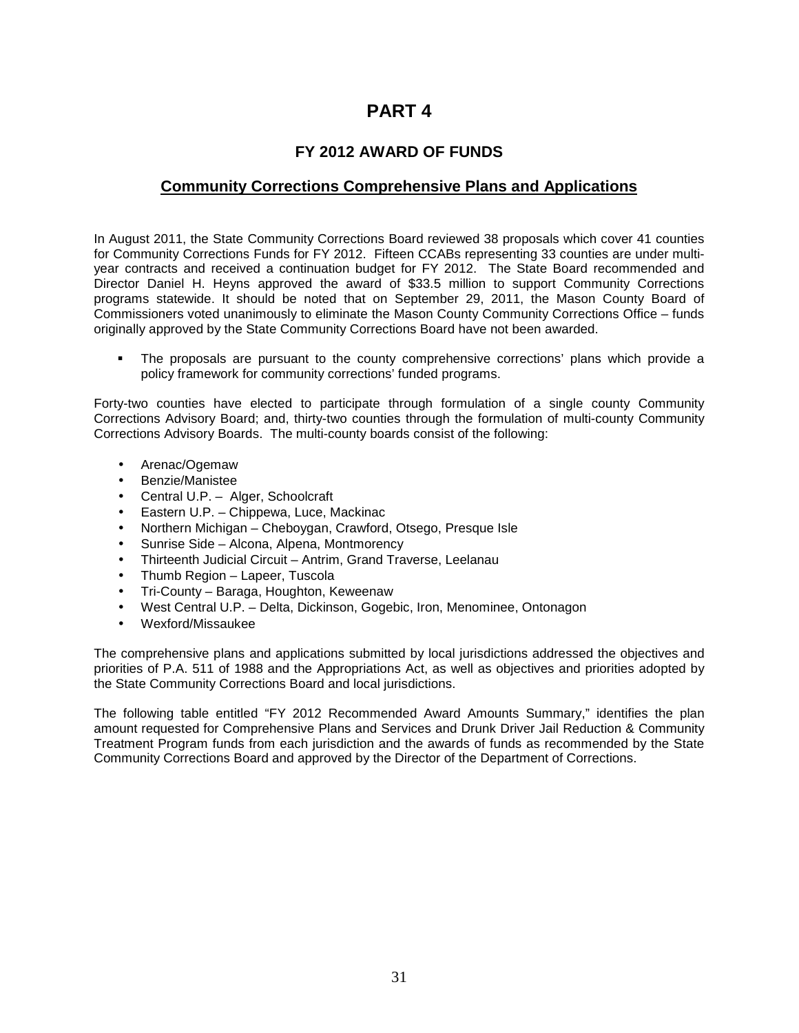# PART 4

## FY 2012 AWARD OF FUNDS

### Community Corrections Comprehensive Plans and Applications

In August 2011, the State Community Corrections Board reviewed 38 proposals which cover 41 counties for Community Corrections Funds for FY 2012. Fifteen CCABs representing 33 counties are under multi-year contracts and received a continuation budget for FY 2012. The State Board recommended and Director Daniel H. Heyns approved the award of $33.5 million to support Community Corrections programs statewide. It should be noted that on September 29, 2011, the Mason County Board of Commissioners voted unanimously to eliminate the Mason County Community Corrections Office – funds originally approved by the State Community Corrections Board have not been awarded.

- The proposals are pursuant to the county comprehensive corrections' plans which provide a policy framework for community corrections' funded programs.

Forty-two counties have elected to participate through formulation of a single county Community Corrections Advisory Board; and, thirty-two counties through the formulation of multi-county Community Corrections Advisory Boards. The multi-county boards consist of the following:

- Arenac/Ogemaw
- Benzie/Manistee
- Central U.P. – Alger, Schoolcraft
- Eastern U.P. – Chippewa, Luce, Mackinac
- Northern Michigan – Cheboygan, Crawford, Otsego, Presque Isle
- Sunrise Side – Alcona, Alpena, Montmorency
- Thirteenth Judicial Circuit – Antrim, Grand Traverse, Leelanau
- Thumb Region – Lapeer, Tuscola
- Tri-County – Baraga, Houghton, Keweenaw
- West Central U.P. – Delta, Dickinson, Gogebic, Iron, Menominee, Ontonagon
- Wexford/Missaukee

The comprehensive plans and applications submitted by local jurisdictions addressed the objectives and priorities of P.A. 511 of 1988 and the Appropriations Act, as well as objectives and priorities adopted by the State Community Corrections Board and local jurisdictions.

The following table entitled "FY 2012 Recommended Award Amounts Summary," identifies the plan amount requested for Comprehensive Plans and Services and Drunk Driver Jail Reduction & Community Treatment Program funds from each jurisdiction and the awards of funds as recommended by the State Community Corrections Board and approved by the Director of the Department of Corrections.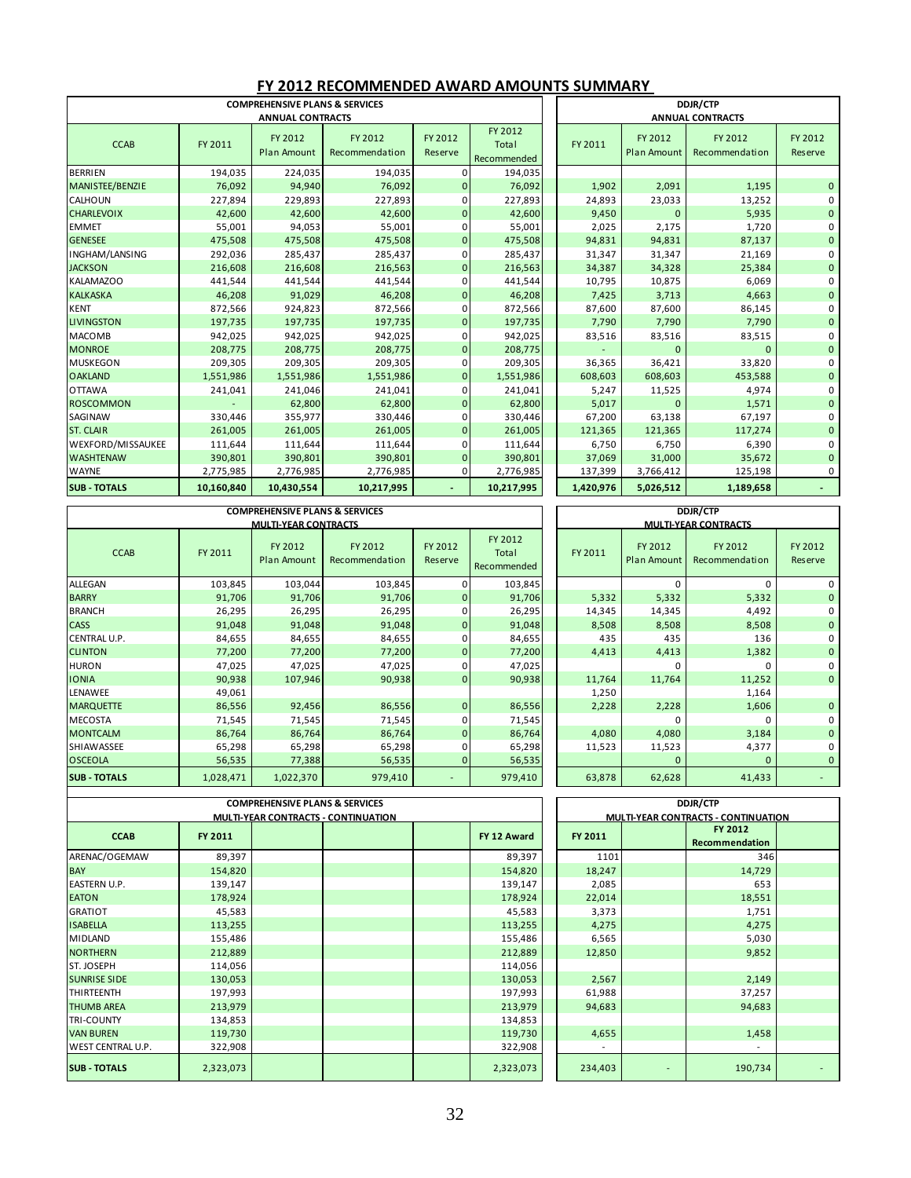# FY 2012 RECOMMENDED AWARD AMOUNTS SUMMARY

| | COMPREHENSIVE PLANS & SERVICES ANNUAL CONTRACTS | | | | | DDJR/CTP ANNUAL CONTRACTS | | | |
|---|---|---|---|---|---|---|---|---|---|
| CCAB | FY 2011 | FY 2012 Plan Amount | FY 2012 Recommendation | FY 2012 Reserve | FY 2012 Total Recommended | FY 2011 | FY 2012 Plan Amount | FY 2012 Recommendation | FY 2012 Reserve |
| BERRIEN | 194,035 | 224,035 | 194,035 | 0 | 194,035 | | | | |
| MANISTEE/BENZIE | 76,092 | 94,940 | 76,092 | 0 | 76,092 | 1,902 | 2,091 | 1,195 | 0 |
| CALHOUN | 227,894 | 229,893 | 227,893 | 0 | 227,893 | 24,893 | 23,033 | 13,252 | 0 |
| CHARLEVOIX | 42,600 | 42,600 | 42,600 | 0 | 42,600 | 9,450 | 0 | 5,935 | 0 |
| EMMET | 55,001 | 94,053 | 55,001 | 0 | 55,001 | 2,025 | 2,175 | 1,720 | 0 |
| GENESEE | 475,508 | 475,508 | 475,508 | 0 | 475,508 | 94,831 | 94,831 | 87,137 | 0 |
| INGHAM/LANSING | 292,036 | 285,437 | 285,437 | 0 | 285,437 | 31,347 | 31,347 | 21,169 | 0 |
| JACKSON | 216,608 | 216,608 | 216,563 | 0 | 216,563 | 34,387 | 34,328 | 25,384 | 0 |
| KALAMAZOO | 441,544 | 441,544 | 441,544 | 0 | 441,544 | 10,795 | 10,875 | 6,069 | 0 |
| KALKASKA | 46,208 | 91,029 | 46,208 | 0 | 46,208 | 7,425 | 3,713 | 4,663 | 0 |
| KENT | 872,566 | 924,823 | 872,566 | 0 | 872,566 | 87,600 | 87,600 | 86,145 | 0 |
| LIVINGSTON | 197,735 | 197,735 | 197,735 | 0 | 197,735 | 7,790 | 7,790 | 7,790 | 0 |
| MACOMB | 942,025 | 942,025 | 942,025 | 0 | 942,025 | 83,516 | 83,516 | 83,515 | 0 |
| MONROE | 208,775 | 208,775 | 208,775 | 0 | 208,775 | - | 0 | 0 | 0 |
| MUSKEGON | 209,305 | 209,305 | 209,305 | 0 | 209,305 | 36,365 | 36,421 | 33,820 | 0 |
| OAKLAND | 1,551,986 | 1,551,986 | 1,551,986 | 0 | 1,551,986 | 608,603 | 608,603 | 453,588 | 0 |
| OTTAWA | 241,041 | 241,046 | 241,041 | 0 | 241,041 | 5,247 | 11,525 | 4,974 | 0 |
| ROSCOMMON | - | 62,800 | 62,800 | 0 | 62,800 | 5,017 | 0 | 1,571 | 0 |
| SAGINAW | 330,446 | 355,977 | 330,446 | 0 | 330,446 | 67,200 | 63,138 | 67,197 | 0 |
| ST. CLAIR | 261,005 | 261,005 | 261,005 | 0 | 261,005 | 121,365 | 121,365 | 117,274 | 0 |
| WEXFORD/MISSAUKEE | 111,644 | 111,644 | 111,644 | 0 | 111,644 | 6,750 | 6,750 | 6,390 | 0 |
| WASHTENAW | 390,801 | 390,801 | 390,801 | 0 | 390,801 | 37,069 | 31,000 | 35,672 | 0 |
| WAYNE | 2,775,985 | 2,776,985 | 2,776,985 | 0 | 2,776,985 | 137,399 | 3,766,412 | 125,198 | 0 |
| **SUB - TOTALS** | **10,160,840** | **10,430,554** | **10,217,995** | **-** | **10,217,995** | **1,420,976** | **5,026,512** | **1,189,658** | **-** |

| | COMPREHENSIVE PLANS & SERVICES MULTI-YEAR CONTRACTS | | | | | DDJR/CTP MULTI-YEAR CONTRACTS | | | |
|---|---|---|---|---|---|---|---|---|---|
| CCAB | FY 2011 | FY 2012 Plan Amount | FY 2012 Recommendation | FY 2012 Reserve | FY 2012 Total Recommended | FY 2011 | FY 2012 Plan Amount | FY 2012 Recommendation | FY 2012 Reserve |
| ALLEGAN | 103,845 | 103,044 | 103,845 | 0 | 103,845 | | 0 | 0 | 0 |
| BARRY | 91,706 | 91,706 | 91,706 | 0 | 91,706 | 5,332 | 5,332 | 5,332 | 0 |
| BRANCH | 26,295 | 26,295 | 26,295 | 0 | 26,295 | 14,345 | 14,345 | 4,492 | 0 |
| CASS | 91,048 | 91,048 | 91,048 | 0 | 91,048 | 8,508 | 8,508 | 8,508 | 0 |
| CENTRAL U.P. | 84,655 | 84,655 | 84,655 | 0 | 84,655 | 435 | 435 | 136 | 0 |
| CLINTON | 77,200 | 77,200 | 77,200 | 0 | 77,200 | 4,413 | 4,413 | 1,382 | 0 |
| HURON | 47,025 | 47,025 | 47,025 | 0 | 47,025 | | 0 | 0 | 0 |
| IONIA | 90,938 | 107,946 | 90,938 | 0 | 90,938 | 11,764 | 11,764 | 11,252 | 0 |
| LENAWEE | 49,061 | | | | | 1,250 | | 1,164 | |
| MARQUETTE | 86,556 | 92,456 | 86,556 | 0 | 86,556 | 2,228 | 2,228 | 1,606 | 0 |
| MECOSTA | 71,545 | 71,545 | 71,545 | 0 | 71,545 | | 0 | 0 | 0 |
| MONTCALM | 86,764 | 86,764 | 86,764 | 0 | 86,764 | 4,080 | 4,080 | 3,184 | 0 |
| SHIAWASSEE | 65,298 | 65,298 | 65,298 | 0 | 65,298 | 11,523 | 11,523 | 4,377 | 0 |
| OSCEOLA | 56,535 | 77,388 | 56,535 | 0 | 56,535 | | 0 | 0 | 0 |
| **SUB - TOTALS** | **1,028,471** | **1,022,370** | **979,410** | **-** | **979,410** | **63,878** | **62,628** | **41,433** | **-** |

| | COMPREHENSIVE PLANS & SERVICES MULTI-YEAR CONTRACTS - CONTINUATION | | | | | DDJR/CTP MULTI-YEAR CONTRACTS - CONTINUATION | | | |
|---|---|---|---|---|---|---|---|---|---|
| **CCAB** | **FY 2011** | | | | **FY 12 Award** | **FY 2011** | | **FY 2012 Recommendation** | |
| ARENAC/OGEMAW | 89,397 | | | | 89,397 | 1101 | | 346 | |
| BAY | 154,820 | | | | 154,820 | 18,247 | | 14,729 | |
| EASTERN U.P. | 139,147 | | | | 139,147 | 2,085 | | 653 | |
| EATON | 178,924 | | | | 178,924 | 22,014 | | 18,551 | |
| GRATIOT | 45,583 | | | | 45,583 | 3,373 | | 1,751 | |
| ISABELLA | 113,255 | | | | 113,255 | 4,275 | | 4,275 | |
| MIDLAND | 155,486 | | | | 155,486 | 6,565 | | 5,030 | |
| NORTHERN | 212,889 | | | | 212,889 | 12,850 | | 9,852 | |
| ST. JOSEPH | 114,056 | | | | 114,056 | | | | |
| SUNRISE SIDE | 130,053 | | | | 130,053 | 2,567 | | 2,149 | |
| THIRTEENTH | 197,993 | | | | 197,993 | 61,988 | | 37,257 | |
| THUMB AREA | 213,979 | | | | 213,979 | 94,683 | | 94,683 | |
| TRI-COUNTY | 134,853 | | | | 134,853 | | | | |
| VAN BUREN | 119,730 | | | | 119,730 | 4,655 | | 1,458 | |
| WEST CENTRAL U.P. | 322,908 | | | | 322,908 | - | | - | |
| **SUB - TOTALS** | **2,323,073** | | | | **2,323,073** | **234,403** | **-** | **190,734** | **-** |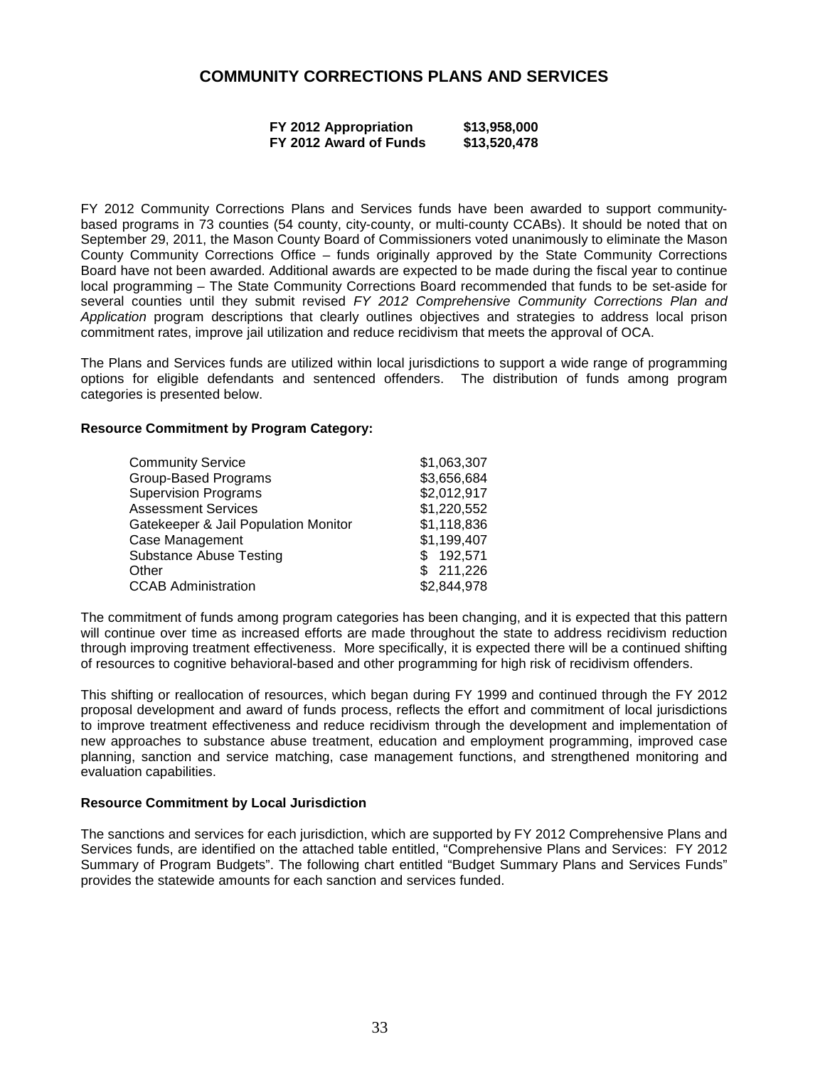# COMMUNITY CORRECTIONS PLANS AND SERVICES

| | |
|---|---|
| **FY 2012 Appropriation** | **$13,958,000** |
| **FY 2012 Award of Funds** | **$13,520,478** |

FY 2012 Community Corrections Plans and Services funds have been awarded to support community-based programs in 73 counties (54 county, city-county, or multi-county CCABs). It should be noted that on September 29, 2011, the Mason County Board of Commissioners voted unanimously to eliminate the Mason County Community Corrections Office – funds originally approved by the State Community Corrections Board have not been awarded. Additional awards are expected to be made during the fiscal year to continue local programming – The State Community Corrections Board recommended that funds to be set-aside for several counties until they submit revised *FY 2012 Comprehensive Community Corrections Plan and Application* program descriptions that clearly outlines objectives and strategies to address local prison commitment rates, improve jail utilization and reduce recidivism that meets the approval of OCA.

The Plans and Services funds are utilized within local jurisdictions to support a wide range of programming options for eligible defendants and sentenced offenders. The distribution of funds among program categories is presented below.

**Resource Commitment by Program Category:**

| | |
|---|---|
| Community Service | $1,063,307 |
| Group-Based Programs | $3,656,684 |
| Supervision Programs | $2,012,917 |
| Assessment Services | $1,220,552 |
| Gatekeeper & Jail Population Monitor | $1,118,836 |
| Case Management | $1,199,407 |
| Substance Abuse Testing | $ 192,571 |
| Other | $ 211,226 |
| CCAB Administration | $2,844,978 |

The commitment of funds among program categories has been changing, and it is expected that this pattern will continue over time as increased efforts are made throughout the state to address recidivism reduction through improving treatment effectiveness. More specifically, it is expected there will be a continued shifting of resources to cognitive behavioral-based and other programming for high risk of recidivism offenders.

This shifting or reallocation of resources, which began during FY 1999 and continued through the FY 2012 proposal development and award of funds process, reflects the effort and commitment of local jurisdictions to improve treatment effectiveness and reduce recidivism through the development and implementation of new approaches to substance abuse treatment, education and employment programming, improved case planning, sanction and service matching, case management functions, and strengthened monitoring and evaluation capabilities.

**Resource Commitment by Local Jurisdiction**

The sanctions and services for each jurisdiction, which are supported by FY 2012 Comprehensive Plans and Services funds, are identified on the attached table entitled, "Comprehensive Plans and Services: FY 2012 Summary of Program Budgets". The following chart entitled "Budget Summary Plans and Services Funds" provides the statewide amounts for each sanction and services funded.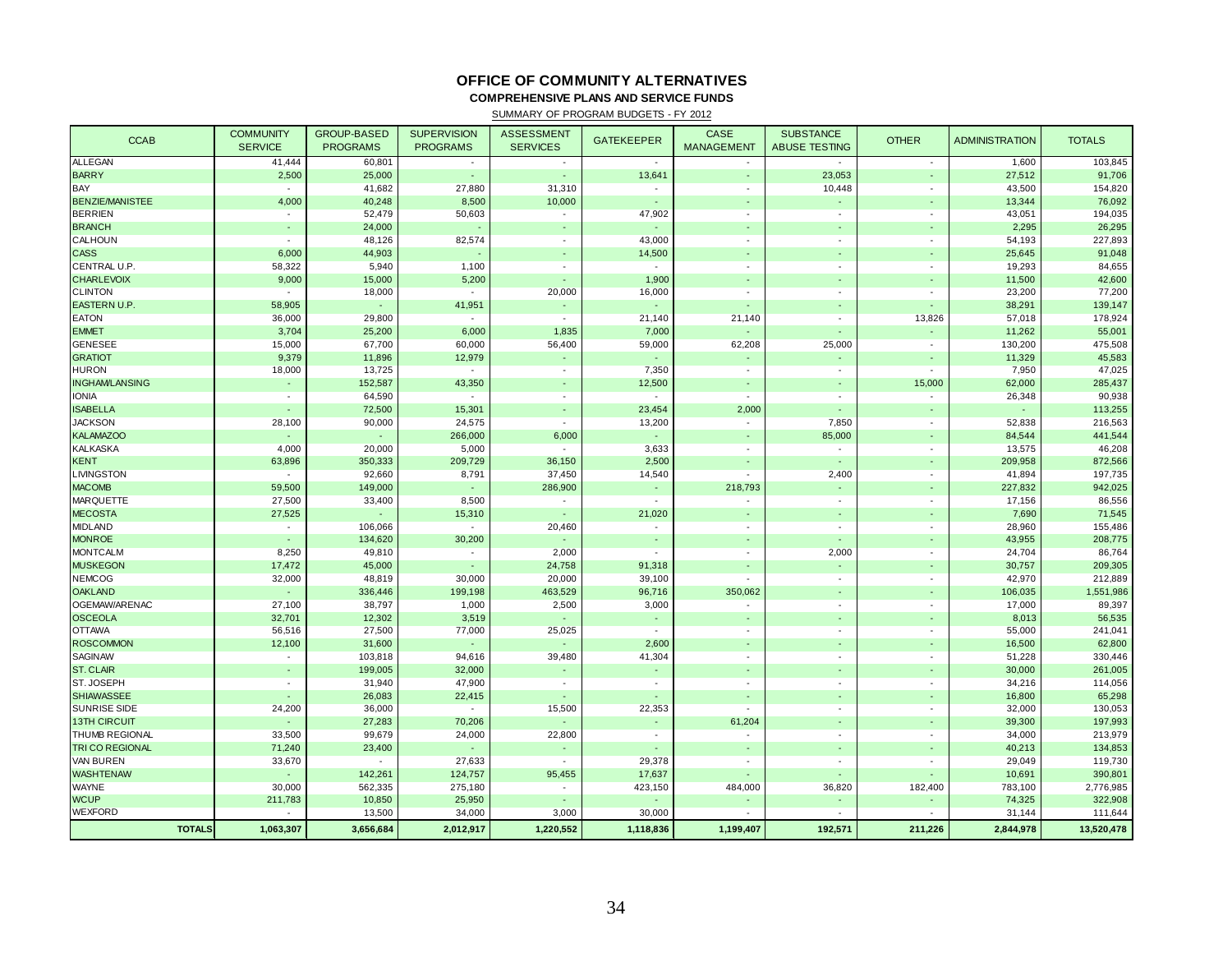# OFFICE OF COMMUNITY ALTERNATIVES

## COMPREHENSIVE PLANS AND SERVICE FUNDS

SUMMARY OF PROGRAM BUDGETS - FY 2012

| CCAB | COMMUNITY SERVICE | GROUP-BASED PROGRAMS | SUPERVISION PROGRAMS | ASSESSMENT SERVICES | GATEKEEPER | CASE MANAGEMENT | SUBSTANCE ABUSE TESTING | OTHER | ADMINISTRATION | TOTALS |
|---|---|---|---|---|---|---|---|---|---|---|
| ALLEGAN | 41,444 | 60,801 | - | - | - | - | - | - | 1,600 | 103,845 |
| BARRY | 2,500 | 25,000 | - | - | 13,641 | - | 23,053 | - | 27,512 | 91,706 |
| BAY | - | 41,682 | 27,880 | 31,310 | - | - | 10,448 | - | 43,500 | 154,820 |
| BENZIE/MANISTEE | 4,000 | 40,248 | 8,500 | 10,000 | - | - | - | - | 13,344 | 76,092 |
| BERRIEN | - | 52,479 | 50,603 | - | 47,902 | - | - | - | 43,051 | 194,035 |
| BRANCH | - | 24,000 | - | - | - | - | - | - | 2,295 | 26,295 |
| CALHOUN | - | 48,126 | 82,574 | - | 43,000 | - | - | - | 54,193 | 227,893 |
| CASS | 6,000 | 44,903 | - | - | 14,500 | - | - | - | 25,645 | 91,048 |
| CENTRAL U.P. | 58,322 | 5,940 | 1,100 | - | - | - | - | - | 19,293 | 84,655 |
| CHARLEVOIX | 9,000 | 15,000 | 5,200 | - | 1,900 | - | - | - | 11,500 | 42,600 |
| CLINTON | - | 18,000 | - | 20,000 | 16,000 | - | - | - | 23,200 | 77,200 |
| EASTERN U.P. | 58,905 | - | 41,951 | - | - | - | - | - | 38,291 | 139,147 |
| EATON | 36,000 | 29,800 | - | - | 21,140 | 21,140 | - | 13,826 | 57,018 | 178,924 |
| EMMET | 3,704 | 25,200 | 6,000 | 1,835 | 7,000 | - | - | - | 11,262 | 55,001 |
| GENESEE | 15,000 | 67,700 | 60,000 | 56,400 | 59,000 | 62,208 | 25,000 | - | 130,200 | 475,508 |
| GRATIOT | 9,379 | 11,896 | 12,979 | - | - | - | - | - | 11,329 | 45,583 |
| HURON | 18,000 | 13,725 | - | - | 7,350 | - | - | - | 7,950 | 47,025 |
| INGHAM/LANSING | - | 152,587 | 43,350 | - | 12,500 | - | - | 15,000 | 62,000 | 285,437 |
| IONIA | - | 64,590 | - | - | - | - | - | - | 26,348 | 90,938 |
| ISABELLA | - | 72,500 | 15,301 | - | 23,454 | 2,000 | - | - | - | 113,255 |
| JACKSON | 28,100 | 90,000 | 24,575 | - | 13,200 | - | 7,850 | - | 52,838 | 216,563 |
| KALAMAZOO | - | - | 266,000 | 6,000 | - | - | 85,000 | - | 84,544 | 441,544 |
| KALKASKA | 4,000 | 20,000 | 5,000 | - | 3,633 | - | - | - | 13,575 | 46,208 |
| KENT | 63,896 | 350,333 | 209,729 | 36,150 | 2,500 | - | - | - | 209,958 | 872,566 |
| LIVINGSTON | - | 92,660 | 8,791 | 37,450 | 14,540 | - | 2,400 | - | 41,894 | 197,735 |
| MACOMB | 59,500 | 149,000 | - | 286,900 | - | 218,793 | - | - | 227,832 | 942,025 |
| MARQUETTE | 27,500 | 33,400 | 8,500 | - | - | - | - | - | 17,156 | 86,556 |
| MECOSTA | 27,525 | - | 15,310 | - | 21,020 | - | - | - | 7,690 | 71,545 |
| MIDLAND | - | 106,066 | - | 20,460 | - | - | - | - | 28,960 | 155,486 |
| MONROE | - | 134,620 | 30,200 | - | - | - | - | - | 43,955 | 208,775 |
| MONTCALM | 8,250 | 49,810 | - | 2,000 | - | - | 2,000 | - | 24,704 | 86,764 |
| MUSKEGON | 17,472 | 45,000 | - | 24,758 | 91,318 | - | - | - | 30,757 | 209,305 |
| NEMCOG | 32,000 | 48,819 | 30,000 | 20,000 | 39,100 | - | - | - | 42,970 | 212,889 |
| OAKLAND | - | 336,446 | 199,198 | 463,529 | 96,716 | 350,062 | - | - | 106,035 | 1,551,986 |
| OGEMAW/ARENAC | 27,100 | 38,797 | 1,000 | 2,500 | 3,000 | - | - | - | 17,000 | 89,397 |
| OSCEOLA | 32,701 | 12,302 | 3,519 | - | - | - | - | - | 8,013 | 56,535 |
| OTTAWA | 56,516 | 27,500 | 77,000 | 25,025 | - | - | - | - | 55,000 | 241,041 |
| ROSCOMMON | 12,100 | 31,600 | - | - | 2,600 | - | - | - | 16,500 | 62,800 |
| SAGINAW | - | 103,818 | 94,616 | 39,480 | 41,304 | - | - | - | 51,228 | 330,446 |
| ST. CLAIR | - | 199,005 | 32,000 | - | - | - | - | - | 30,000 | 261,005 |
| ST. JOSEPH | - | 31,940 | 47,900 | - | - | - | - | - | 34,216 | 114,056 |
| SHIAWASSEE | - | 26,083 | 22,415 | - | - | - | - | - | 16,800 | 65,298 |
| SUNRISE SIDE | 24,200 | 36,000 | - | 15,500 | 22,353 | - | - | - | 32,000 | 130,053 |
| 13TH CIRCUIT | - | 27,283 | 70,206 | - | - | 61,204 | - | - | 39,300 | 197,993 |
| THUMB REGIONAL | 33,500 | 99,679 | 24,000 | 22,800 | - | - | - | - | 34,000 | 213,979 |
| TRI CO REGIONAL | 71,240 | 23,400 | - | - | - | - | - | - | 40,213 | 134,853 |
| VAN BUREN | 33,670 | - | 27,633 | - | 29,378 | - | - | - | 29,049 | 119,730 |
| WASHTENAW | - | 142,261 | 124,757 | 95,455 | 17,637 | - | - | - | 10,691 | 390,801 |
| WAYNE | 30,000 | 562,335 | 275,180 | - | 423,150 | 484,000 | 36,820 | 182,400 | 783,100 | 2,776,985 |
| WCUP | 211,783 | 10,850 | 25,950 | - | - | - | - | - | 74,325 | 322,908 |
| WEXFORD | - | 13,500 | 34,000 | 3,000 | 30,000 | - | - | - | 31,144 | 111,644 |
| **TOTALS** | **1,063,307** | **3,656,684** | **2,012,917** | **1,220,552** | **1,118,836** | **1,199,407** | **192,571** | **211,226** | **2,844,978** | **13,520,478** |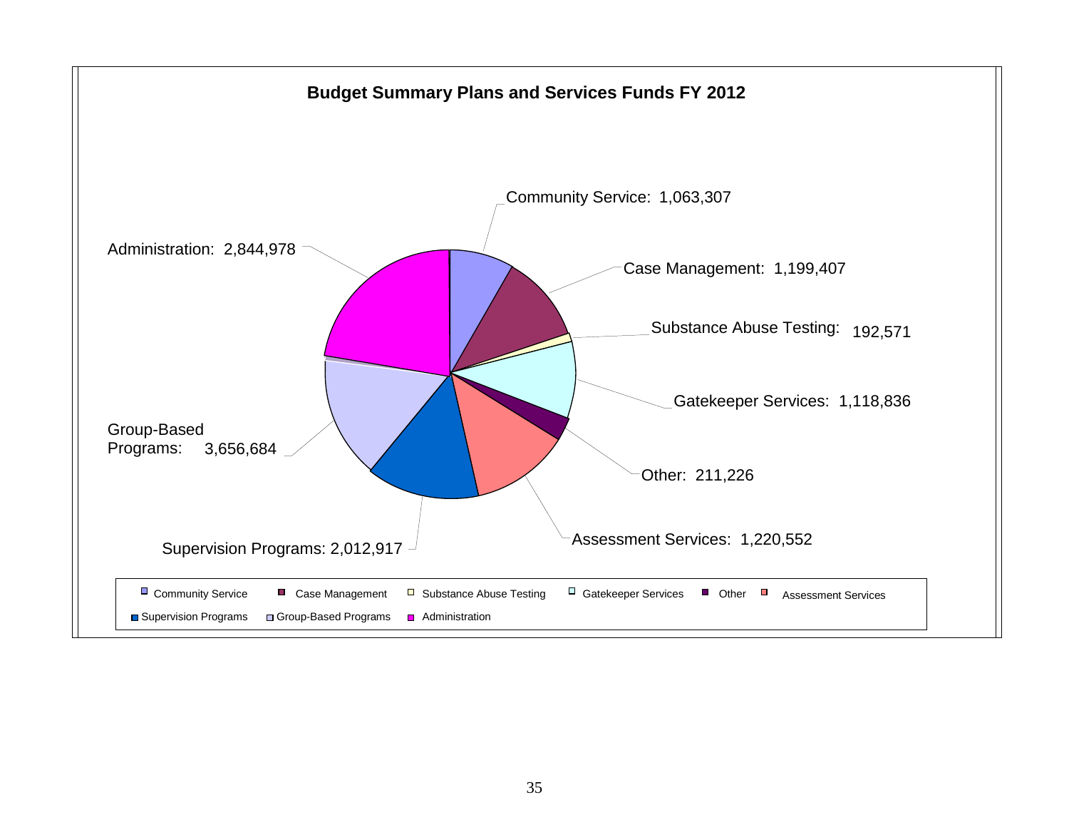## Budget Summary Plans and Services Funds FY 2012

Community Service: 1,063,307

Case Management: 1,199,407

Substance Abuse Testing: 192,571

Gatekeeper Services: 1,118,836

Other: 211,226

Assessment Services: 1,220,552

Supervision Programs: 2,012,917

Group-Based Programs: 3,656,684

Administration: 2,844,978

Community Service · Case Management · Substance Abuse Testing · Gatekeeper Services · Other · Assessment Services · Supervision Programs · Group-Based Programs · Administration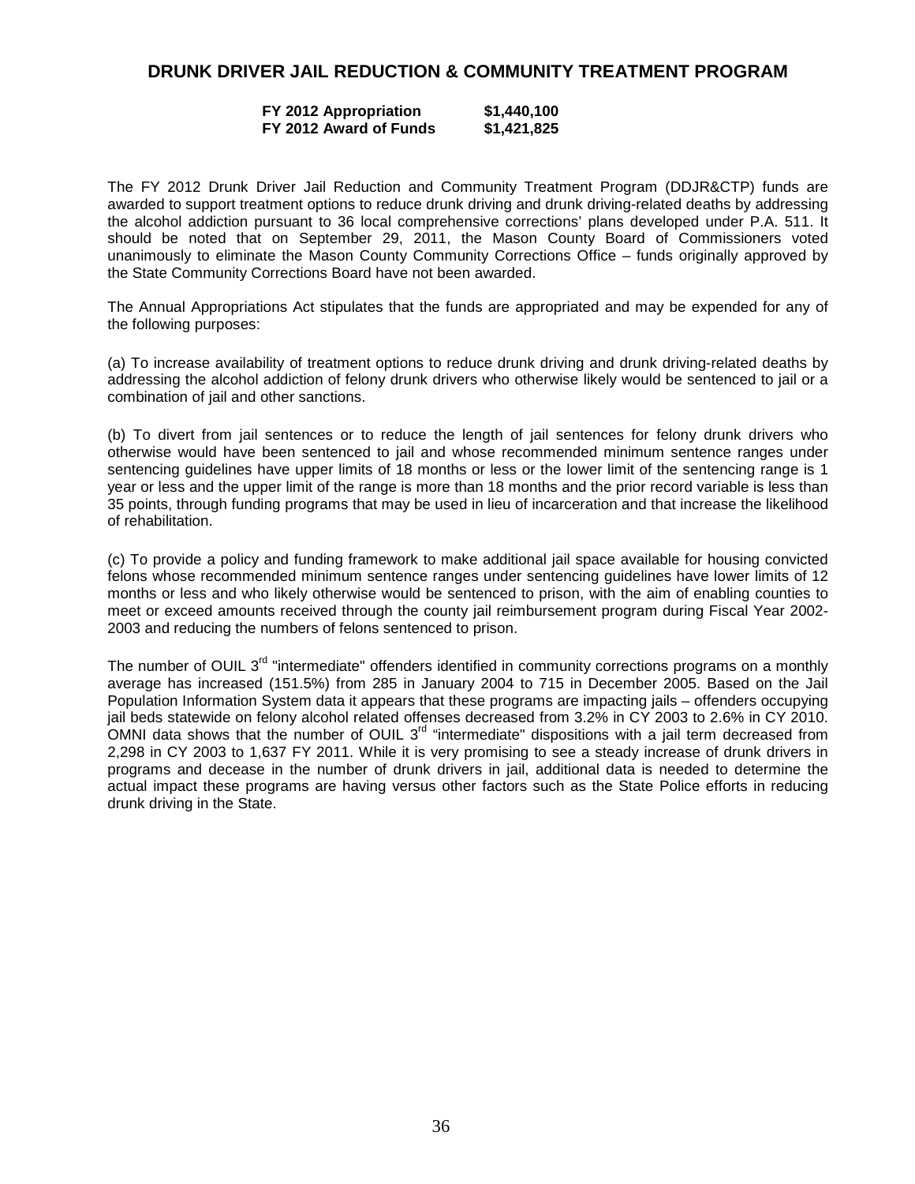## DRUNK DRIVER JAIL REDUCTION & COMMUNITY TREATMENT PROGRAM

| | |
|---|---|
| **FY 2012 Appropriation** | **$1,440,100** |
| **FY 2012 Award of Funds** | **$1,421,825** |

The FY 2012 Drunk Driver Jail Reduction and Community Treatment Program (DDJR&CTP) funds are awarded to support treatment options to reduce drunk driving and drunk driving-related deaths by addressing the alcohol addiction pursuant to 36 local comprehensive corrections' plans developed under P.A. 511. It should be noted that on September 29, 2011, the Mason County Board of Commissioners voted unanimously to eliminate the Mason County Community Corrections Office – funds originally approved by the State Community Corrections Board have not been awarded.

The Annual Appropriations Act stipulates that the funds are appropriated and may be expended for any of the following purposes:

(a) To increase availability of treatment options to reduce drunk driving and drunk driving-related deaths by addressing the alcohol addiction of felony drunk drivers who otherwise likely would be sentenced to jail or a combination of jail and other sanctions.

(b) To divert from jail sentences or to reduce the length of jail sentences for felony drunk drivers who otherwise would have been sentenced to jail and whose recommended minimum sentence ranges under sentencing guidelines have upper limits of 18 months or less or the lower limit of the sentencing range is 1 year or less and the upper limit of the range is more than 18 months and the prior record variable is less than 35 points, through funding programs that may be used in lieu of incarceration and that increase the likelihood of rehabilitation.

(c) To provide a policy and funding framework to make additional jail space available for housing convicted felons whose recommended minimum sentence ranges under sentencing guidelines have lower limits of 12 months or less and who likely otherwise would be sentenced to prison, with the aim of enabling counties to meet or exceed amounts received through the county jail reimbursement program during Fiscal Year 2002-2003 and reducing the numbers of felons sentenced to prison.

The number of OUIL 3rd "intermediate" offenders identified in community corrections programs on a monthly average has increased (151.5%) from 285 in January 2004 to 715 in December 2005. Based on the Jail Population Information System data it appears that these programs are impacting jails – offenders occupying jail beds statewide on felony alcohol related offenses decreased from 3.2% in CY 2003 to 2.6% in CY 2010. OMNI data shows that the number of OUIL 3rd "intermediate" dispositions with a jail term decreased from 2,298 in CY 2003 to 1,637 FY 2011. While it is very promising to see a steady increase of drunk drivers in programs and decease in the number of drunk drivers in jail, additional data is needed to determine the actual impact these programs are having versus other factors such as the State Police efforts in reducing drunk driving in the State.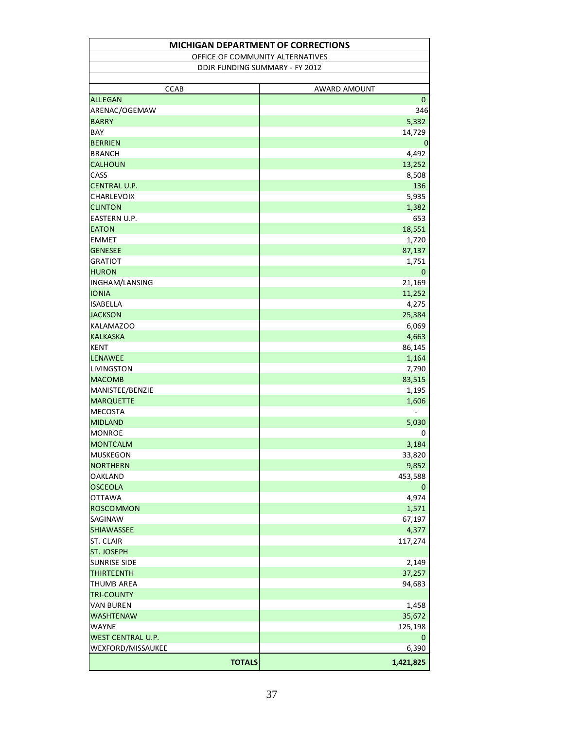**MICHIGAN DEPARTMENT OF CORRECTIONS**

OFFICE OF COMMUNITY ALTERNATIVES

DDJR FUNDING SUMMARY - FY 2012

| CCAB | AWARD AMOUNT |
|---|---|
| ALLEGAN | 0 |
| ARENAC/OGEMAW | 346 |
| BARRY | 5,332 |
| BAY | 14,729 |
| BERRIEN | 0 |
| BRANCH | 4,492 |
| CALHOUN | 13,252 |
| CASS | 8,508 |
| CENTRAL U.P. | 136 |
| CHARLEVOIX | 5,935 |
| CLINTON | 1,382 |
| EASTERN U.P. | 653 |
| EATON | 18,551 |
| EMMET | 1,720 |
| GENESEE | 87,137 |
| GRATIOT | 1,751 |
| HURON | 0 |
| INGHAM/LANSING | 21,169 |
| IONIA | 11,252 |
| ISABELLA | 4,275 |
| JACKSON | 25,384 |
| KALAMAZOO | 6,069 |
| KALKASKA | 4,663 |
| KENT | 86,145 |
| LENAWEE | 1,164 |
| LIVINGSTON | 7,790 |
| MACOMB | 83,515 |
| MANISTEE/BENZIE | 1,195 |
| MARQUETTE | 1,606 |
| MECOSTA | - |
| MIDLAND | 5,030 |
| MONROE | 0 |
| MONTCALM | 3,184 |
| MUSKEGON | 33,820 |
| NORTHERN | 9,852 |
| OAKLAND | 453,588 |
| OSCEOLA | 0 |
| OTTAWA | 4,974 |
| ROSCOMMON | 1,571 |
| SAGINAW | 67,197 |
| SHIAWASSEE | 4,377 |
| ST. CLAIR | 117,274 |
| ST. JOSEPH | |
| SUNRISE SIDE | 2,149 |
| THIRTEENTH | 37,257 |
| THUMB AREA | 94,683 |
| TRI-COUNTY | |
| VAN BUREN | 1,458 |
| WASHTENAW | 35,672 |
| WAYNE | 125,198 |
| WEST CENTRAL U.P. | 0 |
| WEXFORD/MISSAUKEE | 6,390 |
| **TOTALS** | **1,421,825** |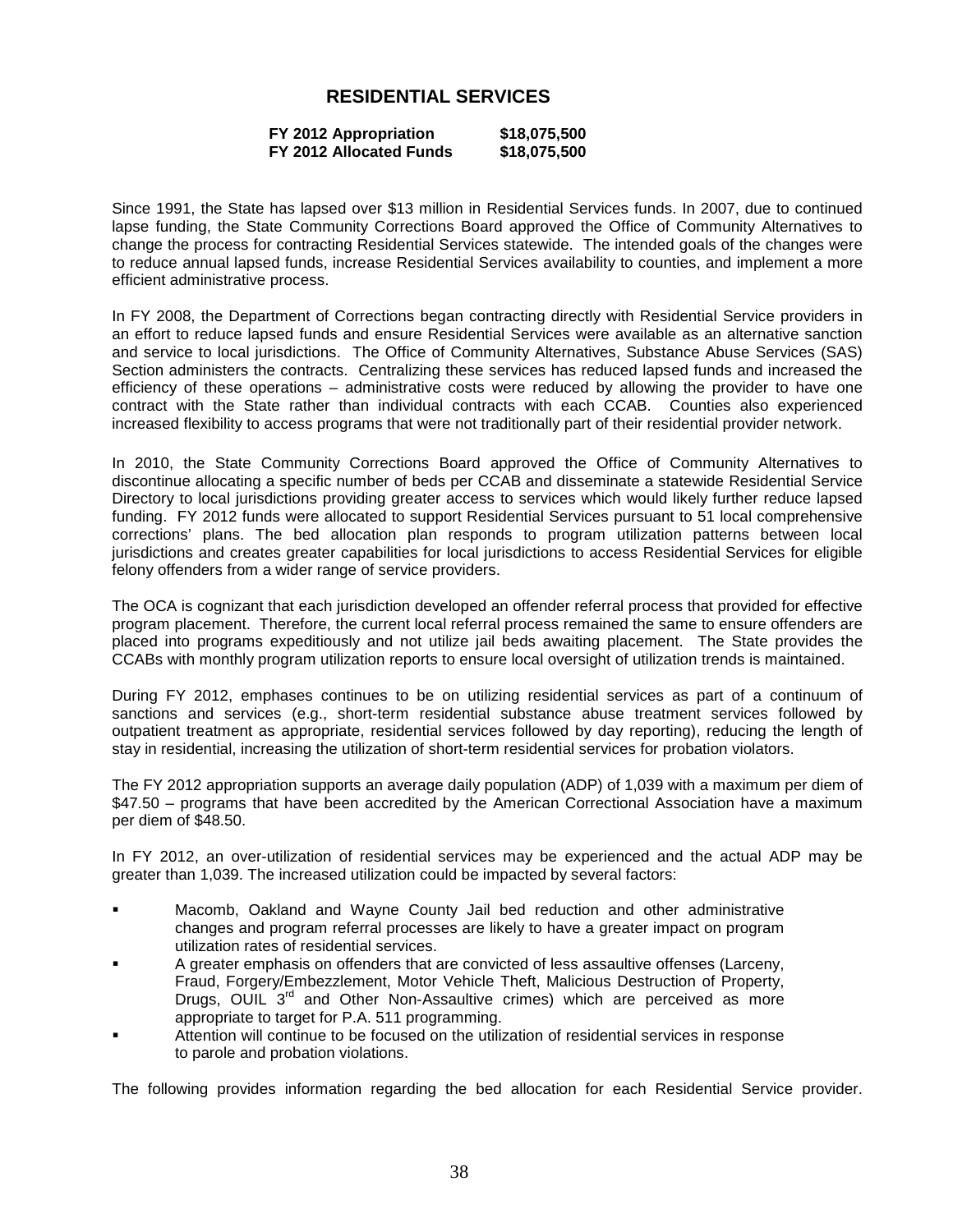## RESIDENTIAL SERVICES

| | |
|---|---|
| **FY 2012 Appropriation** | **$18,075,500** |
| **FY 2012 Allocated Funds** | **$18,075,500** |

Since 1991, the State has lapsed over $13 million in Residential Services funds. In 2007, due to continued lapse funding, the State Community Corrections Board approved the Office of Community Alternatives to change the process for contracting Residential Services statewide. The intended goals of the changes were to reduce annual lapsed funds, increase Residential Services availability to counties, and implement a more efficient administrative process.

In FY 2008, the Department of Corrections began contracting directly with Residential Service providers in an effort to reduce lapsed funds and ensure Residential Services were available as an alternative sanction and service to local jurisdictions. The Office of Community Alternatives, Substance Abuse Services (SAS) Section administers the contracts. Centralizing these services has reduced lapsed funds and increased the efficiency of these operations – administrative costs were reduced by allowing the provider to have one contract with the State rather than individual contracts with each CCAB. Counties also experienced increased flexibility to access programs that were not traditionally part of their residential provider network.

In 2010, the State Community Corrections Board approved the Office of Community Alternatives to discontinue allocating a specific number of beds per CCAB and disseminate a statewide Residential Service Directory to local jurisdictions providing greater access to services which would likely further reduce lapsed funding. FY 2012 funds were allocated to support Residential Services pursuant to 51 local comprehensive corrections' plans. The bed allocation plan responds to program utilization patterns between local jurisdictions and creates greater capabilities for local jurisdictions to access Residential Services for eligible felony offenders from a wider range of service providers.

The OCA is cognizant that each jurisdiction developed an offender referral process that provided for effective program placement. Therefore, the current local referral process remained the same to ensure offenders are placed into programs expeditiously and not utilize jail beds awaiting placement. The State provides the CCABs with monthly program utilization reports to ensure local oversight of utilization trends is maintained.

During FY 2012, emphases continues to be on utilizing residential services as part of a continuum of sanctions and services (e.g., short-term residential substance abuse treatment services followed by outpatient treatment as appropriate, residential services followed by day reporting), reducing the length of stay in residential, increasing the utilization of short-term residential services for probation violators.

The FY 2012 appropriation supports an average daily population (ADP) of 1,039 with a maximum per diem of $47.50 – programs that have been accredited by the American Correctional Association have a maximum per diem of $48.50.

In FY 2012, an over-utilization of residential services may be experienced and the actual ADP may be greater than 1,039. The increased utilization could be impacted by several factors:

- Macomb, Oakland and Wayne County Jail bed reduction and other administrative changes and program referral processes are likely to have a greater impact on program utilization rates of residential services.
- A greater emphasis on offenders that are convicted of less assaultive offenses (Larceny, Fraud, Forgery/Embezzlement, Motor Vehicle Theft, Malicious Destruction of Property, Drugs, OUIL 3rd and Other Non-Assaultive crimes) which are perceived as more appropriate to target for P.A. 511 programming.
- Attention will continue to be focused on the utilization of residential services in response to parole and probation violations.

The following provides information regarding the bed allocation for each Residential Service provider.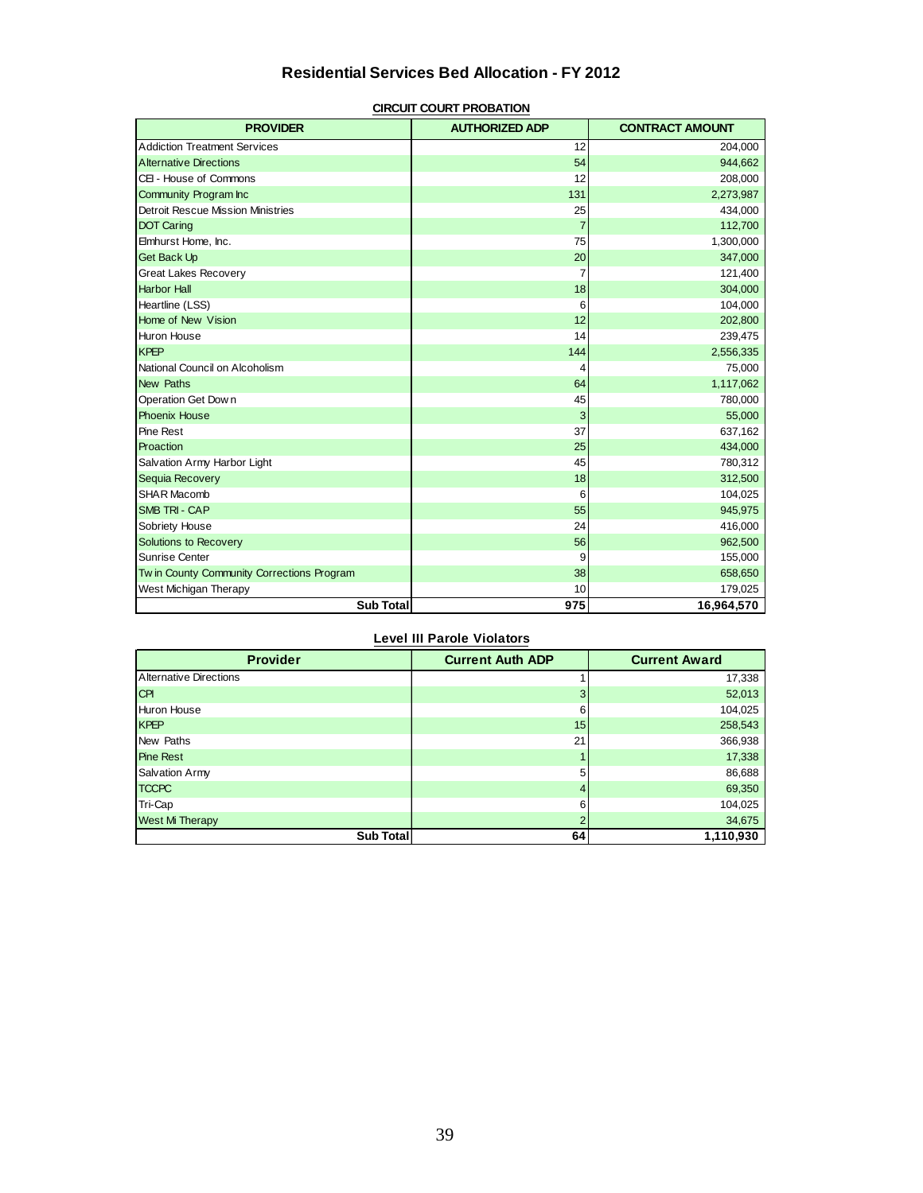# Residential Services Bed Allocation - FY 2012

**CIRCUIT COURT PROBATION**

| PROVIDER | AUTHORIZED ADP | CONTRACT AMOUNT |
|---|---|---|
| Addiction Treatment Services | 12 | 204,000 |
| Alternative Directions | 54 | 944,662 |
| CEI - House of Commons | 12 | 208,000 |
| Community Program Inc | 131 | 2,273,987 |
| Detroit Rescue Mission Ministries | 25 | 434,000 |
| DOT Caring | 7 | 112,700 |
| Elmhurst Home, Inc. | 75 | 1,300,000 |
| Get Back Up | 20 | 347,000 |
| Great Lakes Recovery | 7 | 121,400 |
| Harbor Hall | 18 | 304,000 |
| Heartline (LSS) | 6 | 104,000 |
| Home of New Vision | 12 | 202,800 |
| Huron House | 14 | 239,475 |
| KPEP | 144 | 2,556,335 |
| National Council on Alcoholism | 4 | 75,000 |
| New Paths | 64 | 1,117,062 |
| Operation Get Down | 45 | 780,000 |
| Phoenix House | 3 | 55,000 |
| Pine Rest | 37 | 637,162 |
| Proaction | 25 | 434,000 |
| Salvation Army Harbor Light | 45 | 780,312 |
| Sequia Recovery | 18 | 312,500 |
| SHAR Macomb | 6 | 104,025 |
| SMB TRI - CAP | 55 | 945,975 |
| Sobriety House | 24 | 416,000 |
| Solutions to Recovery | 56 | 962,500 |
| Sunrise Center | 9 | 155,000 |
| Twin County Community Corrections Program | 38 | 658,650 |
| West Michigan Therapy | 10 | 179,025 |
| **Sub Total** | **975** | **16,964,570** |

**Level III Parole Violators**

| Provider | Current Auth ADP | Current Award |
|---|---|---|
| Alternative Directions | 1 | 17,338 |
| CPI | 3 | 52,013 |
| Huron House | 6 | 104,025 |
| KPEP | 15 | 258,543 |
| New Paths | 21 | 366,938 |
| Pine Rest | 1 | 17,338 |
| Salvation Army | 5 | 86,688 |
| TCCPC | 4 | 69,350 |
| Tri-Cap | 6 | 104,025 |
| West Mi Therapy | 2 | 34,675 |
| **Sub Total** | **64** | **1,110,930** |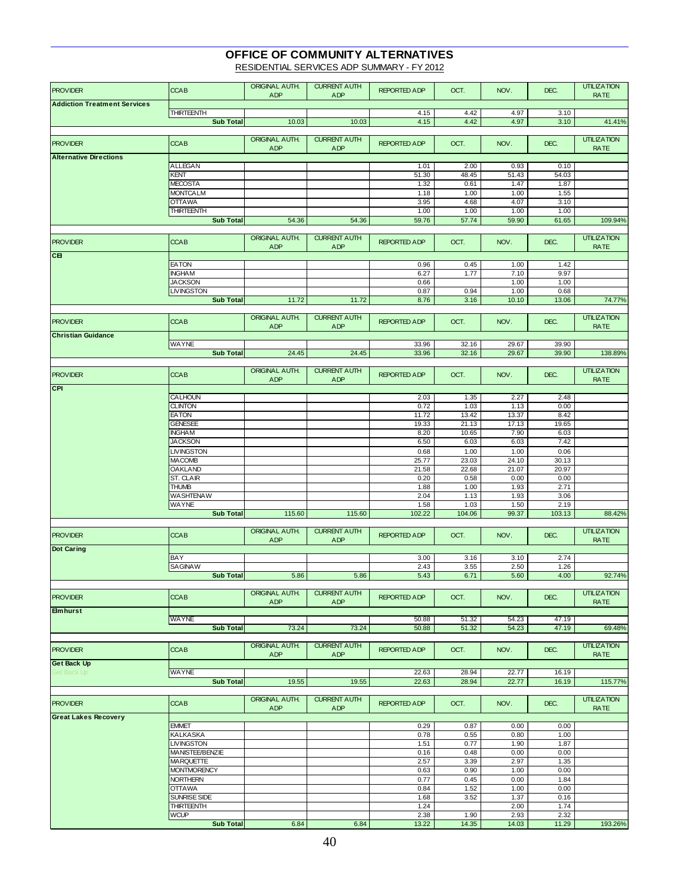# OFFICE OF COMMUNITY ALTERNATIVES

RESIDENTIAL SERVICES ADP SUMMARY - FY 2012

| PROVIDER | CCAB | ORIGINAL AUTH. ADP | CURRENT AUTH ADP | REPORTED ADP | OCT. | NOV. | DEC. | UTILIZATION RATE |
|---|---|---|---|---|---|---|---|---|
| **Addiction Treatment Services** | | | | | | | | |
| | THIRTEENTH | | | 4.15 | 4.42 | 4.97 | 3.10 | |
| | **Sub Total** | 10.03 | 10.03 | 4.15 | 4.42 | 4.97 | 3.10 | 41.41% |

| PROVIDER | CCAB | ORIGINAL AUTH. ADP | CURRENT AUTH ADP | REPORTED ADP | OCT. | NOV. | DEC. | UTILIZATION RATE |
|---|---|---|---|---|---|---|---|---|
| **Alternative Directions** | | | | | | | | |
| | ALLEGAN | | | 1.01 | 2.00 | 0.93 | 0.10 | |
| | KENT | | | 51.30 | 48.45 | 51.43 | 54.03 | |
| | MECOSTA | | | 1.32 | 0.61 | 1.47 | 1.87 | |
| | MONTCALM | | | 1.18 | 1.00 | 1.00 | 1.55 | |
| | OTTAWA | | | 3.95 | 4.68 | 4.07 | 3.10 | |
| | THIRTEENTH | | | 1.00 | 1.00 | 1.00 | 1.00 | |
| | **Sub Total** | 54.36 | 54.36 | 59.76 | 57.74 | 59.90 | 61.65 | 109.94% |

| PROVIDER | CCAB | ORIGINAL AUTH. ADP | CURRENT AUTH ADP | REPORTED ADP | OCT. | NOV. | DEC. | UTILIZATION RATE |
|---|---|---|---|---|---|---|---|---|
| **CEI** | | | | | | | | |
| | EATON | | | 0.96 | 0.45 | 1.00 | 1.42 | |
| | INGHAM | | | 6.27 | 1.77 | 7.10 | 9.97 | |
| | JACKSON | | | 0.66 | | 1.00 | 1.00 | |
| | LIVINGSTON | | | 0.87 | 0.94 | 1.00 | 0.68 | |
| | **Sub Total** | 11.72 | 11.72 | 8.76 | 3.16 | 10.10 | 13.06 | 74.77% |

| PROVIDER | CCAB | ORIGINAL AUTH. ADP | CURRENT AUTH ADP | REPORTED ADP | OCT. | NOV. | DEC. | UTILIZATION RATE |
|---|---|---|---|---|---|---|---|---|
| **Christian Guidance** | | | | | | | | |
| | WAYNE | | | 33.96 | 32.16 | 29.67 | 39.90 | |
| | **Sub Total** | 24.45 | 24.45 | 33.96 | 32.16 | 29.67 | 39.90 | 138.89% |

| PROVIDER | CCAB | ORIGINAL AUTH. ADP | CURRENT AUTH ADP | REPORTED ADP | OCT. | NOV. | DEC. | UTILIZATION RATE |
|---|---|---|---|---|---|---|---|---|
| **CPI** | | | | | | | | |
| | CALHOUN | | | 2.03 | 1.35 | 2.27 | 2.48 | |
| | CLINTON | | | 0.72 | 1.03 | 1.13 | 0.00 | |
| | EATON | | | 11.72 | 13.42 | 13.37 | 8.42 | |
| | GENESEE | | | 19.33 | 21.13 | 17.13 | 19.65 | |
| | INGHAM | | | 8.20 | 10.65 | 7.90 | 6.03 | |
| | JACKSON | | | 6.50 | 6.03 | 6.03 | 7.42 | |
| | LIVINGSTON | | | 0.68 | 1.00 | 1.00 | 0.06 | |
| | MACOMB | | | 25.77 | 23.03 | 24.10 | 30.13 | |
| | OAKLAND | | | 21.58 | 22.68 | 21.07 | 20.97 | |
| | ST. CLAIR | | | 0.20 | 0.58 | 0.00 | 0.00 | |
| | THUMB | | | 1.88 | 1.00 | 1.93 | 2.71 | |
| | WASHTENAW | | | 2.04 | 1.13 | 1.93 | 3.06 | |
| | WAYNE | | | 1.58 | 1.03 | 1.50 | 2.19 | |
| | **Sub Total** | 115.60 | 115.60 | 102.22 | 104.06 | 99.37 | 103.13 | 88.42% |

| PROVIDER | CCAB | ORIGINAL AUTH. ADP | CURRENT AUTH ADP | REPORTED ADP | OCT. | NOV. | DEC. | UTILIZATION RATE |
|---|---|---|---|---|---|---|---|---|
| **Dot Caring** | | | | | | | | |
| | BAY | | | 3.00 | 3.16 | 3.10 | 2.74 | |
| | SAGINAW | | | 2.43 | 3.55 | 2.50 | 1.26 | |
| | **Sub Total** | 5.86 | 5.86 | 5.43 | 6.71 | 5.60 | 4.00 | 92.74% |

| PROVIDER | CCAB | ORIGINAL AUTH. ADP | CURRENT AUTH ADP | REPORTED ADP | OCT. | NOV. | DEC. | UTILIZATION RATE |
|---|---|---|---|---|---|---|---|---|
| **Elmhurst** | | | | | | | | |
| | WAYNE | | | 50.88 | 51.32 | 54.23 | 47.19 | |
| | **Sub Total** | 73.24 | 73.24 | 50.88 | 51.32 | 54.23 | 47.19 | 69.48% |

| PROVIDER | CCAB | ORIGINAL AUTH. ADP | CURRENT AUTH ADP | REPORTED ADP | OCT. | NOV. | DEC. | UTILIZATION RATE |
|---|---|---|---|---|---|---|---|---|
| **Get Back Up** | | | | | | | | |
| Get Back Up | WAYNE | | | 22.63 | 28.94 | 22.77 | 16.19 | |
| | **Sub Total** | 19.55 | 19.55 | 22.63 | 28.94 | 22.77 | 16.19 | 115.77% |

| PROVIDER | CCAB | ORIGINAL AUTH. ADP | CURRENT AUTH ADP | REPORTED ADP | OCT. | NOV. | DEC. | UTILIZATION RATE |
|---|---|---|---|---|---|---|---|---|
| **Great Lakes Recovery** | | | | | | | | |
| | EMMET | | | 0.29 | 0.87 | 0.00 | 0.00 | |
| | KALKASKA | | | 0.78 | 0.55 | 0.80 | 1.00 | |
| | LIVINGSTON | | | 1.51 | 0.77 | 1.90 | 1.87 | |
| | MANISTEE/BENZIE | | | 0.16 | 0.48 | 0.00 | 0.00 | |
| | MARQUETTE | | | 2.57 | 3.39 | 2.97 | 1.35 | |
| | MONTMORENCY | | | 0.63 | 0.90 | 1.00 | 0.00 | |
| | NORTHERN | | | 0.77 | 0.45 | 0.00 | 1.84 | |
| | OTTAWA | | | 0.84 | 1.52 | 1.00 | 0.00 | |
| | SUNRISE SIDE | | | 1.68 | 3.52 | 1.37 | 0.16 | |
| | THIRTEENTH | | | 1.24 | | 2.00 | 1.74 | |
| | WCUP | | | 2.38 | 1.90 | 2.93 | 2.32 | |
| | **Sub Total** | 6.84 | 6.84 | 13.22 | 14.35 | 14.03 | 11.29 | 193.26% |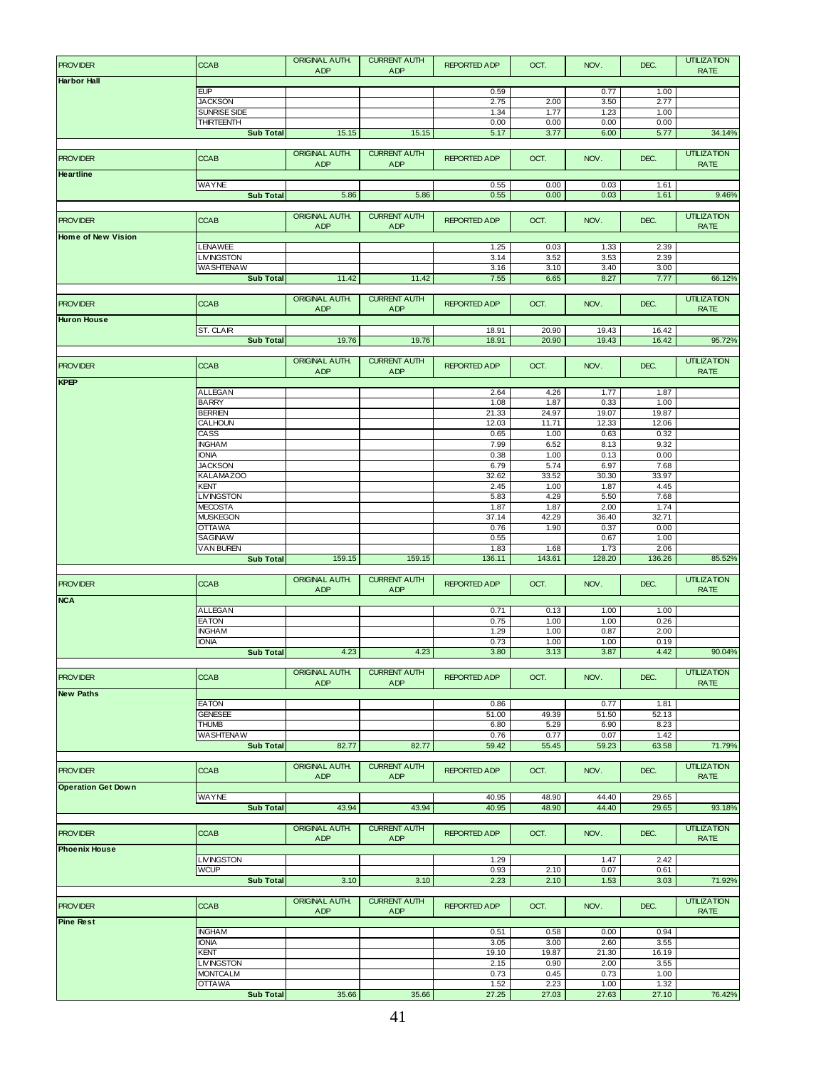| PROVIDER | CCAB | ORIGINAL AUTH. ADP | CURRENT AUTH ADP | REPORTED ADP | OCT. | NOV. | DEC. | UTILIZATION RATE |
|---|---|---|---|---|---|---|---|---|
| **Harbor Hall** | | | | | | | | |
| | EUP | | | 0.59 | | 0.77 | 1.00 | |
| | JACKSON | | | 2.75 | 2.00 | 3.50 | 2.77 | |
| | SUNRISE SIDE | | | 1.34 | 1.77 | 1.23 | 1.00 | |
| | THIRTEENTH | | | 0.00 | 0.00 | 0.00 | 0.00 | |
| | **Sub Total** | 15.15 | 15.15 | 5.17 | 3.77 | 6.00 | 5.77 | 34.14% |

| PROVIDER | CCAB | ORIGINAL AUTH. ADP | CURRENT AUTH ADP | REPORTED ADP | OCT. | NOV. | DEC. | UTILIZATION RATE |
|---|---|---|---|---|---|---|---|---|
| **Heartline** | | | | | | | | |
| | WAYNE | | | 0.55 | 0.00 | 0.03 | 1.61 | |
| | **Sub Total** | 5.86 | 5.86 | 0.55 | 0.00 | 0.03 | 1.61 | 9.46% |

| PROVIDER | CCAB | ORIGINAL AUTH. ADP | CURRENT AUTH ADP | REPORTED ADP | OCT. | NOV. | DEC. | UTILIZATION RATE |
|---|---|---|---|---|---|---|---|---|
| **Home of New Vision** | | | | | | | | |
| | LENAWEE | | | 1.25 | 0.03 | 1.33 | 2.39 | |
| | LIVINGSTON | | | 3.14 | 3.52 | 3.53 | 2.39 | |
| | WASHTENAW | | | 3.16 | 3.10 | 3.40 | 3.00 | |
| | **Sub Total** | 11.42 | 11.42 | 7.55 | 6.65 | 8.27 | 7.77 | 66.12% |

| PROVIDER | CCAB | ORIGINAL AUTH. ADP | CURRENT AUTH ADP | REPORTED ADP | OCT. | NOV. | DEC. | UTILIZATION RATE |
|---|---|---|---|---|---|---|---|---|
| **Huron House** | | | | | | | | |
| | ST. CLAIR | | | 18.91 | 20.90 | 19.43 | 16.42 | |
| | **Sub Total** | 19.76 | 19.76 | 18.91 | 20.90 | 19.43 | 16.42 | 95.72% |

| PROVIDER | CCAB | ORIGINAL AUTH. ADP | CURRENT AUTH ADP | REPORTED ADP | OCT. | NOV. | DEC. | UTILIZATION RATE |
|---|---|---|---|---|---|---|---|---|
| **KPEP** | | | | | | | | |
| | ALLEGAN | | | 2.64 | 4.26 | 1.77 | 1.87 | |
| | BARRY | | | 1.08 | 1.87 | 0.33 | 1.00 | |
| | BERRIEN | | | 21.33 | 24.97 | 19.07 | 19.87 | |
| | CALHOUN | | | 12.03 | 11.71 | 12.33 | 12.06 | |
| | CASS | | | 0.65 | 1.00 | 0.63 | 0.32 | |
| | INGHAM | | | 7.99 | 6.52 | 8.13 | 9.32 | |
| | IONIA | | | 0.38 | 1.00 | 0.13 | 0.00 | |
| | JACKSON | | | 6.79 | 5.74 | 6.97 | 7.68 | |
| | KALAMAZOO | | | 32.62 | 33.52 | 30.30 | 33.97 | |
| | KENT | | | 2.45 | 1.00 | 1.87 | 4.45 | |
| | LIVINGSTON | | | 5.83 | 4.29 | 5.50 | 7.68 | |
| | MECOSTA | | | 1.87 | 1.87 | 2.00 | 1.74 | |
| | MUSKEGON | | | 37.14 | 42.29 | 36.40 | 32.71 | |
| | OTTAWA | | | 0.76 | 1.90 | 0.37 | 0.00 | |
| | SAGINAW | | | 0.55 | | 0.67 | 1.00 | |
| | VAN BUREN | | | 1.83 | 1.68 | 1.73 | 2.06 | |
| | **Sub Total** | 159.15 | 159.15 | 136.11 | 143.61 | 128.20 | 136.26 | 85.52% |

| PROVIDER | CCAB | ORIGINAL AUTH. ADP | CURRENT AUTH ADP | REPORTED ADP | OCT. | NOV. | DEC. | UTILIZATION RATE |
|---|---|---|---|---|---|---|---|---|
| **NCA** | | | | | | | | |
| | ALLEGAN | | | 0.71 | 0.13 | 1.00 | 1.00 | |
| | EATON | | | 0.75 | 1.00 | 1.00 | 0.26 | |
| | INGHAM | | | 1.29 | 1.00 | 0.87 | 2.00 | |
| | IONIA | | | 0.73 | 1.00 | 1.00 | 0.19 | |
| | **Sub Total** | 4.23 | 4.23 | 3.80 | 3.13 | 3.87 | 4.42 | 90.04% |

| PROVIDER | CCAB | ORIGINAL AUTH. ADP | CURRENT AUTH ADP | REPORTED ADP | OCT. | NOV. | DEC. | UTILIZATION RATE |
|---|---|---|---|---|---|---|---|---|
| **New Paths** | | | | | | | | |
| | EATON | | | 0.86 | | 0.77 | 1.81 | |
| | GENESEE | | | 51.00 | 49.39 | 51.50 | 52.13 | |
| | THUMB | | | 6.80 | 5.29 | 6.90 | 8.23 | |
| | WASHTENAW | | | 0.76 | 0.77 | 0.07 | 1.42 | |
| | **Sub Total** | 82.77 | 82.77 | 59.42 | 55.45 | 59.23 | 63.58 | 71.79% |

| PROVIDER | CCAB | ORIGINAL AUTH. ADP | CURRENT AUTH ADP | REPORTED ADP | OCT. | NOV. | DEC. | UTILIZATION RATE |
|---|---|---|---|---|---|---|---|---|
| **Operation Get Down** | | | | | | | | |
| | WAYNE | | | 40.95 | 48.90 | 44.40 | 29.65 | |
| | **Sub Total** | 43.94 | 43.94 | 40.95 | 48.90 | 44.40 | 29.65 | 93.18% |

| PROVIDER | CCAB | ORIGINAL AUTH. ADP | CURRENT AUTH ADP | REPORTED ADP | OCT. | NOV. | DEC. | UTILIZATION RATE |
|---|---|---|---|---|---|---|---|---|
| **Phoenix House** | | | | | | | | |
| | LIVINGSTON | | | 1.29 | | 1.47 | 2.42 | |
| | WCUP | | | 0.93 | 2.10 | 0.07 | 0.61 | |
| | **Sub Total** | 3.10 | 3.10 | 2.23 | 2.10 | 1.53 | 3.03 | 71.92% |

| PROVIDER | CCAB | ORIGINAL AUTH. ADP | CURRENT AUTH ADP | REPORTED ADP | OCT. | NOV. | DEC. | UTILIZATION RATE |
|---|---|---|---|---|---|---|---|---|
| **Pine Rest** | | | | | | | | |
| | INGHAM | | | 0.51 | 0.58 | 0.00 | 0.94 | |
| | IONIA | | | 3.05 | 3.00 | 2.60 | 3.55 | |
| | KENT | | | 19.10 | 19.87 | 21.30 | 16.19 | |
| | LIVINGSTON | | | 2.15 | 0.90 | 2.00 | 3.55 | |
| | MONTCALM | | | 0.73 | 0.45 | 0.73 | 1.00 | |
| | OTTAWA | | | 1.52 | 2.23 | 1.00 | 1.32 | |
| | **Sub Total** | 35.66 | 35.66 | 27.25 | 27.03 | 27.63 | 27.10 | 76.42% |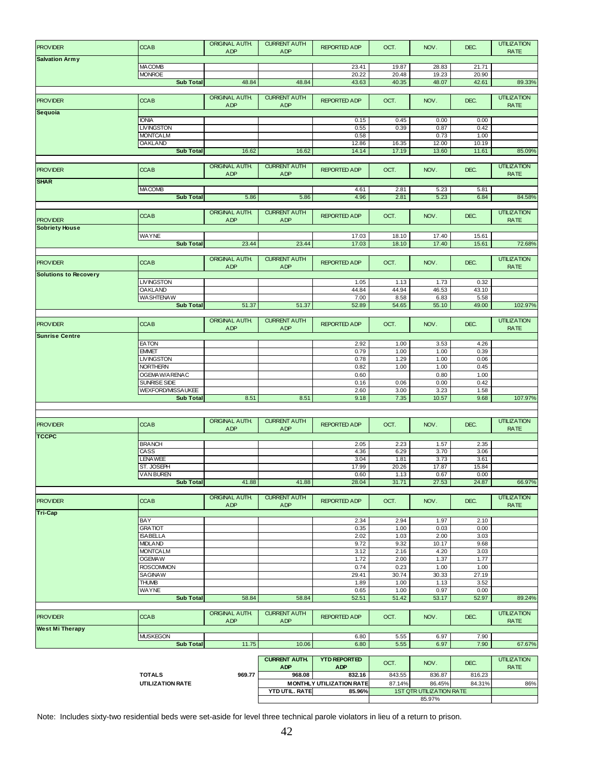| PROVIDER | CCAB | ORIGINAL AUTH. ADP | CURRENT AUTH ADP | REPORTED ADP | OCT. | NOV. | DEC. | UTILIZATION RATE |
|---|---|---|---|---|---|---|---|---|
| **Salvation Army** | | | | | | | | |
| | MACOMB | | | 23.41 | 19.87 | 28.83 | 21.71 | |
| | MONROE | | | 20.22 | 20.48 | 19.23 | 20.90 | |
| | **Sub Total** | 48.84 | 48.84 | 43.63 | 40.35 | 48.07 | 42.61 | 89.33% |

| PROVIDER | CCAB | ORIGINAL AUTH. ADP | CURRENT AUTH ADP | REPORTED ADP | OCT. | NOV. | DEC. | UTILIZATION RATE |
|---|---|---|---|---|---|---|---|---|
| **Sequoia** | | | | | | | | |
| | IONIA | | | 0.15 | 0.45 | 0.00 | 0.00 | |
| | LIVINGSTON | | | 0.55 | 0.39 | 0.87 | 0.42 | |
| | MONTCALM | | | 0.58 | | 0.73 | 1.00 | |
| | OAKLAND | | | 12.86 | 16.35 | 12.00 | 10.19 | |
| | **Sub Total** | 16.62 | 16.62 | 14.14 | 17.19 | 13.60 | 11.61 | 85.09% |

| PROVIDER | CCAB | ORIGINAL AUTH. ADP | CURRENT AUTH ADP | REPORTED ADP | OCT. | NOV. | DEC. | UTILIZATION RATE |
|---|---|---|---|---|---|---|---|---|
| **SHAR** | | | | | | | | |
| | MACOMB | | | 4.61 | 2.81 | 5.23 | 5.81 | |
| | **Sub Total** | 5.86 | 5.86 | 4.96 | 2.81 | 5.23 | 6.84 | 84.58% |

| PROVIDER | CCAB | ORIGINAL AUTH. ADP | CURRENT AUTH ADP | REPORTED ADP | OCT. | NOV. | DEC. | UTILIZATION RATE |
|---|---|---|---|---|---|---|---|---|
| **Sobriety House** | | | | | | | | |
| | WAYNE | | | 17.03 | 18.10 | 17.40 | 15.61 | |
| | **Sub Total** | 23.44 | 23.44 | 17.03 | 18.10 | 17.40 | 15.61 | 72.68% |

| PROVIDER | CCAB | ORIGINAL AUTH. ADP | CURRENT AUTH ADP | REPORTED ADP | OCT. | NOV. | DEC. | UTILIZATION RATE |
|---|---|---|---|---|---|---|---|---|
| **Solutions to Recovery** | | | | | | | | |
| | LIVINGSTON | | | 1.05 | 1.13 | 1.73 | 0.32 | |
| | OAKLAND | | | 44.84 | 44.94 | 46.53 | 43.10 | |
| | WASHTENAW | | | 7.00 | 8.58 | 6.83 | 5.58 | |
| | **Sub Total** | 51.37 | 51.37 | 52.89 | 54.65 | 55.10 | 49.00 | 102.97% |

| PROVIDER | CCAB | ORIGINAL AUTH. ADP | CURRENT AUTH ADP | REPORTED ADP | OCT. | NOV. | DEC. | UTILIZATION RATE |
|---|---|---|---|---|---|---|---|---|
| **Sunrise Centre** | | | | | | | | |
| | EATON | | | 2.92 | 1.00 | 3.53 | 4.26 | |
| | EMMET | | | 0.79 | 1.00 | 1.00 | 0.39 | |
| | LIVINGSTON | | | 0.78 | 1.29 | 1.00 | 0.06 | |
| | NORTHERN | | | 0.82 | 1.00 | 1.00 | 0.45 | |
| | OGEMAW/ARENAC | | | 0.60 | | 0.80 | 1.00 | |
| | SUNRISE SIDE | | | 0.16 | 0.06 | 0.00 | 0.42 | |
| | WEXFORD/MISSAUKEE | | | 2.60 | 3.00 | 3.23 | 1.58 | |
| | **Sub Total** | 8.51 | 8.51 | 9.18 | 7.35 | 10.57 | 9.68 | 107.97% |

| PROVIDER | CCAB | ORIGINAL AUTH. ADP | CURRENT AUTH ADP | REPORTED ADP | OCT. | NOV. | DEC. | UTILIZATION RATE |
|---|---|---|---|---|---|---|---|---|
| **TCCPC** | | | | | | | | |
| | BRANCH | | | 2.05 | 2.23 | 1.57 | 2.35 | |
| | CASS | | | 4.36 | 6.29 | 3.70 | 3.06 | |
| | LENAWEE | | | 3.04 | 1.81 | 3.73 | 3.61 | |
| | ST. JOSEPH | | | 17.99 | 20.26 | 17.87 | 15.84 | |
| | VAN BUREN | | | 0.60 | 1.13 | 0.67 | 0.00 | |
| | **Sub Total** | 41.88 | 41.88 | 28.04 | 31.71 | 27.53 | 24.87 | 66.97% |

| PROVIDER | CCAB | ORIGINAL AUTH. ADP | CURRENT AUTH ADP | REPORTED ADP | OCT. | NOV. | DEC. | UTILIZATION RATE |
|---|---|---|---|---|---|---|---|---|
| **Tri-Cap** | | | | | | | | |
| | BAY | | | 2.34 | 2.94 | 1.97 | 2.10 | |
| | GRATIOT | | | 0.35 | 1.00 | 0.03 | 0.00 | |
| | ISABELLA | | | 2.02 | 1.03 | 2.00 | 3.03 | |
| | MIDLAND | | | 9.72 | 9.32 | 10.17 | 9.68 | |
| | MONTCALM | | | 3.12 | 2.16 | 4.20 | 3.03 | |
| | OGEMAW | | | 1.72 | 2.00 | 1.37 | 1.77 | |
| | ROSCOMMON | | | 0.74 | 0.23 | 1.00 | 1.00 | |
| | SAGINAW | | | 29.41 | 30.74 | 30.33 | 27.19 | |
| | THUMB | | | 1.89 | 1.00 | 1.13 | 3.52 | |
| | WAYNE | | | 0.65 | 1.00 | 0.97 | 0.00 | |
| | **Sub Total** | 58.84 | 58.84 | 52.51 | 51.42 | 53.17 | 52.97 | 89.24% |

| PROVIDER | CCAB | ORIGINAL AUTH. ADP | CURRENT AUTH ADP | REPORTED ADP | OCT. | NOV. | DEC. | UTILIZATION RATE |
|---|---|---|---|---|---|---|---|---|
| **West Mi Therapy** | | | | | | | | |
| | MUSKEGON | | | 6.80 | 5.55 | 6.97 | 7.90 | |
| | **Sub Total** | 11.75 | 10.06 | 6.80 | 5.55 | 6.97 | 7.90 | 67.67% |

| | | | CURRENT AUTH. ADP | YTD REPORTED ADP | OCT. | NOV. | DEC. | UTILIZATION RATE |
|---|---|---|---|---|---|---|---|---|
| | **TOTALS** | 969.77 | 968.08 | 832.16 | 843.55 | 836.87 | 816.23 | |
| | **UTILIZATION RATE** | | **MONTHLY UTILIZATION RATE** | | 87.14% | 86.45% | 84.31% | 86% |
| | | | **YTD UTIL. RATE** | 85.96% | 1ST QTR UTILIZATION RATE | | | |
| | | | | | 85.97% | | | |

Note: Includes sixty-two residential beds were set-aside for level three technical parole violators in lieu of a return to prison.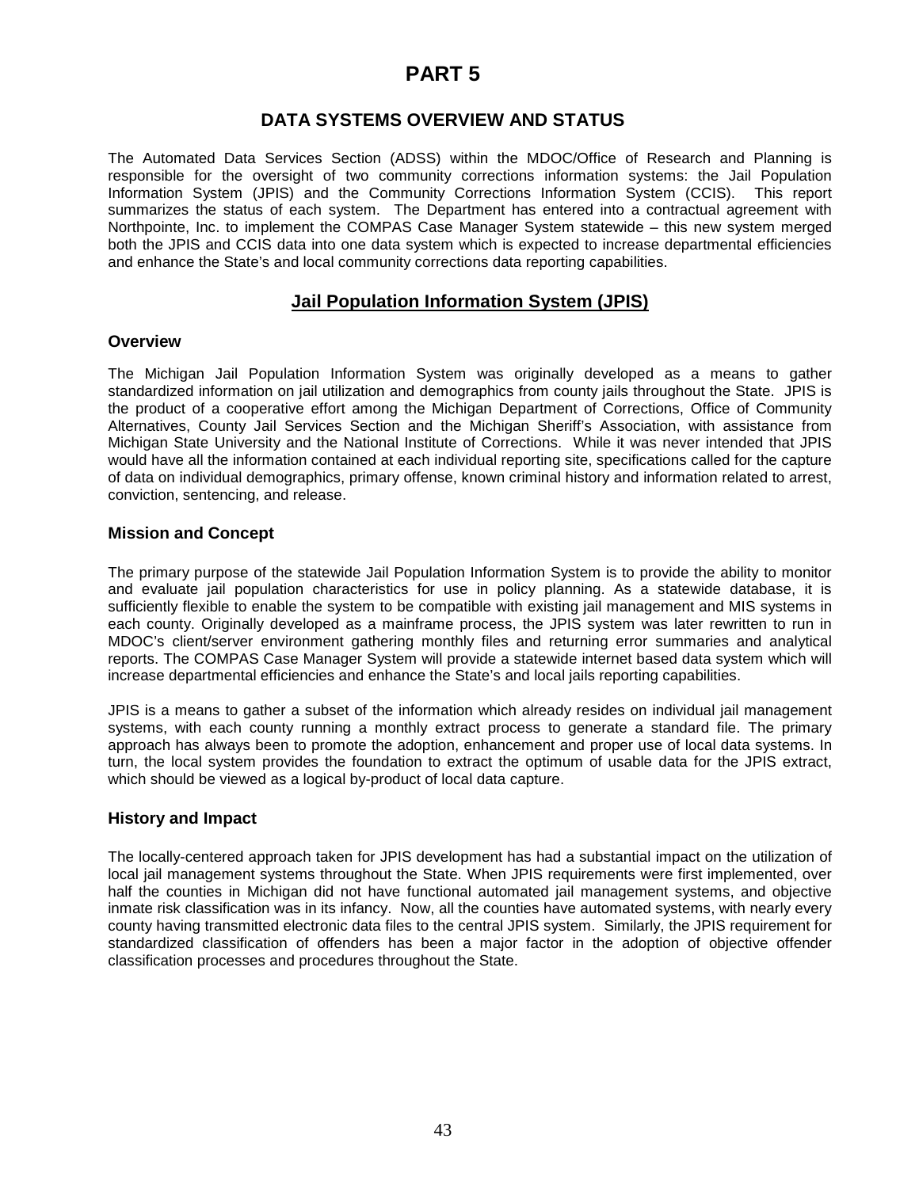# PART 5

## DATA SYSTEMS OVERVIEW AND STATUS

The Automated Data Services Section (ADSS) within the MDOC/Office of Research and Planning is responsible for the oversight of two community corrections information systems: the Jail Population Information System (JPIS) and the Community Corrections Information System (CCIS). This report summarizes the status of each system. The Department has entered into a contractual agreement with Northpointe, Inc. to implement the COMPAS Case Manager System statewide – this new system merged both the JPIS and CCIS data into one data system which is expected to increase departmental efficiencies and enhance the State's and local community corrections data reporting capabilities.

## Jail Population Information System (JPIS)

### Overview

The Michigan Jail Population Information System was originally developed as a means to gather standardized information on jail utilization and demographics from county jails throughout the State. JPIS is the product of a cooperative effort among the Michigan Department of Corrections, Office of Community Alternatives, County Jail Services Section and the Michigan Sheriff's Association, with assistance from Michigan State University and the National Institute of Corrections. While it was never intended that JPIS would have all the information contained at each individual reporting site, specifications called for the capture of data on individual demographics, primary offense, known criminal history and information related to arrest, conviction, sentencing, and release.

### Mission and Concept

The primary purpose of the statewide Jail Population Information System is to provide the ability to monitor and evaluate jail population characteristics for use in policy planning. As a statewide database, it is sufficiently flexible to enable the system to be compatible with existing jail management and MIS systems in each county. Originally developed as a mainframe process, the JPIS system was later rewritten to run in MDOC's client/server environment gathering monthly files and returning error summaries and analytical reports. The COMPAS Case Manager System will provide a statewide internet based data system which will increase departmental efficiencies and enhance the State's and local jails reporting capabilities.

JPIS is a means to gather a subset of the information which already resides on individual jail management systems, with each county running a monthly extract process to generate a standard file. The primary approach has always been to promote the adoption, enhancement and proper use of local data systems. In turn, the local system provides the foundation to extract the optimum of usable data for the JPIS extract, which should be viewed as a logical by-product of local data capture.

### History and Impact

The locally-centered approach taken for JPIS development has had a substantial impact on the utilization of local jail management systems throughout the State. When JPIS requirements were first implemented, over half the counties in Michigan did not have functional automated jail management systems, and objective inmate risk classification was in its infancy. Now, all the counties have automated systems, with nearly every county having transmitted electronic data files to the central JPIS system. Similarly, the JPIS requirement for standardized classification of offenders has been a major factor in the adoption of objective offender classification processes and procedures throughout the State.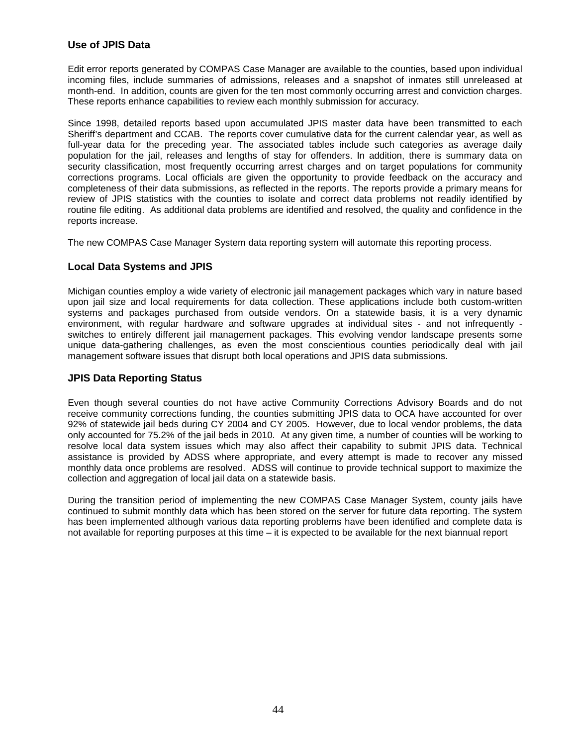## Use of JPIS Data

Edit error reports generated by COMPAS Case Manager are available to the counties, based upon individual incoming files, include summaries of admissions, releases and a snapshot of inmates still unreleased at month-end. In addition, counts are given for the ten most commonly occurring arrest and conviction charges. These reports enhance capabilities to review each monthly submission for accuracy.

Since 1998, detailed reports based upon accumulated JPIS master data have been transmitted to each Sheriff's department and CCAB. The reports cover cumulative data for the current calendar year, as well as full-year data for the preceding year. The associated tables include such categories as average daily population for the jail, releases and lengths of stay for offenders. In addition, there is summary data on security classification, most frequently occurring arrest charges and on target populations for community corrections programs. Local officials are given the opportunity to provide feedback on the accuracy and completeness of their data submissions, as reflected in the reports. The reports provide a primary means for review of JPIS statistics with the counties to isolate and correct data problems not readily identified by routine file editing. As additional data problems are identified and resolved, the quality and confidence in the reports increase.

The new COMPAS Case Manager System data reporting system will automate this reporting process.

## Local Data Systems and JPIS

Michigan counties employ a wide variety of electronic jail management packages which vary in nature based upon jail size and local requirements for data collection. These applications include both custom-written systems and packages purchased from outside vendors. On a statewide basis, it is a very dynamic environment, with regular hardware and software upgrades at individual sites - and not infrequently - switches to entirely different jail management packages. This evolving vendor landscape presents some unique data-gathering challenges, as even the most conscientious counties periodically deal with jail management software issues that disrupt both local operations and JPIS data submissions.

## JPIS Data Reporting Status

Even though several counties do not have active Community Corrections Advisory Boards and do not receive community corrections funding, the counties submitting JPIS data to OCA have accounted for over 92% of statewide jail beds during CY 2004 and CY 2005. However, due to local vendor problems, the data only accounted for 75.2% of the jail beds in 2010. At any given time, a number of counties will be working to resolve local data system issues which may also affect their capability to submit JPIS data. Technical assistance is provided by ADSS where appropriate, and every attempt is made to recover any missed monthly data once problems are resolved. ADSS will continue to provide technical support to maximize the collection and aggregation of local jail data on a statewide basis.

During the transition period of implementing the new COMPAS Case Manager System, county jails have continued to submit monthly data which has been stored on the server for future data reporting. The system has been implemented although various data reporting problems have been identified and complete data is not available for reporting purposes at this time – it is expected to be available for the next biannual report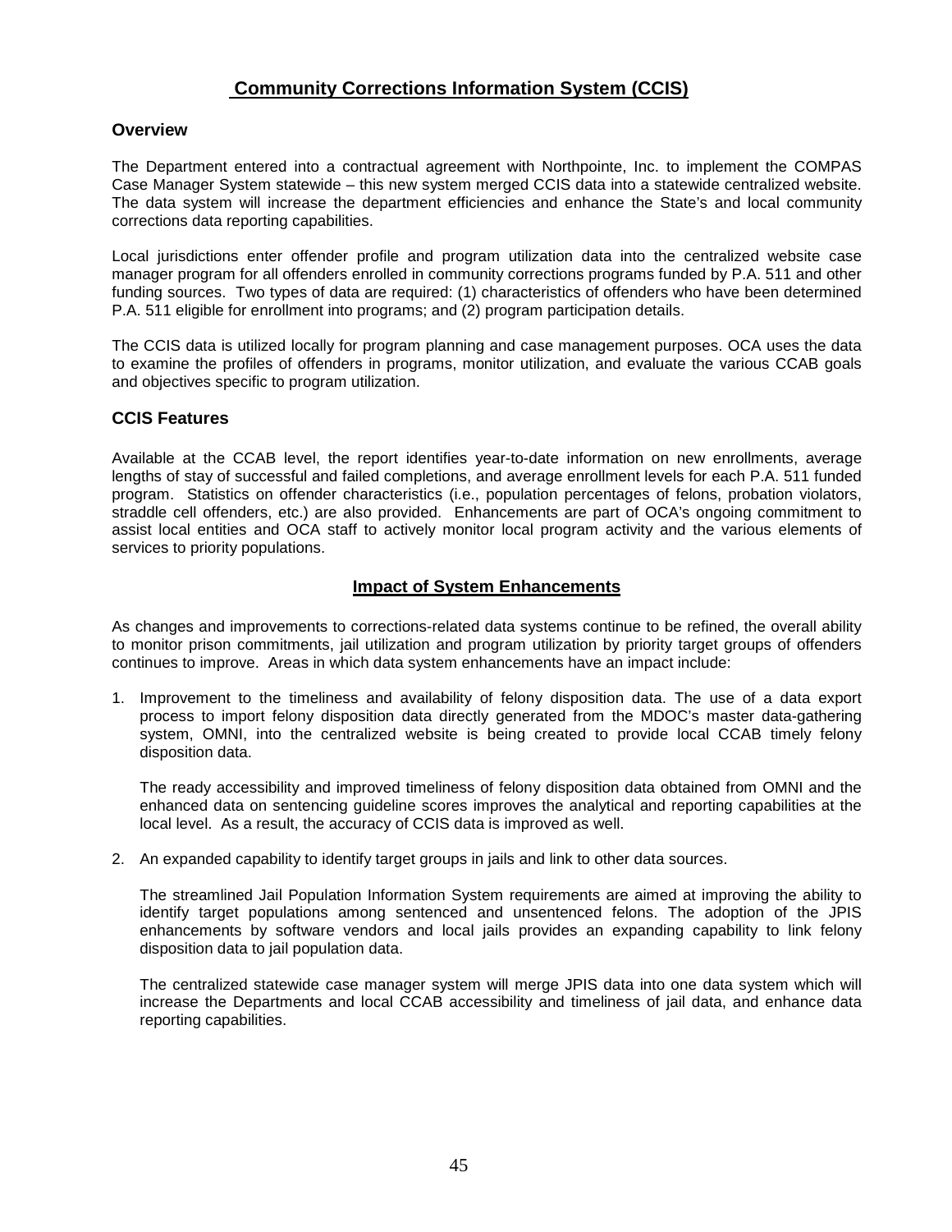# Community Corrections Information System (CCIS)

## Overview

The Department entered into a contractual agreement with Northpointe, Inc. to implement the COMPAS Case Manager System statewide – this new system merged CCIS data into a statewide centralized website. The data system will increase the department efficiencies and enhance the State's and local community corrections data reporting capabilities.

Local jurisdictions enter offender profile and program utilization data into the centralized website case manager program for all offenders enrolled in community corrections programs funded by P.A. 511 and other funding sources. Two types of data are required: (1) characteristics of offenders who have been determined P.A. 511 eligible for enrollment into programs; and (2) program participation details.

The CCIS data is utilized locally for program planning and case management purposes. OCA uses the data to examine the profiles of offenders in programs, monitor utilization, and evaluate the various CCAB goals and objectives specific to program utilization.

## CCIS Features

Available at the CCAB level, the report identifies year-to-date information on new enrollments, average lengths of stay of successful and failed completions, and average enrollment levels for each P.A. 511 funded program. Statistics on offender characteristics (i.e., population percentages of felons, probation violators, straddle cell offenders, etc.) are also provided. Enhancements are part of OCA's ongoing commitment to assist local entities and OCA staff to actively monitor local program activity and the various elements of services to priority populations.

## Impact of System Enhancements

As changes and improvements to corrections-related data systems continue to be refined, the overall ability to monitor prison commitments, jail utilization and program utilization by priority target groups of offenders continues to improve. Areas in which data system enhancements have an impact include:

1. Improvement to the timeliness and availability of felony disposition data. The use of a data export process to import felony disposition data directly generated from the MDOC's master data-gathering system, OMNI, into the centralized website is being created to provide local CCAB timely felony disposition data.

   The ready accessibility and improved timeliness of felony disposition data obtained from OMNI and the enhanced data on sentencing guideline scores improves the analytical and reporting capabilities at the local level. As a result, the accuracy of CCIS data is improved as well.

2. An expanded capability to identify target groups in jails and link to other data sources.

   The streamlined Jail Population Information System requirements are aimed at improving the ability to identify target populations among sentenced and unsentenced felons. The adoption of the JPIS enhancements by software vendors and local jails provides an expanding capability to link felony disposition data to jail population data.

   The centralized statewide case manager system will merge JPIS data into one data system which will increase the Departments and local CCAB accessibility and timeliness of jail data, and enhance data reporting capabilities.